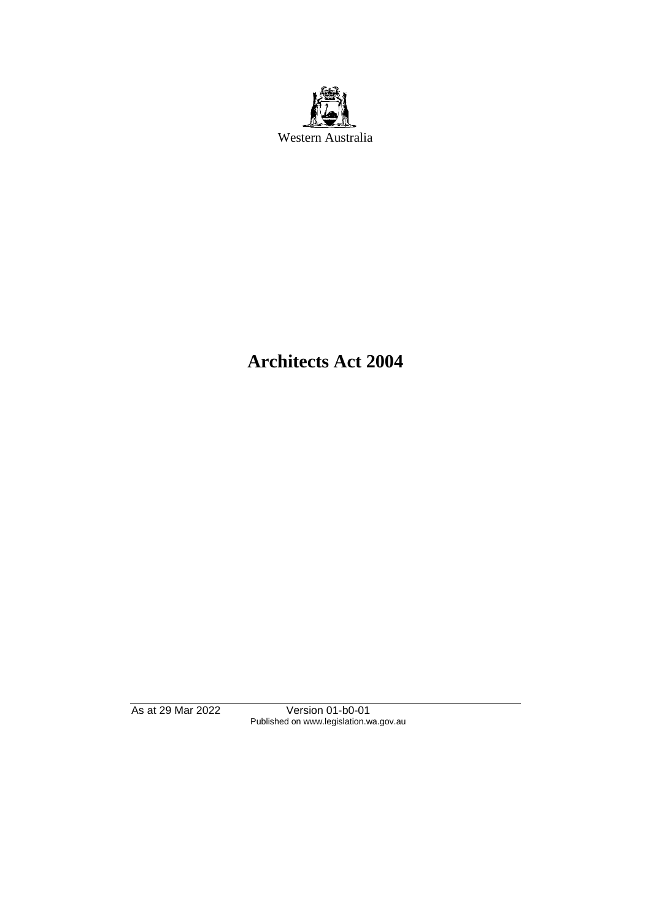Western Australia

# Architects Act 2004

As at 29 Mar 2022 Version 01-b0-01
Published on www.legislation.wa.gov.au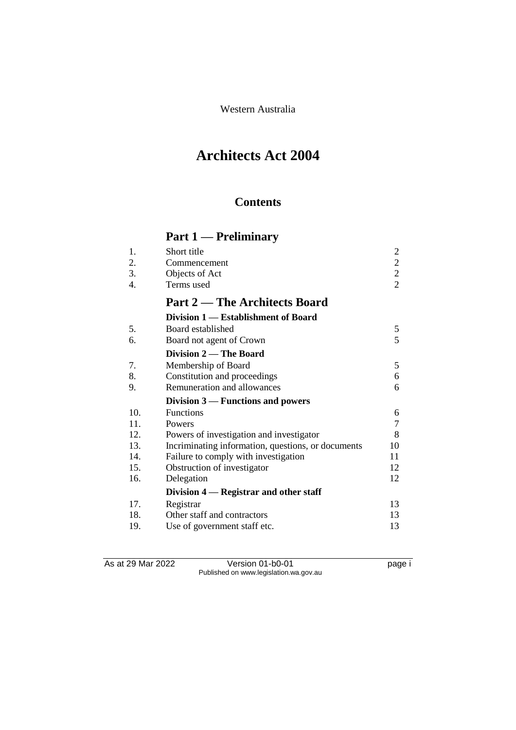Western Australia

# Architects Act 2004

## Contents

### Part 1 — Preliminary

| | | |
|---|---|---|
| 1. | Short title | 2 |
| 2. | Commencement | 2 |
| 3. | Objects of Act | 2 |
| 4. | Terms used | 2 |

### Part 2 — The Architects Board

**Division 1 — Establishment of Board**

| | | |
|---|---|---|
| 5. | Board established | 5 |
| 6. | Board not agent of Crown | 5 |

**Division 2 — The Board**

| | | |
|---|---|---|
| 7. | Membership of Board | 5 |
| 8. | Constitution and proceedings | 6 |
| 9. | Remuneration and allowances | 6 |

**Division 3 — Functions and powers**

| | | |
|---|---|---|
| 10. | Functions | 6 |
| 11. | Powers | 7 |
| 12. | Powers of investigation and investigator | 8 |
| 13. | Incriminating information, questions, or documents | 10 |
| 14. | Failure to comply with investigation | 11 |
| 15. | Obstruction of investigator | 12 |
| 16. | Delegation | 12 |

**Division 4 — Registrar and other staff**

| | | |
|---|---|---|
| 17. | Registrar | 13 |
| 18. | Other staff and contractors | 13 |
| 19. | Use of government staff etc. | 13 |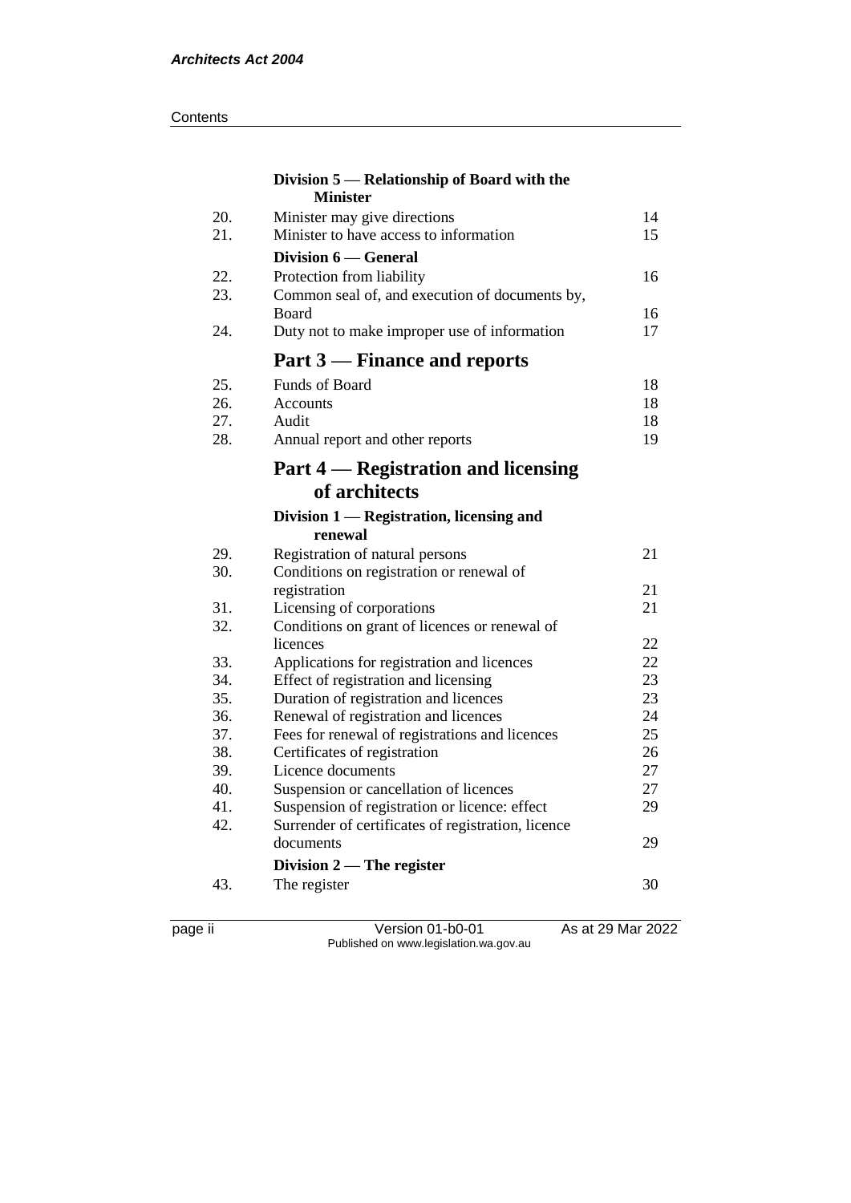| | Division 5 — Relationship of Board with the Minister | |
|---|---|---|
| 20. | Minister may give directions | 14 |
| 21. | Minister to have access to information | 15 |
| | **Division 6 — General** | |
| 22. | Protection from liability | 16 |
| 23. | Common seal of, and execution of documents by, Board | 16 |
| 24. | Duty not to make improper use of information | 17 |
| | **Part 3 — Finance and reports** | |
| 25. | Funds of Board | 18 |
| 26. | Accounts | 18 |
| 27. | Audit | 18 |
| 28. | Annual report and other reports | 19 |
| | **Part 4 — Registration and licensing of architects** | |
| | **Division 1 — Registration, licensing and renewal** | |
| 29. | Registration of natural persons | 21 |
| 30. | Conditions on registration or renewal of registration | 21 |
| 31. | Licensing of corporations | 21 |
| 32. | Conditions on grant of licences or renewal of licences | 22 |
| 33. | Applications for registration and licences | 22 |
| 34. | Effect of registration and licensing | 23 |
| 35. | Duration of registration and licences | 23 |
| 36. | Renewal of registration and licences | 24 |
| 37. | Fees for renewal of registrations and licences | 25 |
| 38. | Certificates of registration | 26 |
| 39. | Licence documents | 27 |
| 40. | Suspension or cancellation of licences | 27 |
| 41. | Suspension of registration or licence: effect | 29 |
| 42. | Surrender of certificates of registration, licence documents | 29 |
| | **Division 2 — The register** | |
| 43. | The register | 30 |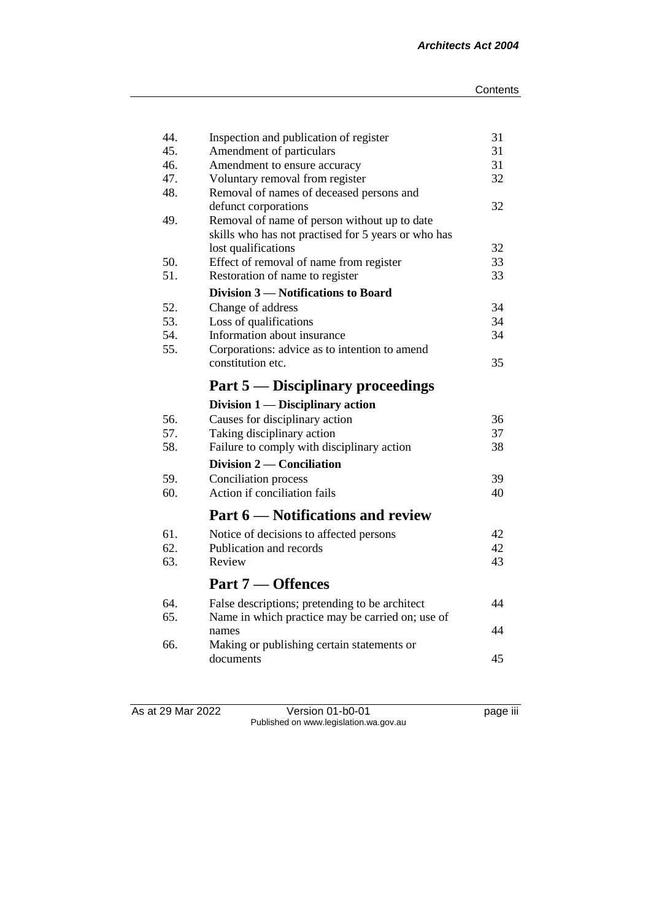| | | |
|---|---|---|
| 44. | Inspection and publication of register | 31 |
| 45. | Amendment of particulars | 31 |
| 46. | Amendment to ensure accuracy | 31 |
| 47. | Voluntary removal from register | 32 |
| 48. | Removal of names of deceased persons and defunct corporations | 32 |
| 49. | Removal of name of person without up to date skills who has not practised for 5 years or who has lost qualifications | 32 |
| 50. | Effect of removal of name from register | 33 |
| 51. | Restoration of name to register | 33 |
| | **Division 3 — Notifications to Board** | |
| 52. | Change of address | 34 |
| 53. | Loss of qualifications | 34 |
| 54. | Information about insurance | 34 |
| 55. | Corporations: advice as to intention to amend constitution etc. | 35 |

## Part 5 — Disciplinary proceedings

| | | |
|---|---|---|
| | **Division 1 — Disciplinary action** | |
| 56. | Causes for disciplinary action | 36 |
| 57. | Taking disciplinary action | 37 |
| 58. | Failure to comply with disciplinary action | 38 |
| | **Division 2 — Conciliation** | |
| 59. | Conciliation process | 39 |
| 60. | Action if conciliation fails | 40 |

## Part 6 — Notifications and review

| | | |
|---|---|---|
| 61. | Notice of decisions to affected persons | 42 |
| 62. | Publication and records | 42 |
| 63. | Review | 43 |

## Part 7 — Offences

| | | |
|---|---|---|
| 64. | False descriptions; pretending to be architect | 44 |
| 65. | Name in which practice may be carried on; use of names | 44 |
| 66. | Making or publishing certain statements or documents | 45 |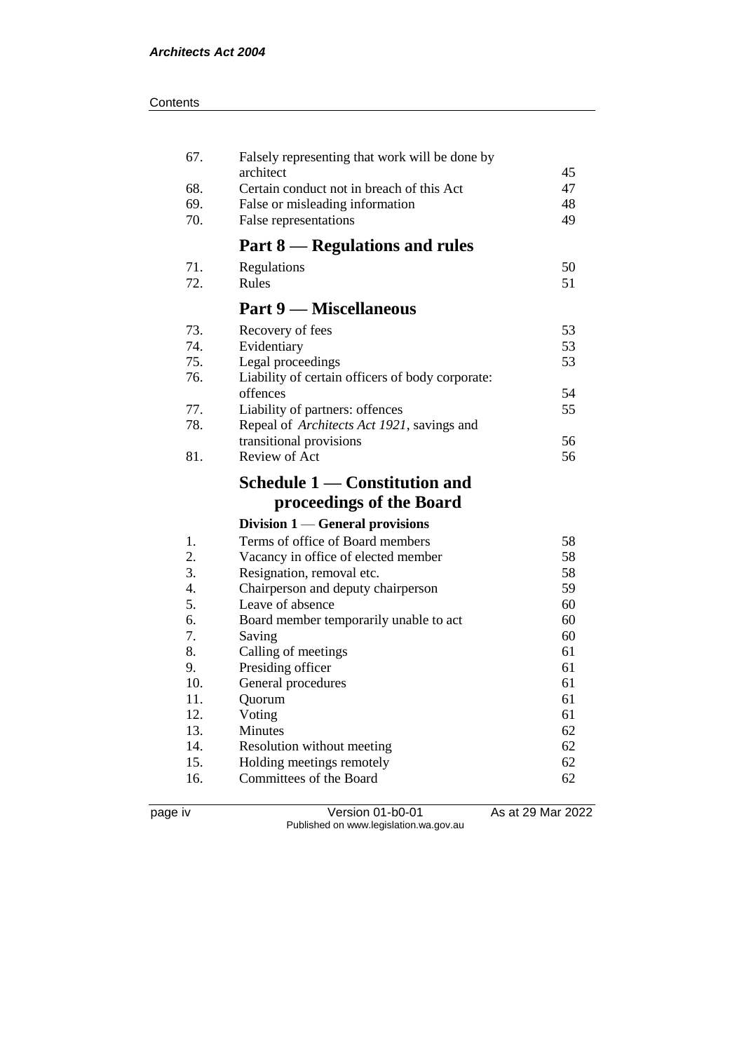| | | |
|---|---|---|
| 67. | Falsely representing that work will be done by architect | 45 |
| 68. | Certain conduct not in breach of this Act | 47 |
| 69. | False or misleading information | 48 |
| 70. | False representations | 49 |

## Part 8 — Regulations and rules

| | | |
|---|---|---|
| 71. | Regulations | 50 |
| 72. | Rules | 51 |

## Part 9 — Miscellaneous

| | | |
|---|---|---|
| 73. | Recovery of fees | 53 |
| 74. | Evidentiary | 53 |
| 75. | Legal proceedings | 53 |
| 76. | Liability of certain officers of body corporate: offences | 54 |
| 77. | Liability of partners: offences | 55 |
| 78. | Repeal of *Architects Act 1921*, savings and transitional provisions | 56 |
| 81. | Review of Act | 56 |

## Schedule 1 — Constitution and proceedings of the Board

### Division 1 — General provisions

| | | |
|---|---|---|
| 1. | Terms of office of Board members | 58 |
| 2. | Vacancy in office of elected member | 58 |
| 3. | Resignation, removal etc. | 58 |
| 4. | Chairperson and deputy chairperson | 59 |
| 5. | Leave of absence | 60 |
| 6. | Board member temporarily unable to act | 60 |
| 7. | Saving | 60 |
| 8. | Calling of meetings | 61 |
| 9. | Presiding officer | 61 |
| 10. | General procedures | 61 |
| 11. | Quorum | 61 |
| 12. | Voting | 61 |
| 13. | Minutes | 62 |
| 14. | Resolution without meeting | 62 |
| 15. | Holding meetings remotely | 62 |
| 16. | Committees of the Board | 62 |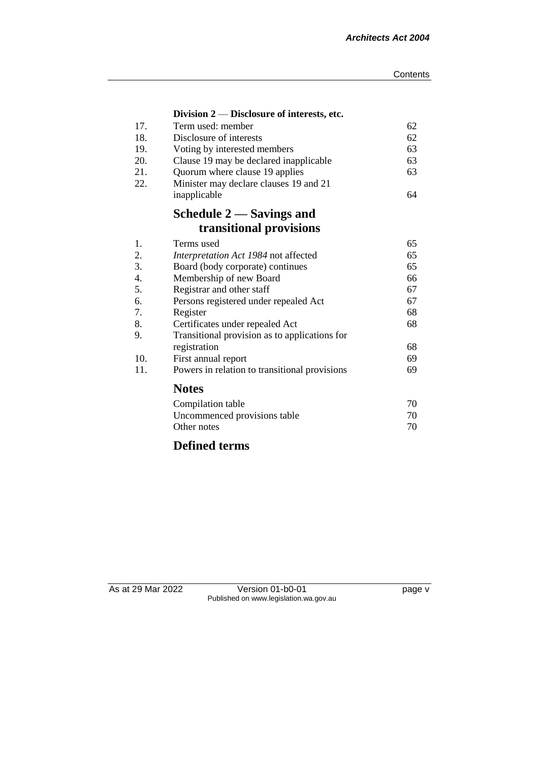### Division 2 — Disclosure of interests, etc.

| | | |
|---|---|---|
| 17. | Term used: member | 62 |
| 18. | Disclosure of interests | 62 |
| 19. | Voting by interested members | 63 |
| 20. | Clause 19 may be declared inapplicable | 63 |
| 21. | Quorum where clause 19 applies | 63 |
| 22. | Minister may declare clauses 19 and 21 inapplicable | 64 |

## Schedule 2 — Savings and transitional provisions

| | | |
|---|---|---|
| 1. | Terms used | 65 |
| 2. | *Interpretation Act 1984* not affected | 65 |
| 3. | Board (body corporate) continues | 65 |
| 4. | Membership of new Board | 66 |
| 5. | Registrar and other staff | 67 |
| 6. | Persons registered under repealed Act | 67 |
| 7. | Register | 68 |
| 8. | Certificates under repealed Act | 68 |
| 9. | Transitional provision as to applications for registration | 68 |
| 10. | First annual report | 69 |
| 11. | Powers in relation to transitional provisions | 69 |

## Notes

| | |
|---|---|
| Compilation table | 70 |
| Uncommenced provisions table | 70 |
| Other notes | 70 |

## Defined terms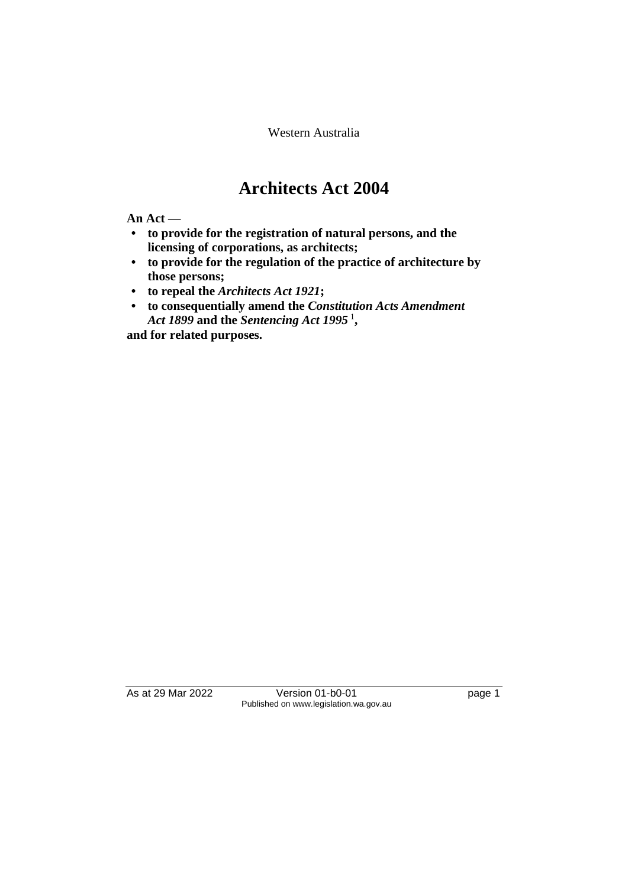Western Australia

# Architects Act 2004

**An Act —**

- **to provide for the registration of natural persons, and the licensing of corporations, as architects;**
- **to provide for the regulation of the practice of architecture by those persons;**
- **to repeal the *Architects Act 1921*;**
- **to consequentially amend the *Constitution Acts Amendment Act 1899* and the *Sentencing Act 1995* [1],**

**and for related purposes.**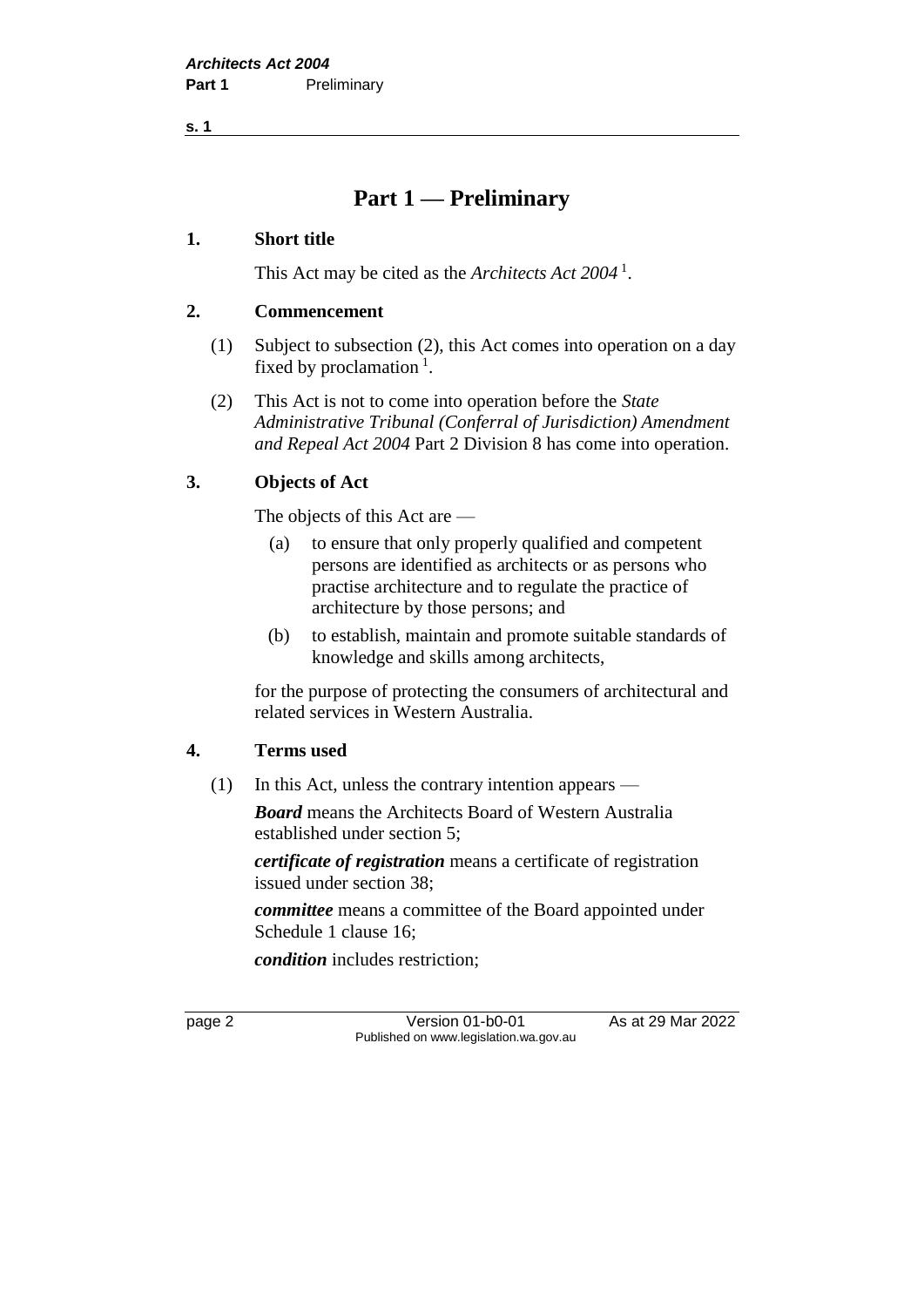# Part 1 — Preliminary

## 1. Short title

This Act may be cited as the *Architects Act 2004* [1].

## 2. Commencement

(1) Subject to subsection (2), this Act comes into operation on a day fixed by proclamation [1].

(2) This Act is not to come into operation before the *State Administrative Tribunal (Conferral of Jurisdiction) Amendment and Repeal Act 2004* Part 2 Division 8 has come into operation.

## 3. Objects of Act

The objects of this Act are —

(a) to ensure that only properly qualified and competent persons are identified as architects or as persons who practise architecture and to regulate the practice of architecture by those persons; and

(b) to establish, maintain and promote suitable standards of knowledge and skills among architects,

for the purpose of protecting the consumers of architectural and related services in Western Australia.

## 4. Terms used

(1) In this Act, unless the contrary intention appears —

***Board*** means the Architects Board of Western Australia established under section 5;

***certificate of registration*** means a certificate of registration issued under section 38;

***committee*** means a committee of the Board appointed under Schedule 1 clause 16;

***condition*** includes restriction;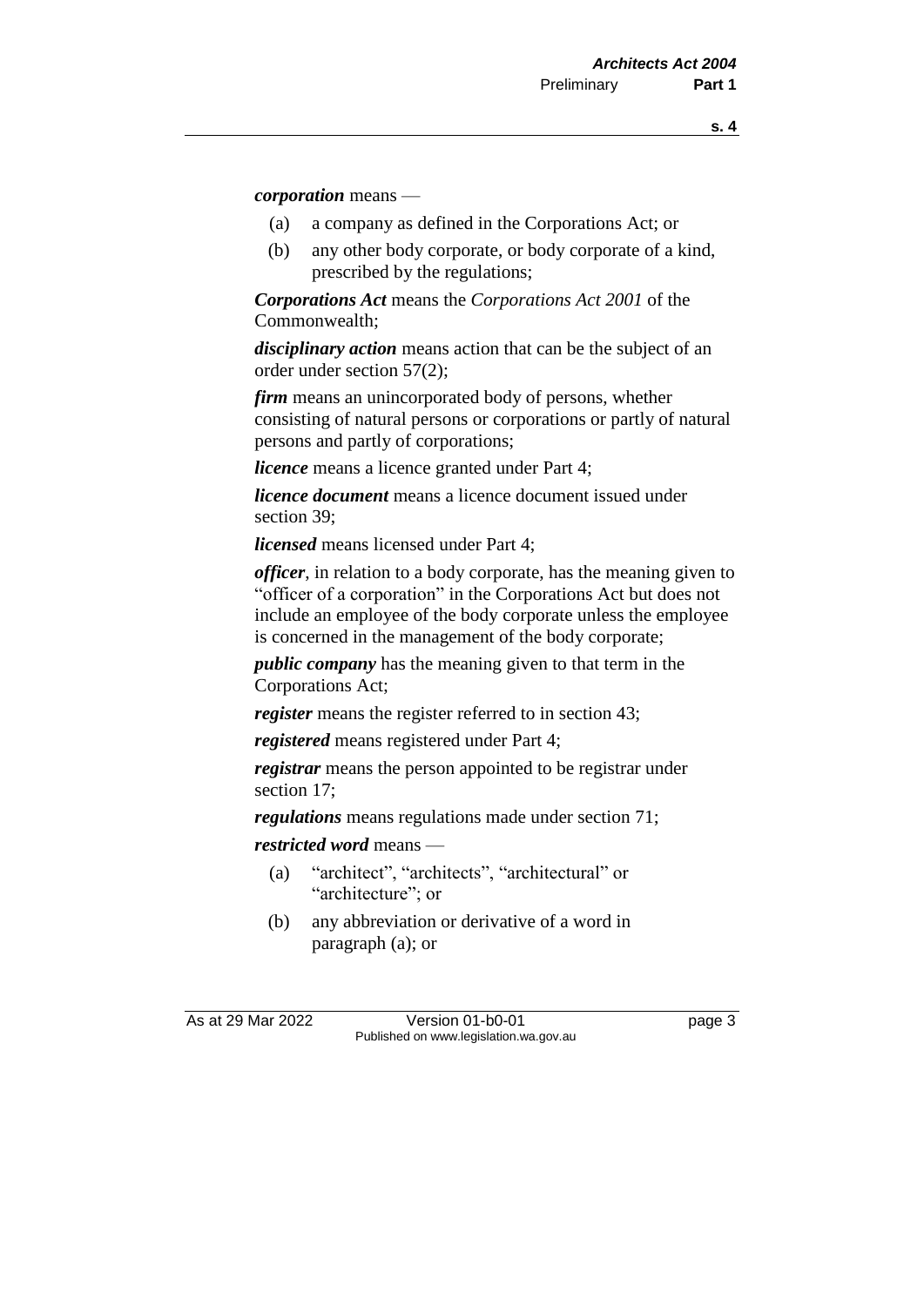***corporation*** means —

(a) a company as defined in the Corporations Act; or

(b) any other body corporate, or body corporate of a kind, prescribed by the regulations;

***Corporations Act*** means the *Corporations Act 2001* of the Commonwealth;

***disciplinary action*** means action that can be the subject of an order under section 57(2);

***firm*** means an unincorporated body of persons, whether consisting of natural persons or corporations or partly of natural persons and partly of corporations;

***licence*** means a licence granted under Part 4;

***licence document*** means a licence document issued under section 39;

***licensed*** means licensed under Part 4;

***officer***, in relation to a body corporate, has the meaning given to "officer of a corporation" in the Corporations Act but does not include an employee of the body corporate unless the employee is concerned in the management of the body corporate;

***public company*** has the meaning given to that term in the Corporations Act;

***register*** means the register referred to in section 43;

***registered*** means registered under Part 4;

***registrar*** means the person appointed to be registrar under section 17;

***regulations*** means regulations made under section 71;

***restricted word*** means —

(a) "architect", "architects", "architectural" or "architecture"; or

(b) any abbreviation or derivative of a word in paragraph (a); or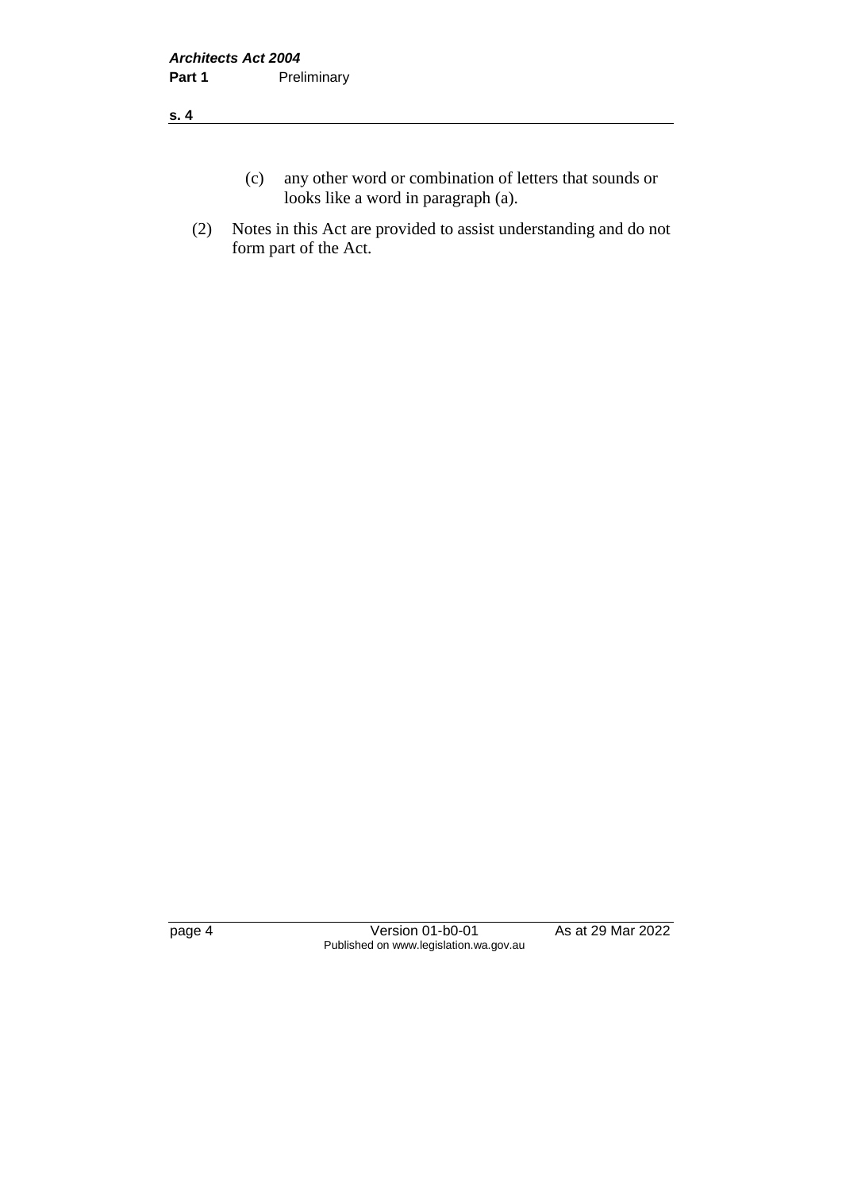(c) any other word or combination of letters that sounds or looks like a word in paragraph (a).

(2) Notes in this Act are provided to assist understanding and do not form part of the Act.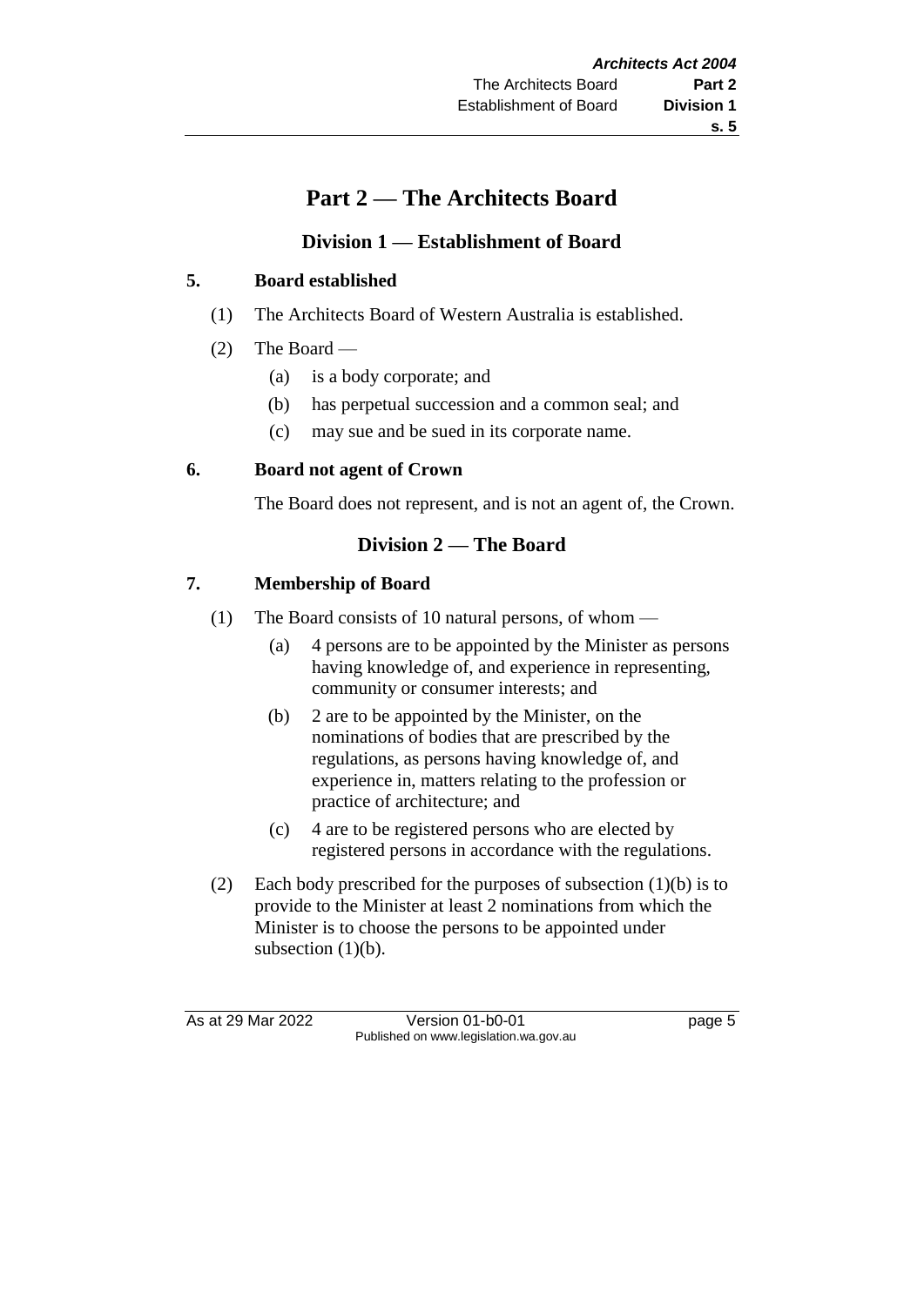# Part 2 — The Architects Board

## Division 1 — Establishment of Board

### 5. Board established

(1) The Architects Board of Western Australia is established.

(2) The Board —

- (a) is a body corporate; and
- (b) has perpetual succession and a common seal; and
- (c) may sue and be sued in its corporate name.

### 6. Board not agent of Crown

The Board does not represent, and is not an agent of, the Crown.

## Division 2 — The Board

### 7. Membership of Board

(1) The Board consists of 10 natural persons, of whom —

- (a) 4 persons are to be appointed by the Minister as persons having knowledge of, and experience in representing, community or consumer interests; and
- (b) 2 are to be appointed by the Minister, on the nominations of bodies that are prescribed by the regulations, as persons having knowledge of, and experience in, matters relating to the profession or practice of architecture; and
- (c) 4 are to be registered persons who are elected by registered persons in accordance with the regulations.

(2) Each body prescribed for the purposes of subsection (1)(b) is to provide to the Minister at least 2 nominations from which the Minister is to choose the persons to be appointed under subsection (1)(b).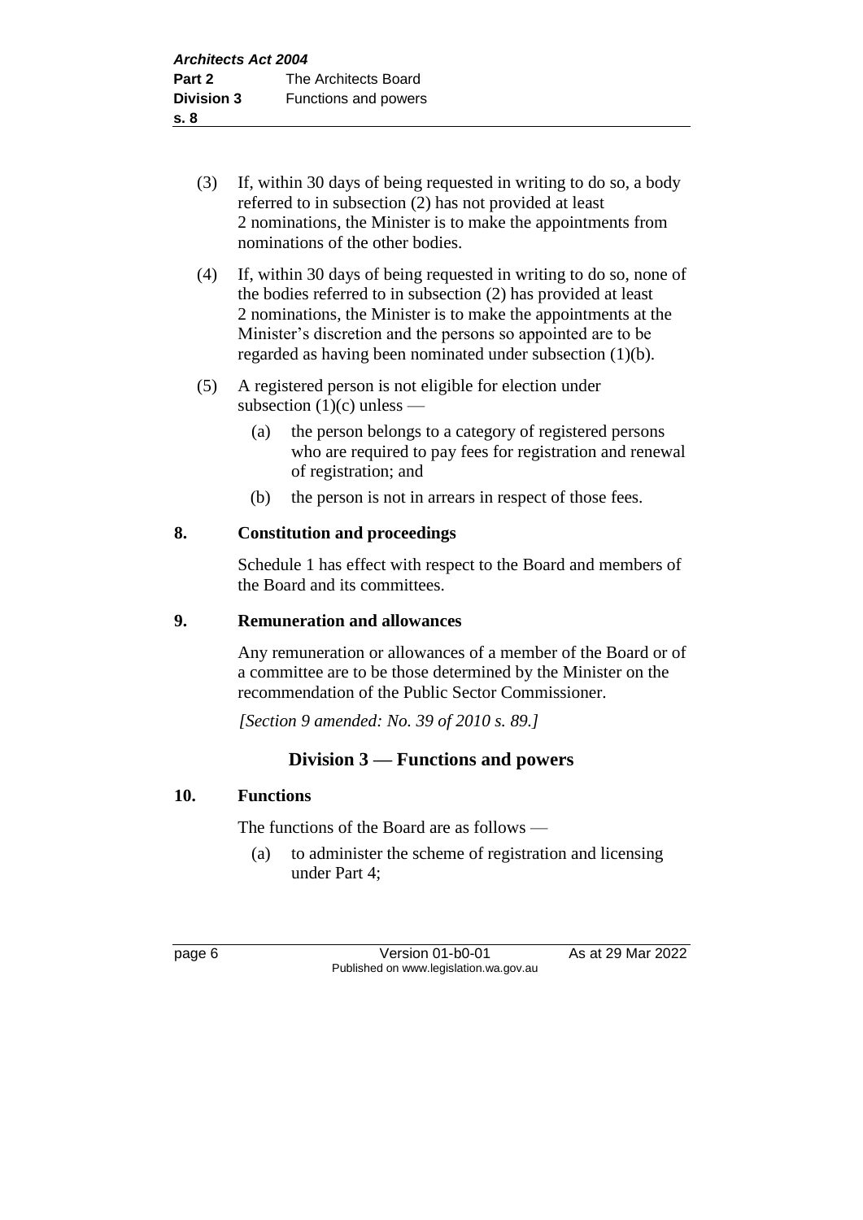(3) If, within 30 days of being requested in writing to do so, a body referred to in subsection (2) has not provided at least 2 nominations, the Minister is to make the appointments from nominations of the other bodies.

(4) If, within 30 days of being requested in writing to do so, none of the bodies referred to in subsection (2) has provided at least 2 nominations, the Minister is to make the appointments at the Minister's discretion and the persons so appointed are to be regarded as having been nominated under subsection (1)(b).

(5) A registered person is not eligible for election under subsection (1)(c) unless —

(a) the person belongs to a category of registered persons who are required to pay fees for registration and renewal of registration; and

(b) the person is not in arrears in respect of those fees.

**8. Constitution and proceedings**

Schedule 1 has effect with respect to the Board and members of the Board and its committees.

**9. Remuneration and allowances**

Any remuneration or allowances of a member of the Board or of a committee are to be those determined by the Minister on the recommendation of the Public Sector Commissioner.

*[Section 9 amended: No. 39 of 2010 s. 89.]*

## Division 3 — Functions and powers

**10. Functions**

The functions of the Board are as follows —

(a) to administer the scheme of registration and licensing under Part 4;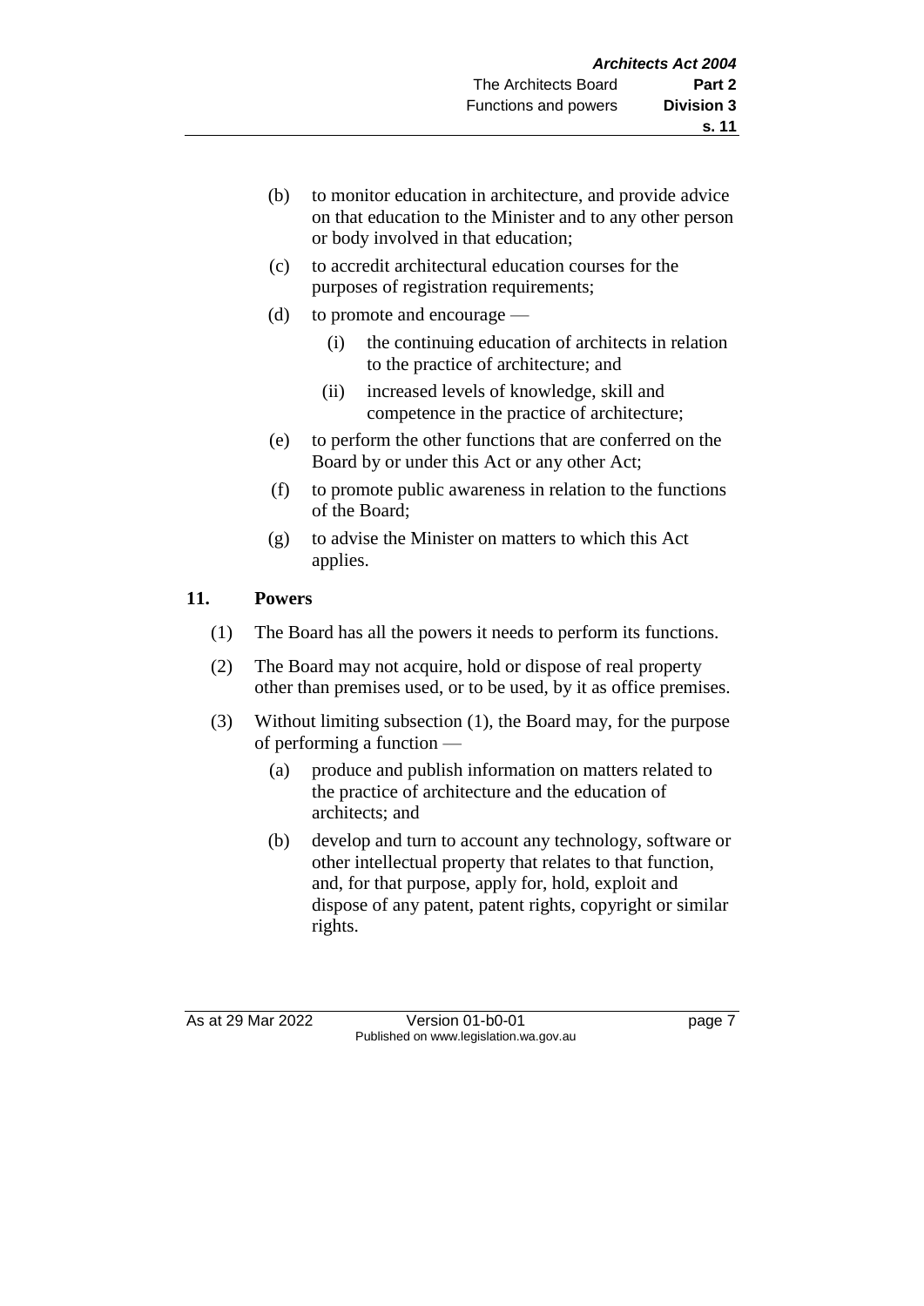(b) to monitor education in architecture, and provide advice on that education to the Minister and to any other person or body involved in that education;

(c) to accredit architectural education courses for the purposes of registration requirements;

(d) to promote and encourage —

  (i) the continuing education of architects in relation to the practice of architecture; and

  (ii) increased levels of knowledge, skill and competence in the practice of architecture;

(e) to perform the other functions that are conferred on the Board by or under this Act or any other Act;

(f) to promote public awareness in relation to the functions of the Board;

(g) to advise the Minister on matters to which this Act applies.

## 11. Powers

(1) The Board has all the powers it needs to perform its functions.

(2) The Board may not acquire, hold or dispose of real property other than premises used, or to be used, by it as office premises.

(3) Without limiting subsection (1), the Board may, for the purpose of performing a function —

  (a) produce and publish information on matters related to the practice of architecture and the education of architects; and

  (b) develop and turn to account any technology, software or other intellectual property that relates to that function, and, for that purpose, apply for, hold, exploit and dispose of any patent, patent rights, copyright or similar rights.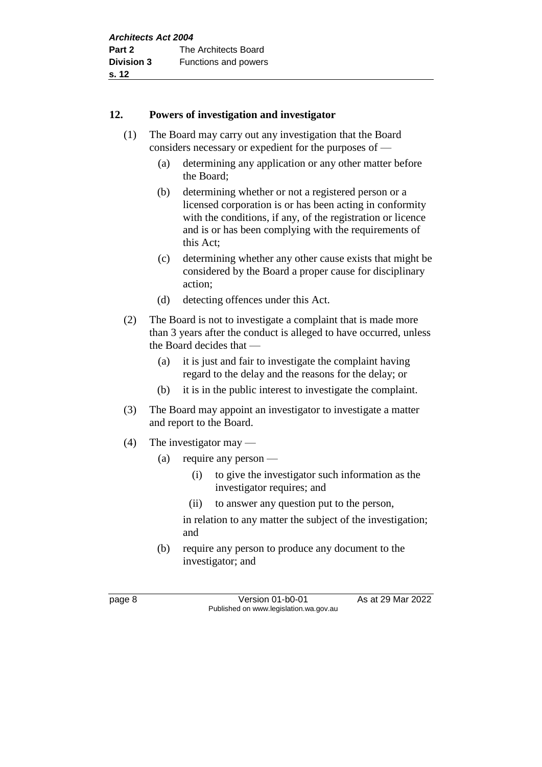## 12. Powers of investigation and investigator

(1) The Board may carry out any investigation that the Board considers necessary or expedient for the purposes of —

- (a) determining any application or any other matter before the Board;
- (b) determining whether or not a registered person or a licensed corporation is or has been acting in conformity with the conditions, if any, of the registration or licence and is or has been complying with the requirements of this Act;
- (c) determining whether any other cause exists that might be considered by the Board a proper cause for disciplinary action;
- (d) detecting offences under this Act.

(2) The Board is not to investigate a complaint that is made more than 3 years after the conduct is alleged to have occurred, unless the Board decides that —

- (a) it is just and fair to investigate the complaint having regard to the delay and the reasons for the delay; or
- (b) it is in the public interest to investigate the complaint.

(3) The Board may appoint an investigator to investigate a matter and report to the Board.

(4) The investigator may —

- (a) require any person —
  - (i) to give the investigator such information as the investigator requires; and
  - (ii) to answer any question put to the person,

  in relation to any matter the subject of the investigation; and
- (b) require any person to produce any document to the investigator; and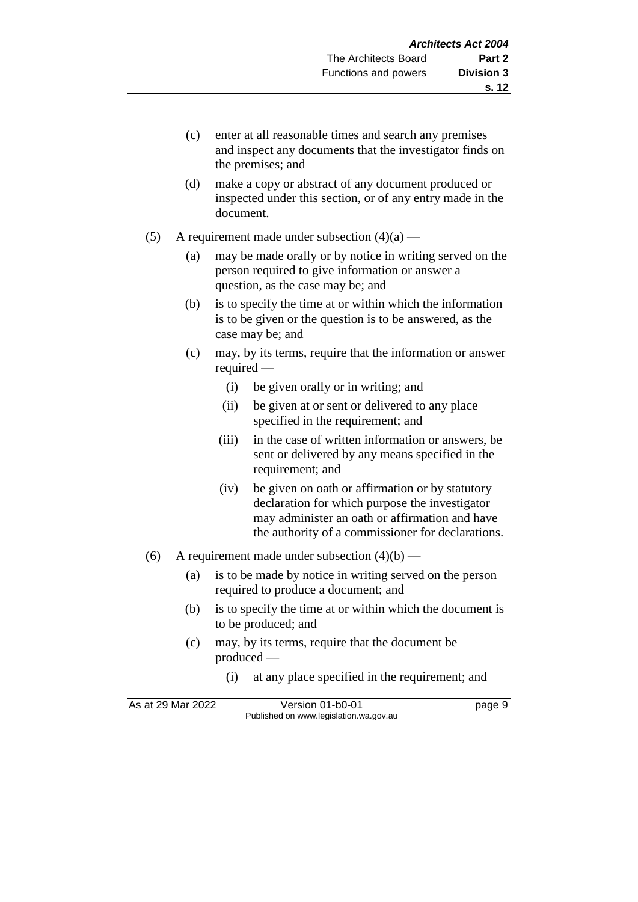(c) enter at all reasonable times and search any premises and inspect any documents that the investigator finds on the premises; and

(d) make a copy or abstract of any document produced or inspected under this section, or of any entry made in the document.

(5) A requirement made under subsection (4)(a) —

(a) may be made orally or by notice in writing served on the person required to give information or answer a question, as the case may be; and

(b) is to specify the time at or within which the information is to be given or the question is to be answered, as the case may be; and

(c) may, by its terms, require that the information or answer required —

(i) be given orally or in writing; and

(ii) be given at or sent or delivered to any place specified in the requirement; and

(iii) in the case of written information or answers, be sent or delivered by any means specified in the requirement; and

(iv) be given on oath or affirmation or by statutory declaration for which purpose the investigator may administer an oath or affirmation and have the authority of a commissioner for declarations.

(6) A requirement made under subsection (4)(b) —

(a) is to be made by notice in writing served on the person required to produce a document; and

(b) is to specify the time at or within which the document is to be produced; and

(c) may, by its terms, require that the document be produced —

(i) at any place specified in the requirement; and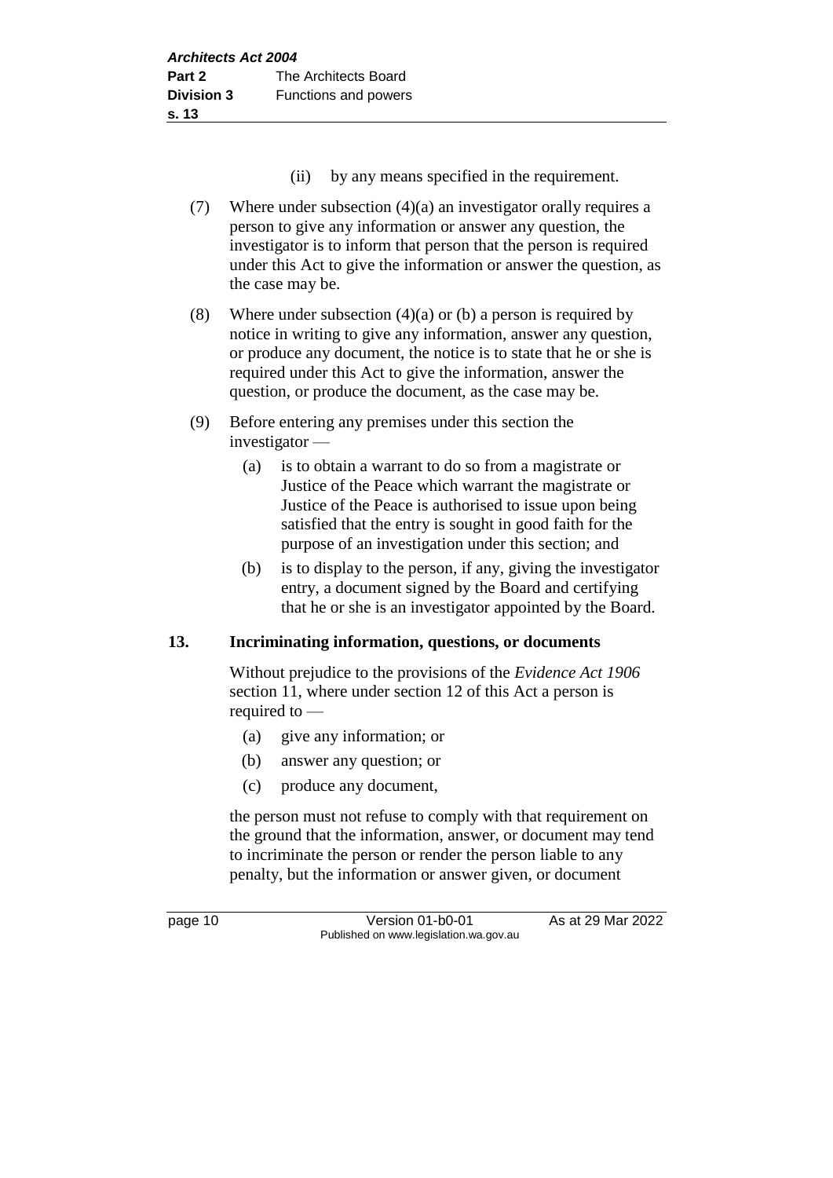(ii) by any means specified in the requirement.

(7) Where under subsection (4)(a) an investigator orally requires a person to give any information or answer any question, the investigator is to inform that person that the person is required under this Act to give the information or answer the question, as the case may be.

(8) Where under subsection (4)(a) or (b) a person is required by notice in writing to give any information, answer any question, or produce any document, the notice is to state that he or she is required under this Act to give the information, answer the question, or produce the document, as the case may be.

(9) Before entering any premises under this section the investigator —

(a) is to obtain a warrant to do so from a magistrate or Justice of the Peace which warrant the magistrate or Justice of the Peace is authorised to issue upon being satisfied that the entry is sought in good faith for the purpose of an investigation under this section; and

(b) is to display to the person, if any, giving the investigator entry, a document signed by the Board and certifying that he or she is an investigator appointed by the Board.

## 13. Incriminating information, questions, or documents

Without prejudice to the provisions of the *Evidence Act 1906* section 11, where under section 12 of this Act a person is required to —

(a) give any information; or

(b) answer any question; or

(c) produce any document,

the person must not refuse to comply with that requirement on the ground that the information, answer, or document may tend to incriminate the person or render the person liable to any penalty, but the information or answer given, or document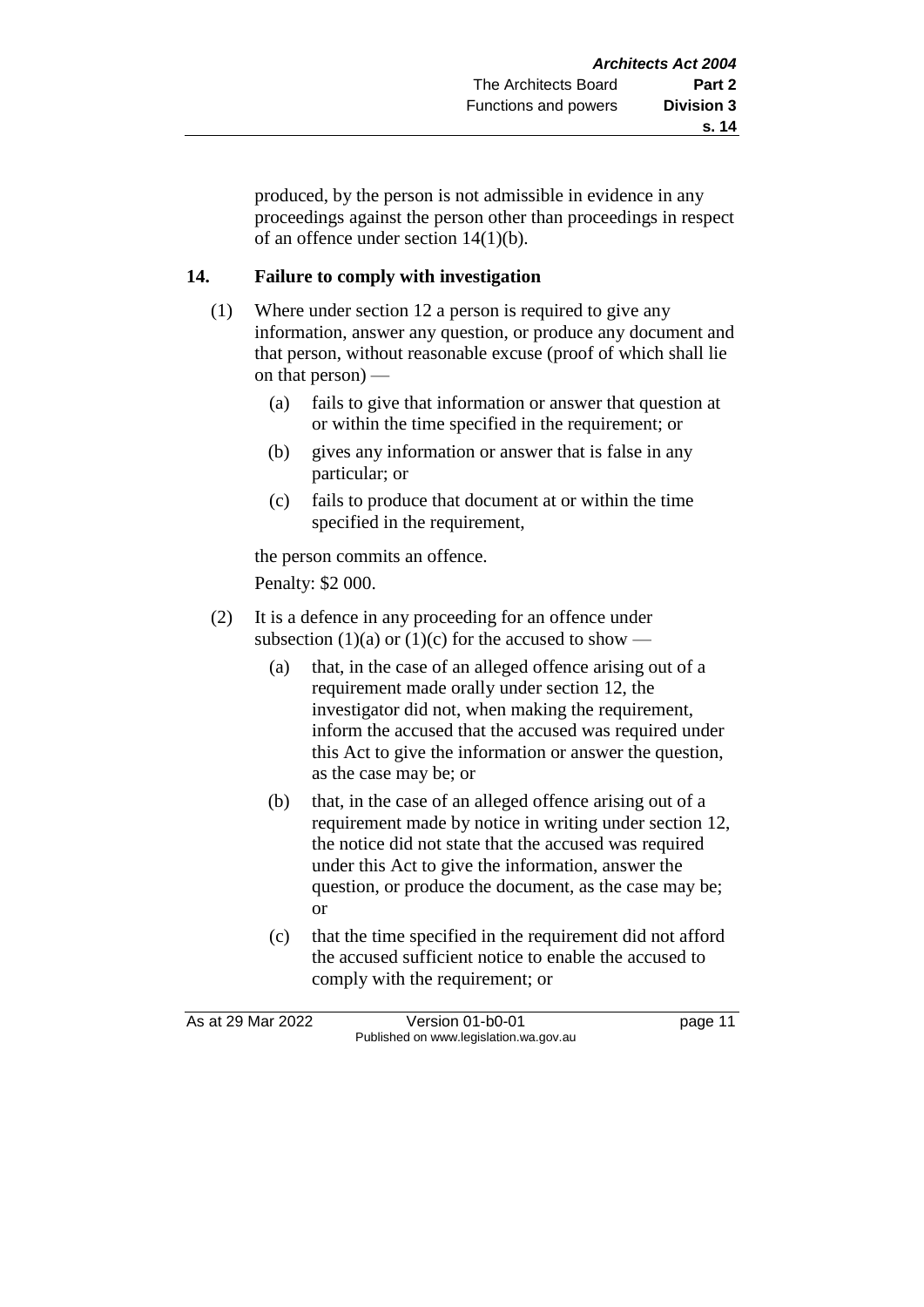produced, by the person is not admissible in evidence in any proceedings against the person other than proceedings in respect of an offence under section 14(1)(b).

## 14. Failure to comply with investigation

(1) Where under section 12 a person is required to give any information, answer any question, or produce any document and that person, without reasonable excuse (proof of which shall lie on that person) —

(a) fails to give that information or answer that question at or within the time specified in the requirement; or

(b) gives any information or answer that is false in any particular; or

(c) fails to produce that document at or within the time specified in the requirement,

the person commits an offence.

Penalty: $2 000.

(2) It is a defence in any proceeding for an offence under subsection (1)(a) or (1)(c) for the accused to show —

(a) that, in the case of an alleged offence arising out of a requirement made orally under section 12, the investigator did not, when making the requirement, inform the accused that the accused was required under this Act to give the information or answer the question, as the case may be; or

(b) that, in the case of an alleged offence arising out of a requirement made by notice in writing under section 12, the notice did not state that the accused was required under this Act to give the information, answer the question, or produce the document, as the case may be; or

(c) that the time specified in the requirement did not afford the accused sufficient notice to enable the accused to comply with the requirement; or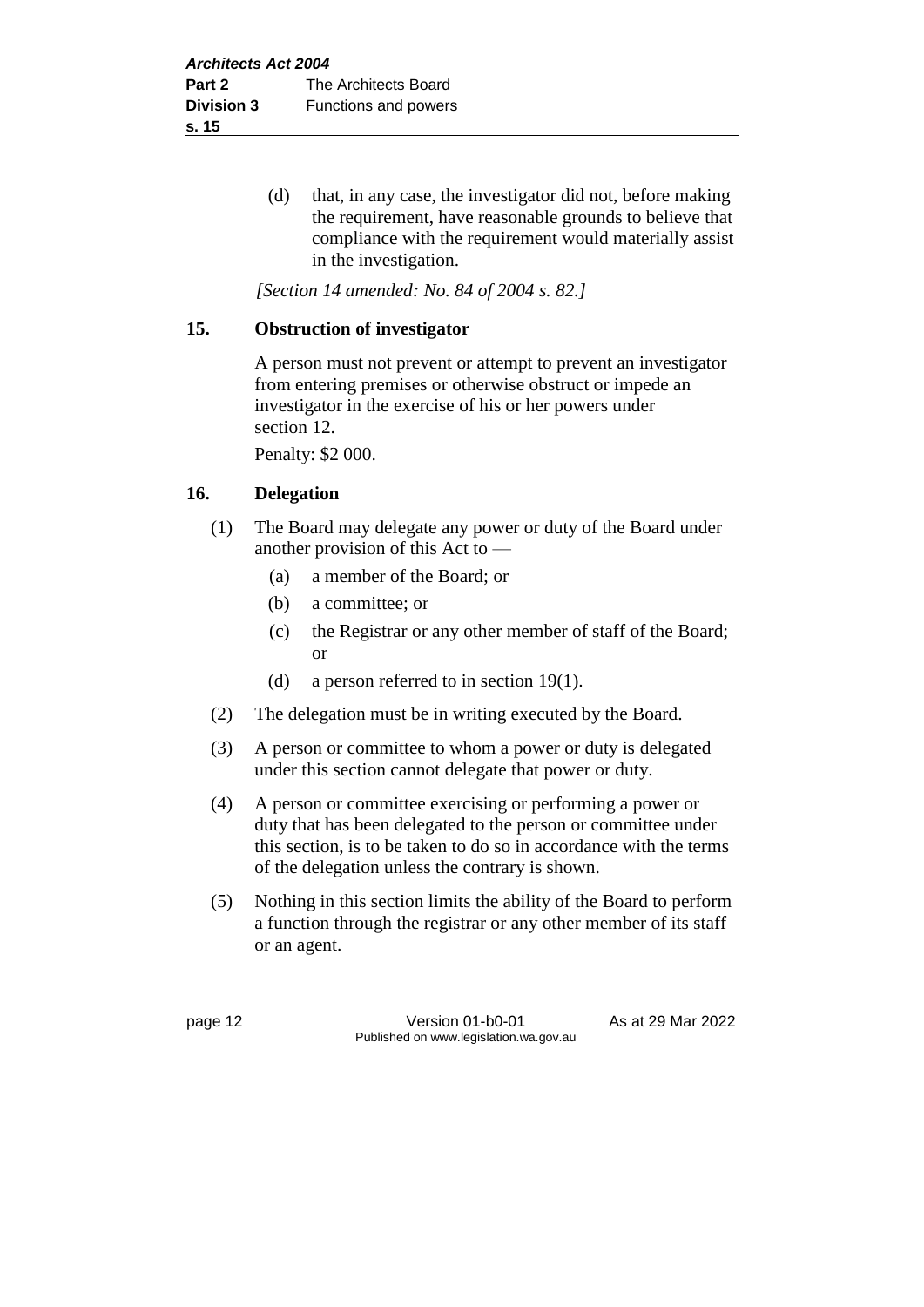(d) that, in any case, the investigator did not, before making the requirement, have reasonable grounds to believe that compliance with the requirement would materially assist in the investigation.

*[Section 14 amended: No. 84 of 2004 s. 82.]*

## 15. Obstruction of investigator

A person must not prevent or attempt to prevent an investigator from entering premises or otherwise obstruct or impede an investigator in the exercise of his or her powers under section 12.

Penalty: $2 000.

## 16. Delegation

(1) The Board may delegate any power or duty of the Board under another provision of this Act to —

   (a) a member of the Board; or

   (b) a committee; or

   (c) the Registrar or any other member of staff of the Board; or

   (d) a person referred to in section 19(1).

(2) The delegation must be in writing executed by the Board.

(3) A person or committee to whom a power or duty is delegated under this section cannot delegate that power or duty.

(4) A person or committee exercising or performing a power or duty that has been delegated to the person or committee under this section, is to be taken to do so in accordance with the terms of the delegation unless the contrary is shown.

(5) Nothing in this section limits the ability of the Board to perform a function through the registrar or any other member of its staff or an agent.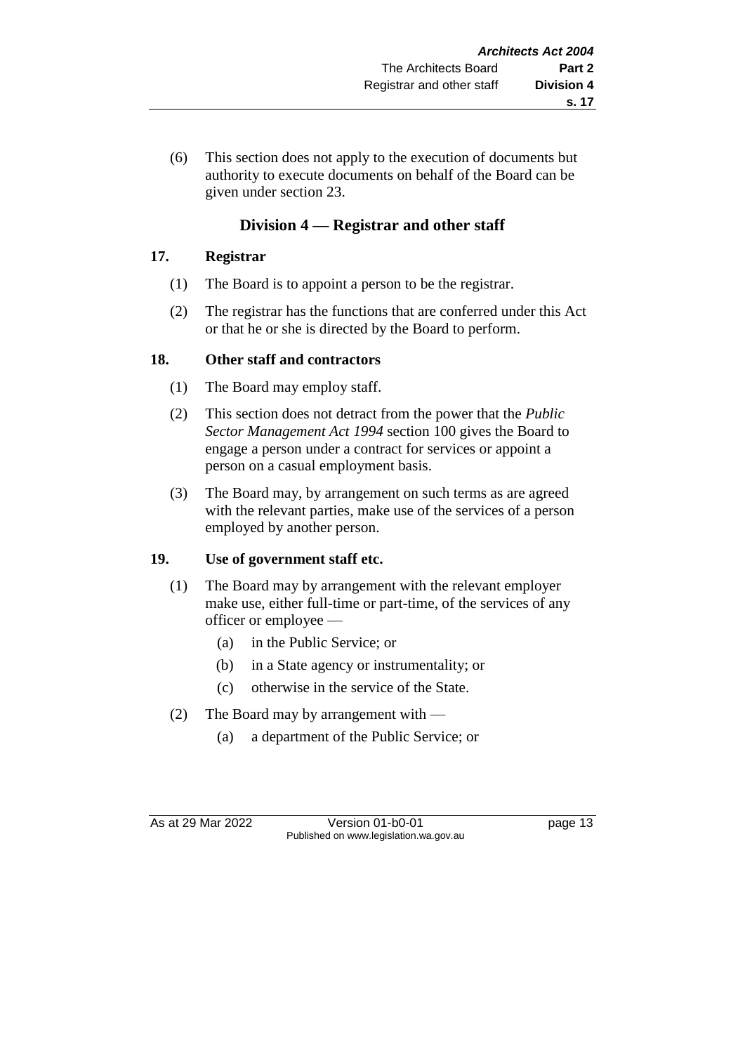(6) This section does not apply to the execution of documents but authority to execute documents on behalf of the Board can be given under section 23.

## Division 4 — Registrar and other staff

### 17. Registrar

(1) The Board is to appoint a person to be the registrar.

(2) The registrar has the functions that are conferred under this Act or that he or she is directed by the Board to perform.

### 18. Other staff and contractors

(1) The Board may employ staff.

(2) This section does not detract from the power that the *Public Sector Management Act 1994* section 100 gives the Board to engage a person under a contract for services or appoint a person on a casual employment basis.

(3) The Board may, by arrangement on such terms as are agreed with the relevant parties, make use of the services of a person employed by another person.

### 19. Use of government staff etc.

(1) The Board may by arrangement with the relevant employer make use, either full-time or part-time, of the services of any officer or employee —

(a) in the Public Service; or

(b) in a State agency or instrumentality; or

(c) otherwise in the service of the State.

(2) The Board may by arrangement with —

(a) a department of the Public Service; or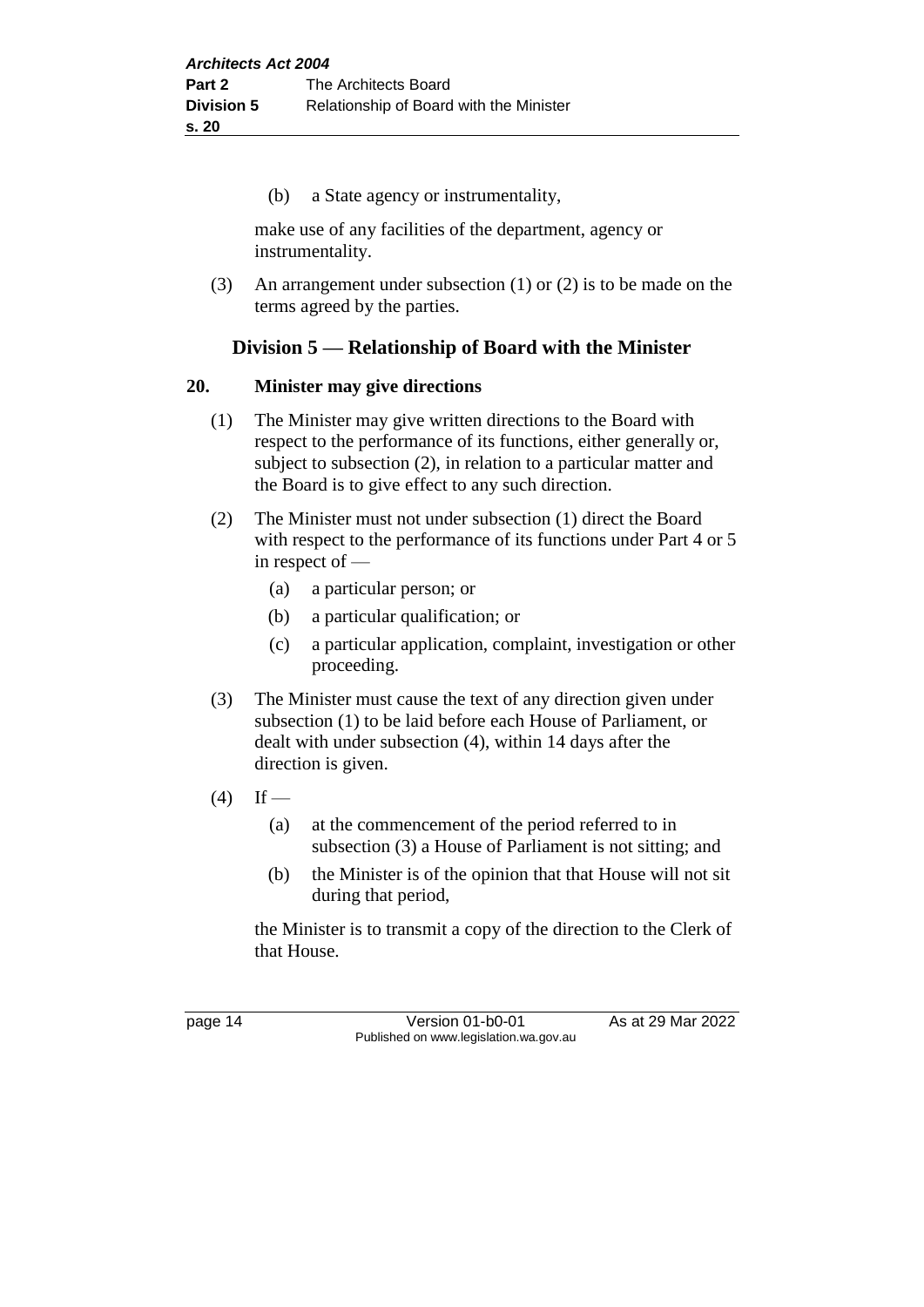(b) a State agency or instrumentality,

make use of any facilities of the department, agency or instrumentality.

(3) An arrangement under subsection (1) or (2) is to be made on the terms agreed by the parties.

## Division 5 — Relationship of Board with the Minister

### 20. Minister may give directions

(1) The Minister may give written directions to the Board with respect to the performance of its functions, either generally or, subject to subsection (2), in relation to a particular matter and the Board is to give effect to any such direction.

(2) The Minister must not under subsection (1) direct the Board with respect to the performance of its functions under Part 4 or 5 in respect of —

- (a) a particular person; or
- (b) a particular qualification; or
- (c) a particular application, complaint, investigation or other proceeding.

(3) The Minister must cause the text of any direction given under subsection (1) to be laid before each House of Parliament, or dealt with under subsection (4), within 14 days after the direction is given.

(4) If —

- (a) at the commencement of the period referred to in subsection (3) a House of Parliament is not sitting; and
- (b) the Minister is of the opinion that that House will not sit during that period,

the Minister is to transmit a copy of the direction to the Clerk of that House.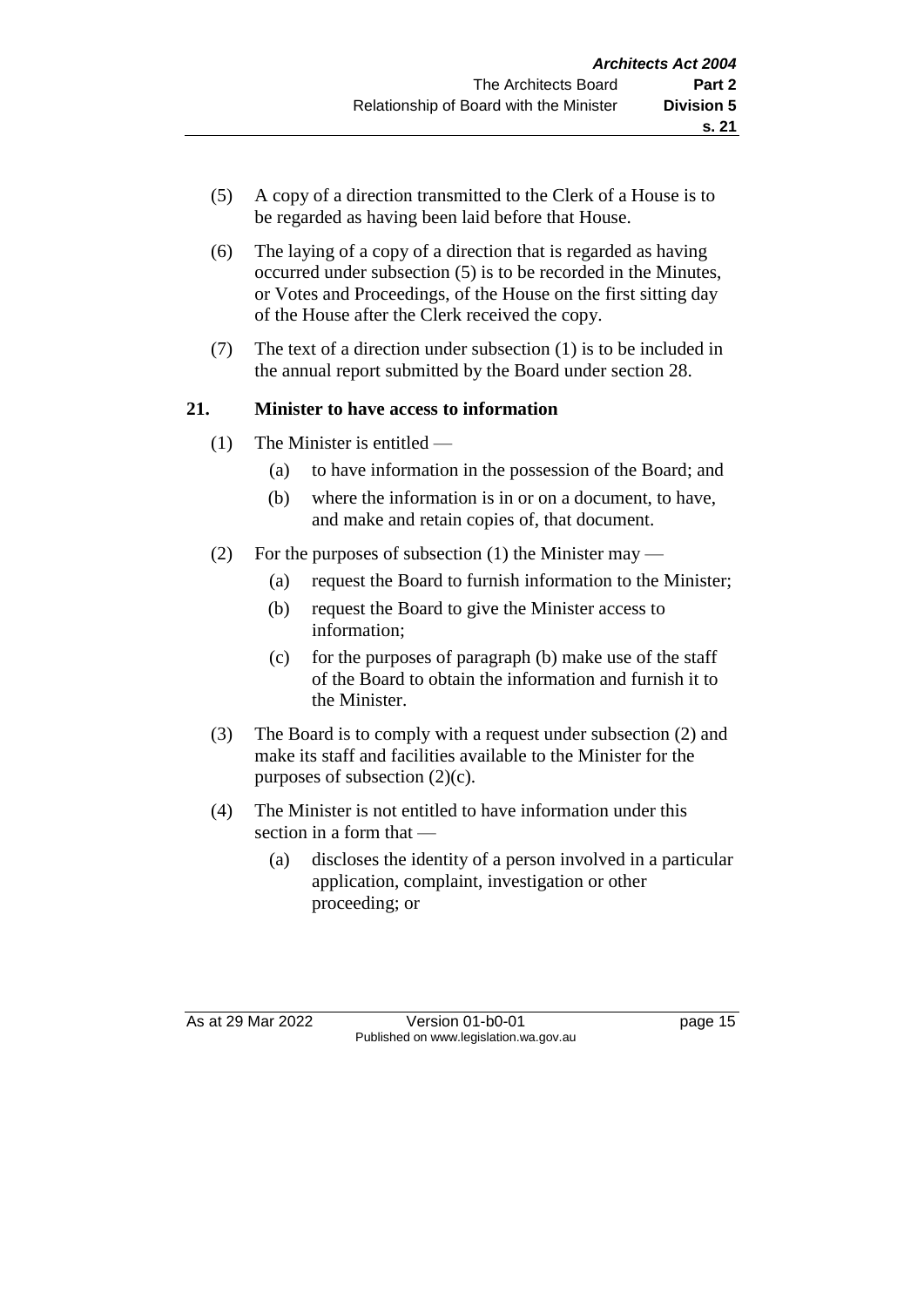(5) A copy of a direction transmitted to the Clerk of a House is to be regarded as having been laid before that House.

(6) The laying of a copy of a direction that is regarded as having occurred under subsection (5) is to be recorded in the Minutes, or Votes and Proceedings, of the House on the first sitting day of the House after the Clerk received the copy.

(7) The text of a direction under subsection (1) is to be included in the annual report submitted by the Board under section 28.

### 21. Minister to have access to information

(1) The Minister is entitled —

(a) to have information in the possession of the Board; and

(b) where the information is in or on a document, to have, and make and retain copies of, that document.

(2) For the purposes of subsection (1) the Minister may —

(a) request the Board to furnish information to the Minister;

(b) request the Board to give the Minister access to information;

(c) for the purposes of paragraph (b) make use of the staff of the Board to obtain the information and furnish it to the Minister.

(3) The Board is to comply with a request under subsection (2) and make its staff and facilities available to the Minister for the purposes of subsection (2)(c).

(4) The Minister is not entitled to have information under this section in a form that —

(a) discloses the identity of a person involved in a particular application, complaint, investigation or other proceeding; or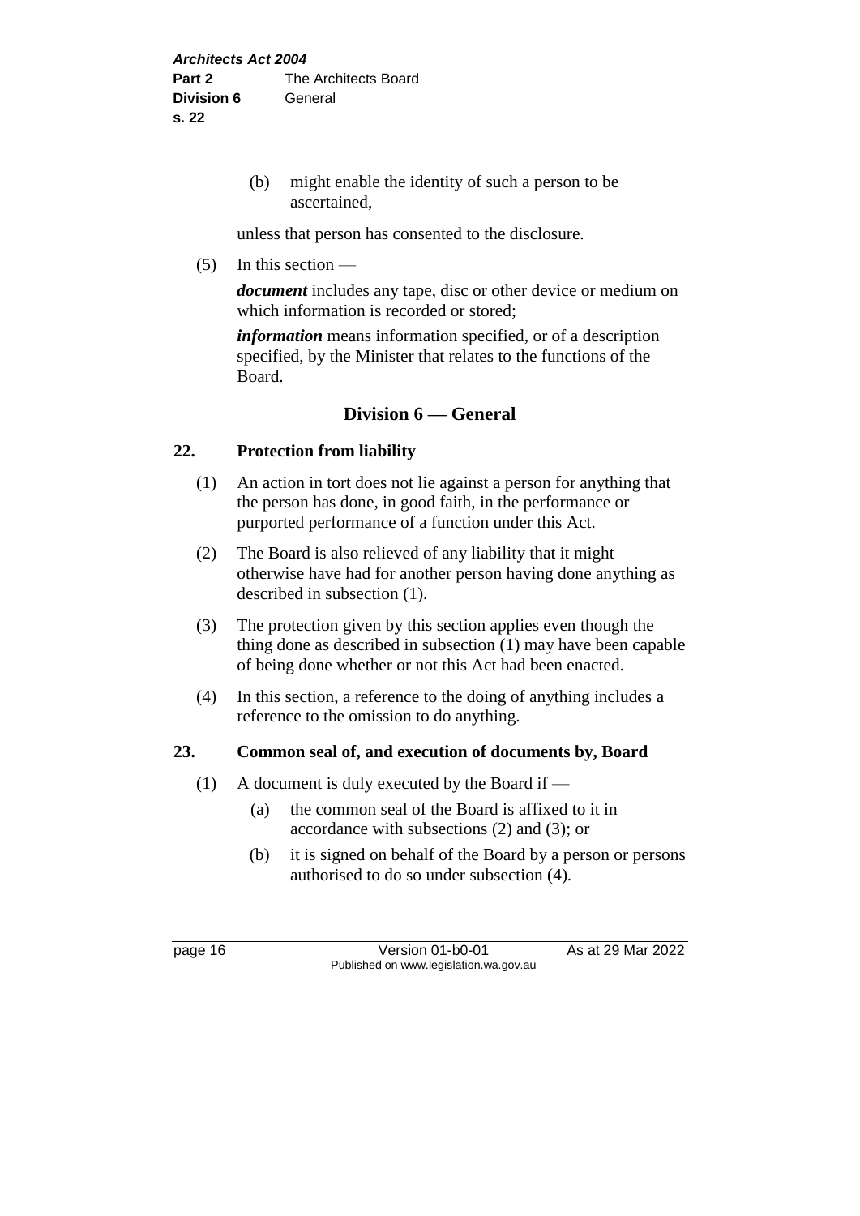(b) might enable the identity of such a person to be ascertained,

unless that person has consented to the disclosure.

(5) In this section —

***document*** includes any tape, disc or other device or medium on which information is recorded or stored;

***information*** means information specified, or of a description specified, by the Minister that relates to the functions of the Board.

## Division 6 — General

### 22. Protection from liability

(1) An action in tort does not lie against a person for anything that the person has done, in good faith, in the performance or purported performance of a function under this Act.

(2) The Board is also relieved of any liability that it might otherwise have had for another person having done anything as described in subsection (1).

(3) The protection given by this section applies even though the thing done as described in subsection (1) may have been capable of being done whether or not this Act had been enacted.

(4) In this section, a reference to the doing of anything includes a reference to the omission to do anything.

### 23. Common seal of, and execution of documents by, Board

(1) A document is duly executed by the Board if —

(a) the common seal of the Board is affixed to it in accordance with subsections (2) and (3); or

(b) it is signed on behalf of the Board by a person or persons authorised to do so under subsection (4).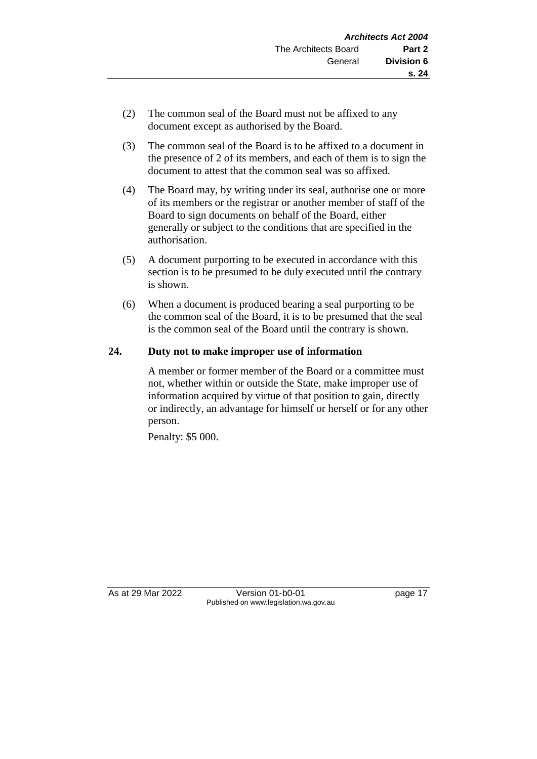(2) The common seal of the Board must not be affixed to any document except as authorised by the Board.

(3) The common seal of the Board is to be affixed to a document in the presence of 2 of its members, and each of them is to sign the document to attest that the common seal was so affixed.

(4) The Board may, by writing under its seal, authorise one or more of its members or the registrar or another member of staff of the Board to sign documents on behalf of the Board, either generally or subject to the conditions that are specified in the authorisation.

(5) A document purporting to be executed in accordance with this section is to be presumed to be duly executed until the contrary is shown.

(6) When a document is produced bearing a seal purporting to be the common seal of the Board, it is to be presumed that the seal is the common seal of the Board until the contrary is shown.

## 24. Duty not to make improper use of information

A member or former member of the Board or a committee must not, whether within or outside the State, make improper use of information acquired by virtue of that position to gain, directly or indirectly, an advantage for himself or herself or for any other person.

Penalty: $5 000.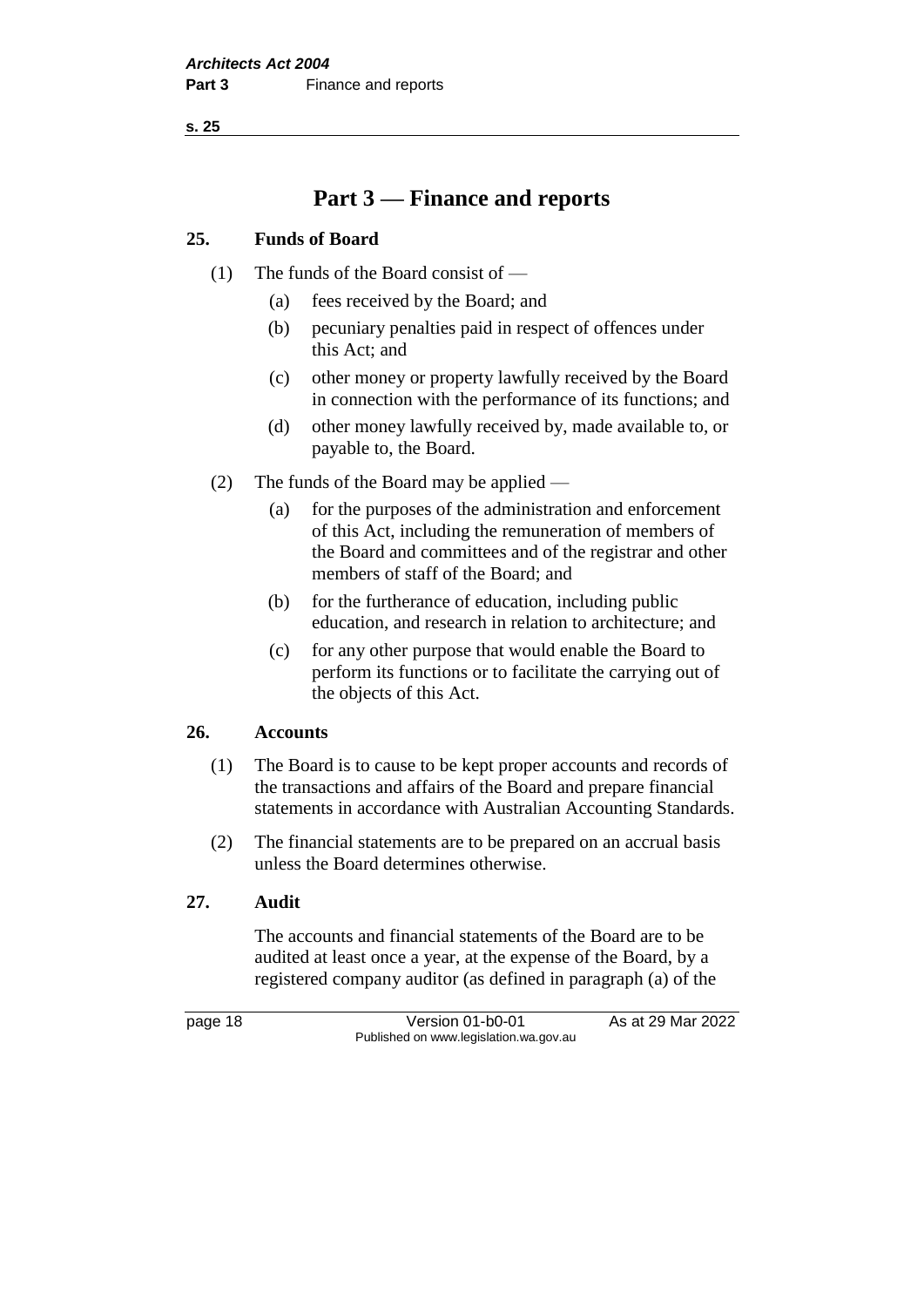# Part 3 — Finance and reports

## 25. Funds of Board

(1) The funds of the Board consist of —

(a) fees received by the Board; and

(b) pecuniary penalties paid in respect of offences under this Act; and

(c) other money or property lawfully received by the Board in connection with the performance of its functions; and

(d) other money lawfully received by, made available to, or payable to, the Board.

(2) The funds of the Board may be applied —

(a) for the purposes of the administration and enforcement of this Act, including the remuneration of members of the Board and committees and of the registrar and other members of staff of the Board; and

(b) for the furtherance of education, including public education, and research in relation to architecture; and

(c) for any other purpose that would enable the Board to perform its functions or to facilitate the carrying out of the objects of this Act.

## 26. Accounts

(1) The Board is to cause to be kept proper accounts and records of the transactions and affairs of the Board and prepare financial statements in accordance with Australian Accounting Standards.

(2) The financial statements are to be prepared on an accrual basis unless the Board determines otherwise.

## 27. Audit

The accounts and financial statements of the Board are to be audited at least once a year, at the expense of the Board, by a registered company auditor (as defined in paragraph (a) of the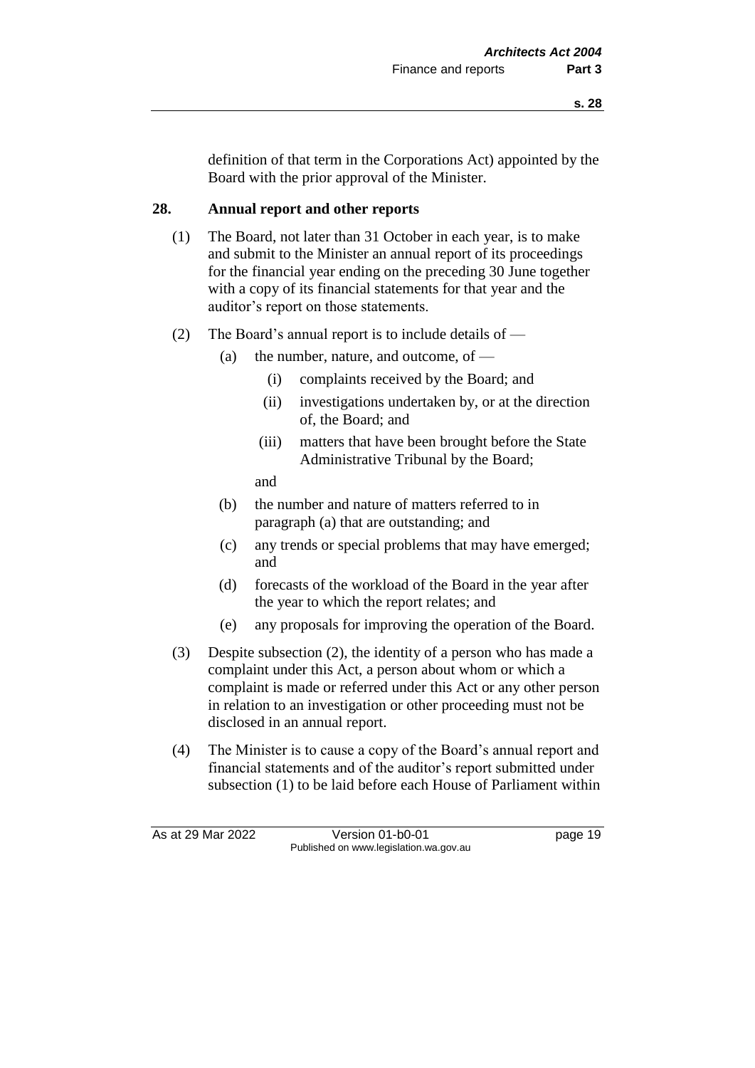definition of that term in the Corporations Act) appointed by the Board with the prior approval of the Minister.

## 28. Annual report and other reports

(1) The Board, not later than 31 October in each year, is to make and submit to the Minister an annual report of its proceedings for the financial year ending on the preceding 30 June together with a copy of its financial statements for that year and the auditor's report on those statements.

(2) The Board's annual report is to include details of —

- (a) the number, nature, and outcome, of —
  - (i) complaints received by the Board; and
  - (ii) investigations undertaken by, or at the direction of, the Board; and
  - (iii) matters that have been brought before the State Administrative Tribunal by the Board;

  and
- (b) the number and nature of matters referred to in paragraph (a) that are outstanding; and
- (c) any trends or special problems that may have emerged; and
- (d) forecasts of the workload of the Board in the year after the year to which the report relates; and
- (e) any proposals for improving the operation of the Board.

(3) Despite subsection (2), the identity of a person who has made a complaint under this Act, a person about whom or which a complaint is made or referred under this Act or any other person in relation to an investigation or other proceeding must not be disclosed in an annual report.

(4) The Minister is to cause a copy of the Board's annual report and financial statements and of the auditor's report submitted under subsection (1) to be laid before each House of Parliament within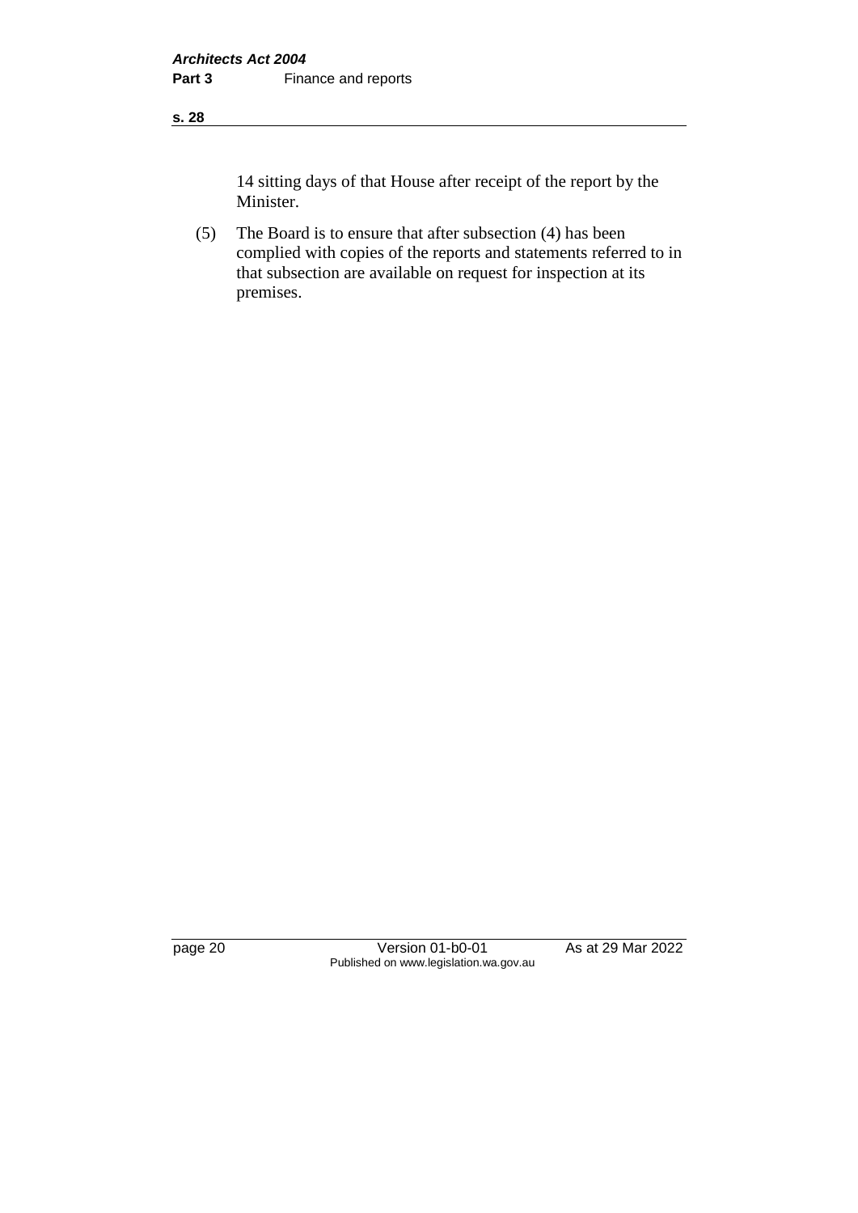14 sitting days of that House after receipt of the report by the Minister.

(5) The Board is to ensure that after subsection (4) has been complied with copies of the reports and statements referred to in that subsection are available on request for inspection at its premises.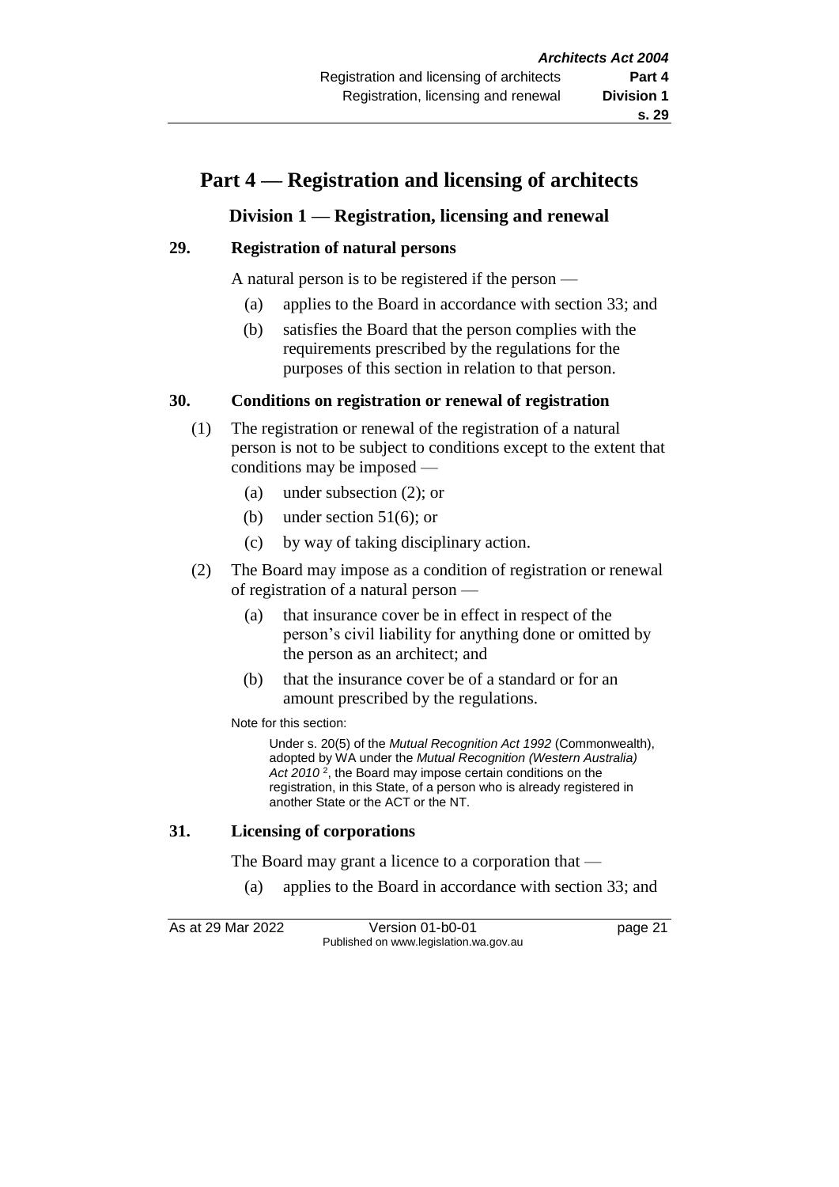# Part 4 — Registration and licensing of architects

## Division 1 — Registration, licensing and renewal

### 29. Registration of natural persons

A natural person is to be registered if the person —

(a) applies to the Board in accordance with section 33; and

(b) satisfies the Board that the person complies with the requirements prescribed by the regulations for the purposes of this section in relation to that person.

### 30. Conditions on registration or renewal of registration

(1) The registration or renewal of the registration of a natural person is not to be subject to conditions except to the extent that conditions may be imposed —

(a) under subsection (2); or

(b) under section 51(6); or

(c) by way of taking disciplinary action.

(2) The Board may impose as a condition of registration or renewal of registration of a natural person —

(a) that insurance cover be in effect in respect of the person's civil liability for anything done or omitted by the person as an architect; and

(b) that the insurance cover be of a standard or for an amount prescribed by the regulations.

Note for this section:

Under s. 20(5) of the *Mutual Recognition Act 1992* (Commonwealth), adopted by WA under the *Mutual Recognition (Western Australia) Act 2010* [2], the Board may impose certain conditions on the registration, in this State, of a person who is already registered in another State or the ACT or the NT.

### 31. Licensing of corporations

The Board may grant a licence to a corporation that —

(a) applies to the Board in accordance with section 33; and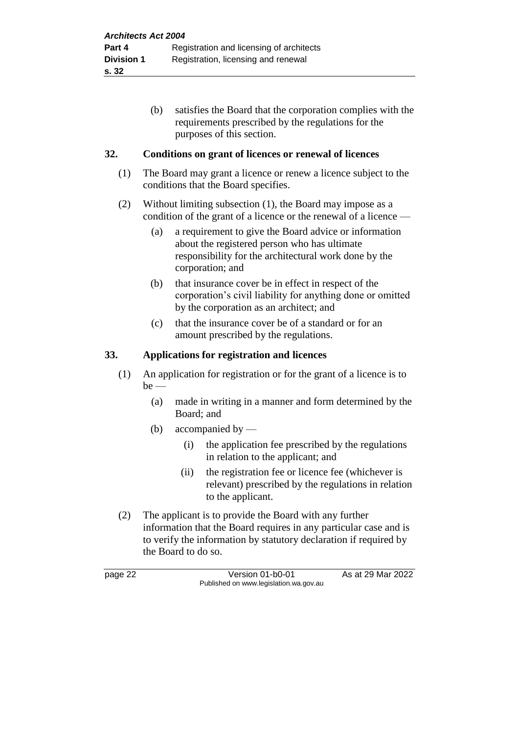(b) satisfies the Board that the corporation complies with the requirements prescribed by the regulations for the purposes of this section.

## 32. Conditions on grant of licences or renewal of licences

(1) The Board may grant a licence or renew a licence subject to the conditions that the Board specifies.

(2) Without limiting subsection (1), the Board may impose as a condition of the grant of a licence or the renewal of a licence —

(a) a requirement to give the Board advice or information about the registered person who has ultimate responsibility for the architectural work done by the corporation; and

(b) that insurance cover be in effect in respect of the corporation's civil liability for anything done or omitted by the corporation as an architect; and

(c) that the insurance cover be of a standard or for an amount prescribed by the regulations.

## 33. Applications for registration and licences

(1) An application for registration or for the grant of a licence is to be —

(a) made in writing in a manner and form determined by the Board; and

(b) accompanied by —

(i) the application fee prescribed by the regulations in relation to the applicant; and

(ii) the registration fee or licence fee (whichever is relevant) prescribed by the regulations in relation to the applicant.

(2) The applicant is to provide the Board with any further information that the Board requires in any particular case and is to verify the information by statutory declaration if required by the Board to do so.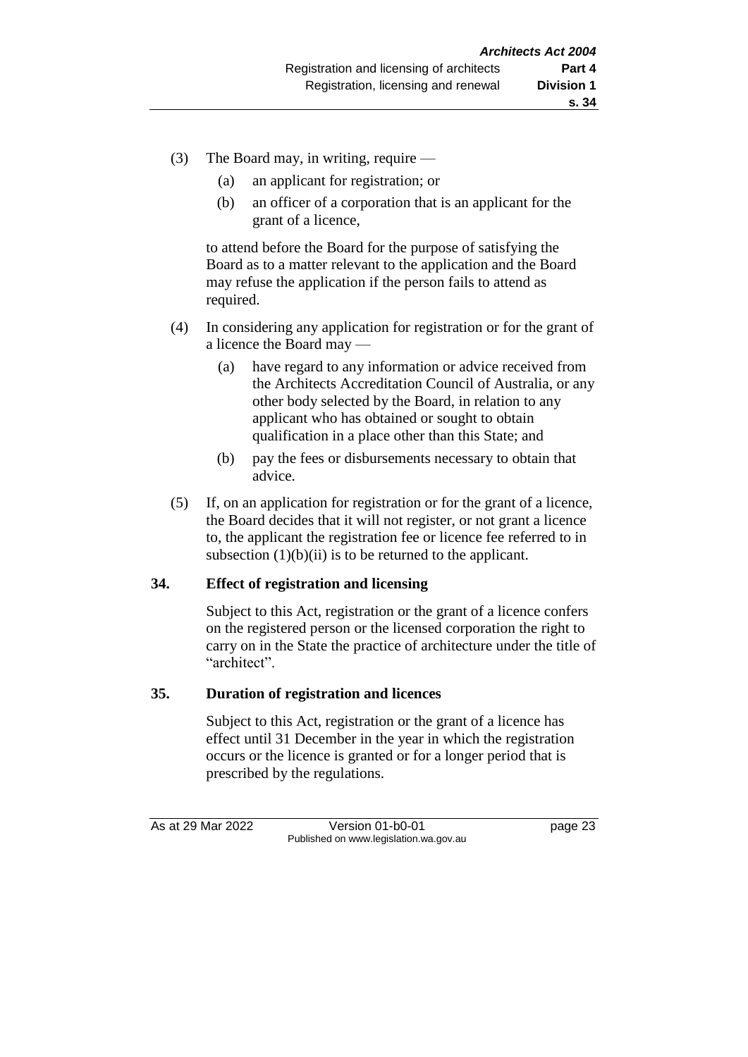(3) The Board may, in writing, require —

  (a) an applicant for registration; or

  (b) an officer of a corporation that is an applicant for the grant of a licence,

to attend before the Board for the purpose of satisfying the Board as to a matter relevant to the application and the Board may refuse the application if the person fails to attend as required.

(4) In considering any application for registration or for the grant of a licence the Board may —

  (a) have regard to any information or advice received from the Architects Accreditation Council of Australia, or any other body selected by the Board, in relation to any applicant who has obtained or sought to obtain qualification in a place other than this State; and

  (b) pay the fees or disbursements necessary to obtain that advice.

(5) If, on an application for registration or for the grant of a licence, the Board decides that it will not register, or not grant a licence to, the applicant the registration fee or licence fee referred to in subsection (1)(b)(ii) is to be returned to the applicant.

## 34. Effect of registration and licensing

Subject to this Act, registration or the grant of a licence confers on the registered person or the licensed corporation the right to carry on in the State the practice of architecture under the title of "architect".

## 35. Duration of registration and licences

Subject to this Act, registration or the grant of a licence has effect until 31 December in the year in which the registration occurs or the licence is granted or for a longer period that is prescribed by the regulations.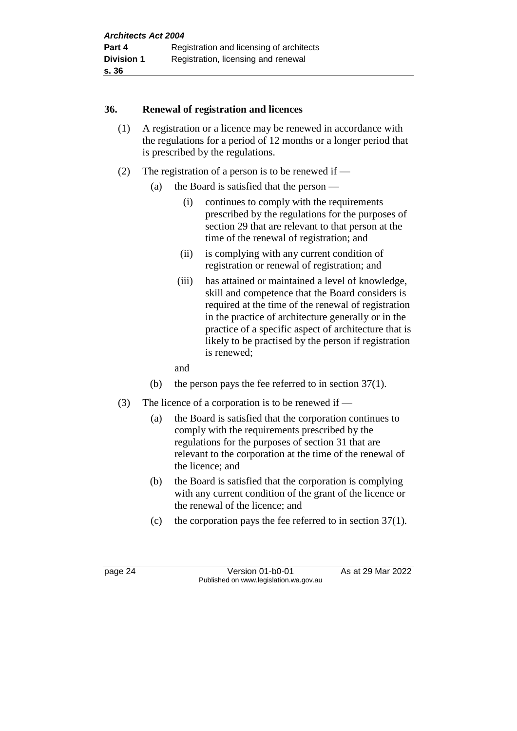## 36. Renewal of registration and licences

(1) A registration or a licence may be renewed in accordance with the regulations for a period of 12 months or a longer period that is prescribed by the regulations.

(2) The registration of a person is to be renewed if —

  (a) the Board is satisfied that the person —

    (i) continues to comply with the requirements prescribed by the regulations for the purposes of section 29 that are relevant to that person at the time of the renewal of registration; and

    (ii) is complying with any current condition of registration or renewal of registration; and

    (iii) has attained or maintained a level of knowledge, skill and competence that the Board considers is required at the time of the renewal of registration in the practice of architecture generally or in the practice of a specific aspect of architecture that is likely to be practised by the person if registration is renewed;

  and

  (b) the person pays the fee referred to in section 37(1).

(3) The licence of a corporation is to be renewed if —

  (a) the Board is satisfied that the corporation continues to comply with the requirements prescribed by the regulations for the purposes of section 31 that are relevant to the corporation at the time of the renewal of the licence; and

  (b) the Board is satisfied that the corporation is complying with any current condition of the grant of the licence or the renewal of the licence; and

  (c) the corporation pays the fee referred to in section 37(1).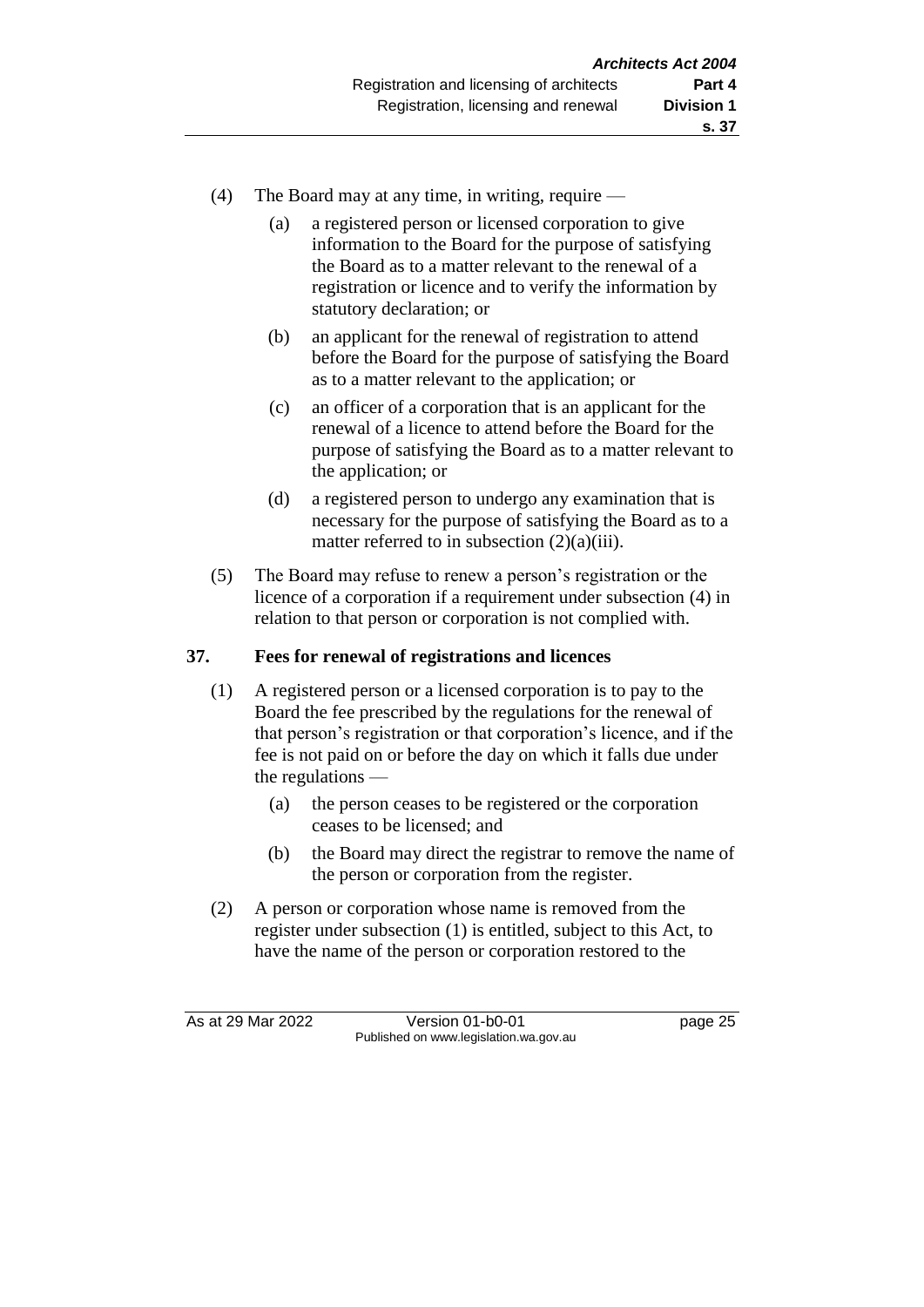(4) The Board may at any time, in writing, require —

  (a) a registered person or licensed corporation to give information to the Board for the purpose of satisfying the Board as to a matter relevant to the renewal of a registration or licence and to verify the information by statutory declaration; or

  (b) an applicant for the renewal of registration to attend before the Board for the purpose of satisfying the Board as to a matter relevant to the application; or

  (c) an officer of a corporation that is an applicant for the renewal of a licence to attend before the Board for the purpose of satisfying the Board as to a matter relevant to the application; or

  (d) a registered person to undergo any examination that is necessary for the purpose of satisfying the Board as to a matter referred to in subsection (2)(a)(iii).

(5) The Board may refuse to renew a person's registration or the licence of a corporation if a requirement under subsection (4) in relation to that person or corporation is not complied with.

**37. Fees for renewal of registrations and licences**

(1) A registered person or a licensed corporation is to pay to the Board the fee prescribed by the regulations for the renewal of that person's registration or that corporation's licence, and if the fee is not paid on or before the day on which it falls due under the regulations —

  (a) the person ceases to be registered or the corporation ceases to be licensed; and

  (b) the Board may direct the registrar to remove the name of the person or corporation from the register.

(2) A person or corporation whose name is removed from the register under subsection (1) is entitled, subject to this Act, to have the name of the person or corporation restored to the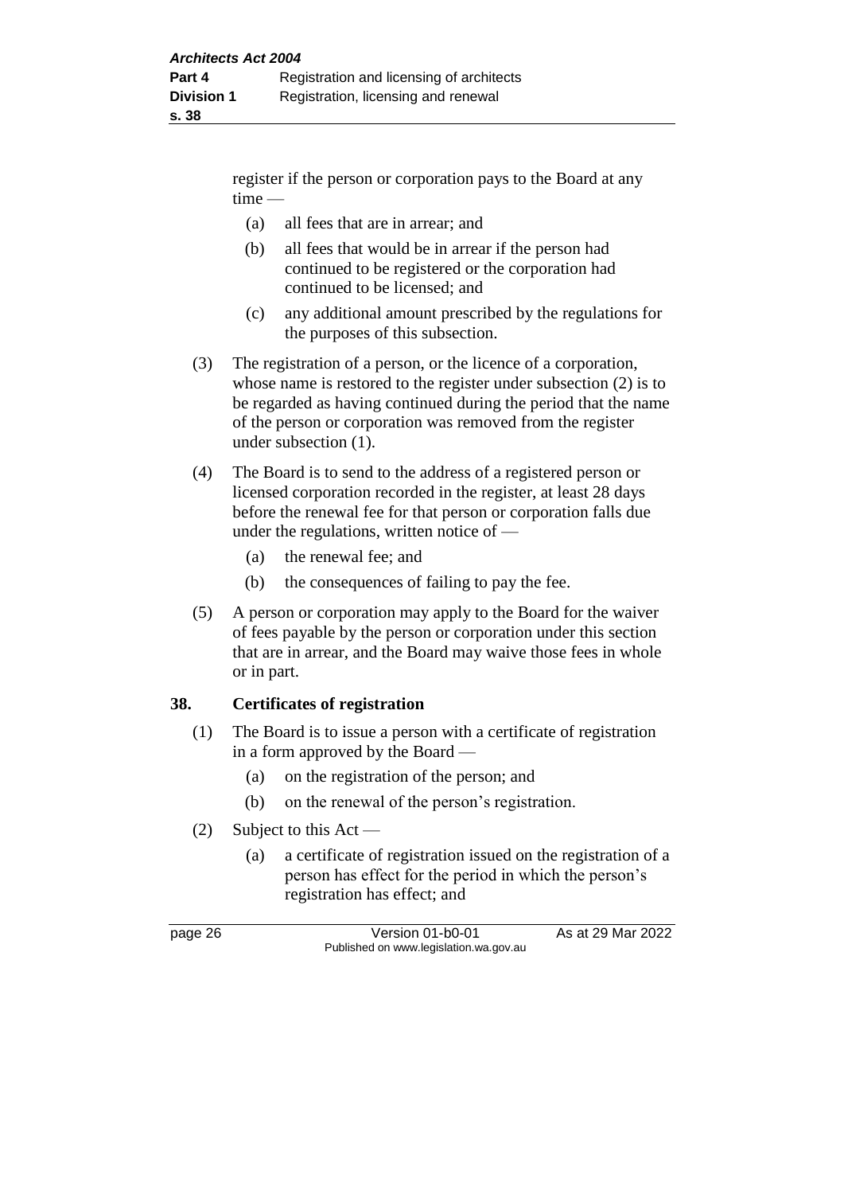register if the person or corporation pays to the Board at any time —

(a) all fees that are in arrear; and

(b) all fees that would be in arrear if the person had continued to be registered or the corporation had continued to be licensed; and

(c) any additional amount prescribed by the regulations for the purposes of this subsection.

(3) The registration of a person, or the licence of a corporation, whose name is restored to the register under subsection (2) is to be regarded as having continued during the period that the name of the person or corporation was removed from the register under subsection (1).

(4) The Board is to send to the address of a registered person or licensed corporation recorded in the register, at least 28 days before the renewal fee for that person or corporation falls due under the regulations, written notice of —

(a) the renewal fee; and

(b) the consequences of failing to pay the fee.

(5) A person or corporation may apply to the Board for the waiver of fees payable by the person or corporation under this section that are in arrear, and the Board may waive those fees in whole or in part.

## 38. Certificates of registration

(1) The Board is to issue a person with a certificate of registration in a form approved by the Board —

(a) on the registration of the person; and

(b) on the renewal of the person's registration.

(2) Subject to this Act —

(a) a certificate of registration issued on the registration of a person has effect for the period in which the person's registration has effect; and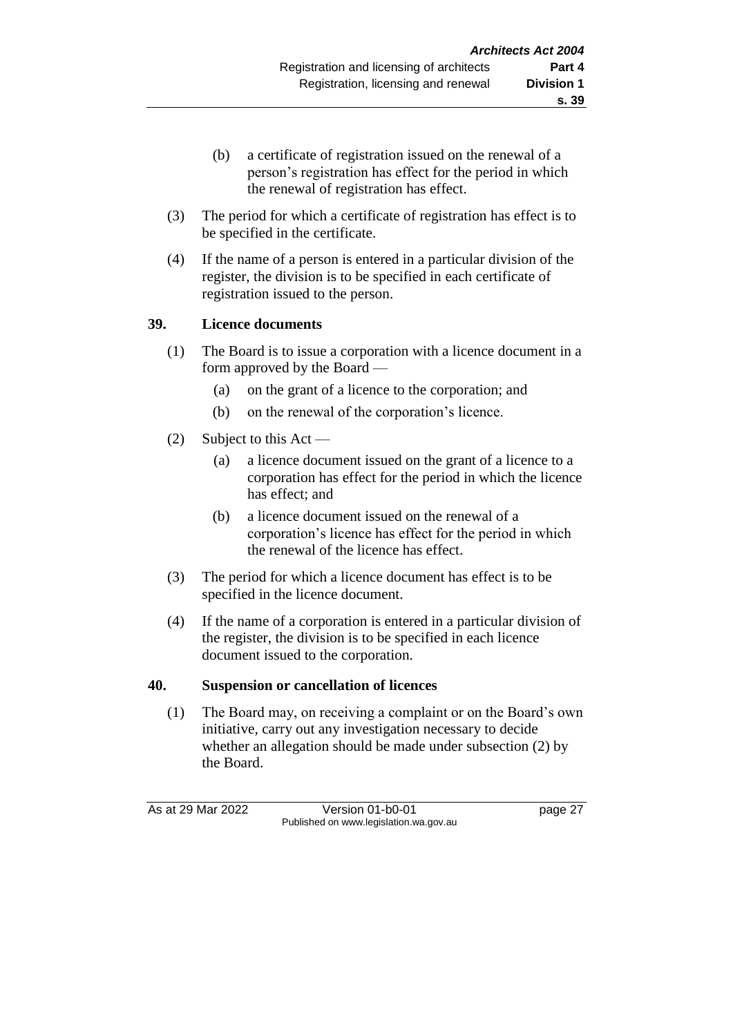(b) a certificate of registration issued on the renewal of a person's registration has effect for the period in which the renewal of registration has effect.

(3) The period for which a certificate of registration has effect is to be specified in the certificate.

(4) If the name of a person is entered in a particular division of the register, the division is to be specified in each certificate of registration issued to the person.

## 39. Licence documents

(1) The Board is to issue a corporation with a licence document in a form approved by the Board —

(a) on the grant of a licence to the corporation; and

(b) on the renewal of the corporation's licence.

(2) Subject to this Act —

(a) a licence document issued on the grant of a licence to a corporation has effect for the period in which the licence has effect; and

(b) a licence document issued on the renewal of a corporation's licence has effect for the period in which the renewal of the licence has effect.

(3) The period for which a licence document has effect is to be specified in the licence document.

(4) If the name of a corporation is entered in a particular division of the register, the division is to be specified in each licence document issued to the corporation.

## 40. Suspension or cancellation of licences

(1) The Board may, on receiving a complaint or on the Board's own initiative, carry out any investigation necessary to decide whether an allegation should be made under subsection (2) by the Board.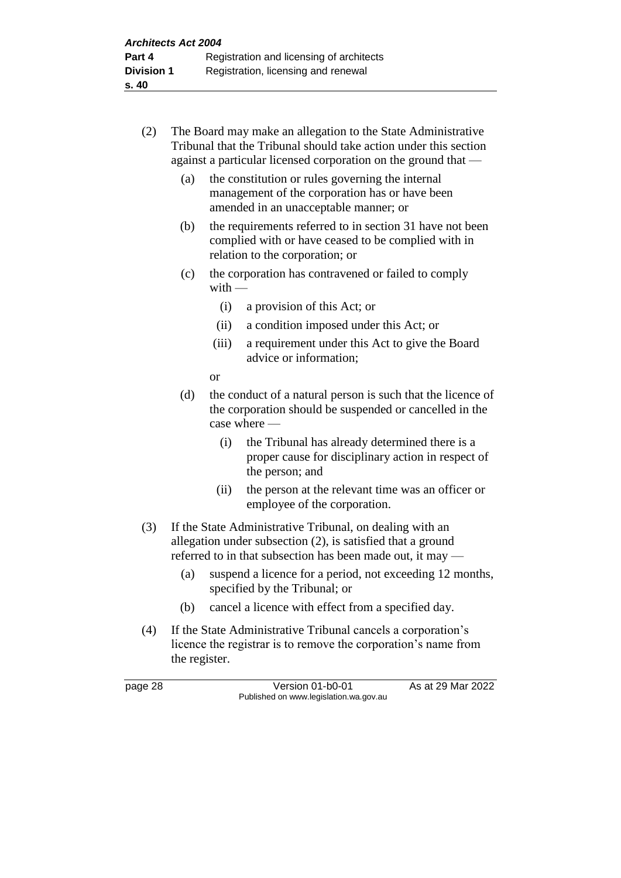(2) The Board may make an allegation to the State Administrative Tribunal that the Tribunal should take action under this section against a particular licensed corporation on the ground that —

  (a) the constitution or rules governing the internal management of the corporation has or have been amended in an unacceptable manner; or

  (b) the requirements referred to in section 31 have not been complied with or have ceased to be complied with in relation to the corporation; or

  (c) the corporation has contravened or failed to comply with —

    (i) a provision of this Act; or

    (ii) a condition imposed under this Act; or

    (iii) a requirement under this Act to give the Board advice or information;

  or

  (d) the conduct of a natural person is such that the licence of the corporation should be suspended or cancelled in the case where —

    (i) the Tribunal has already determined there is a proper cause for disciplinary action in respect of the person; and

    (ii) the person at the relevant time was an officer or employee of the corporation.

(3) If the State Administrative Tribunal, on dealing with an allegation under subsection (2), is satisfied that a ground referred to in that subsection has been made out, it may —

  (a) suspend a licence for a period, not exceeding 12 months, specified by the Tribunal; or

  (b) cancel a licence with effect from a specified day.

(4) If the State Administrative Tribunal cancels a corporation's licence the registrar is to remove the corporation's name from the register.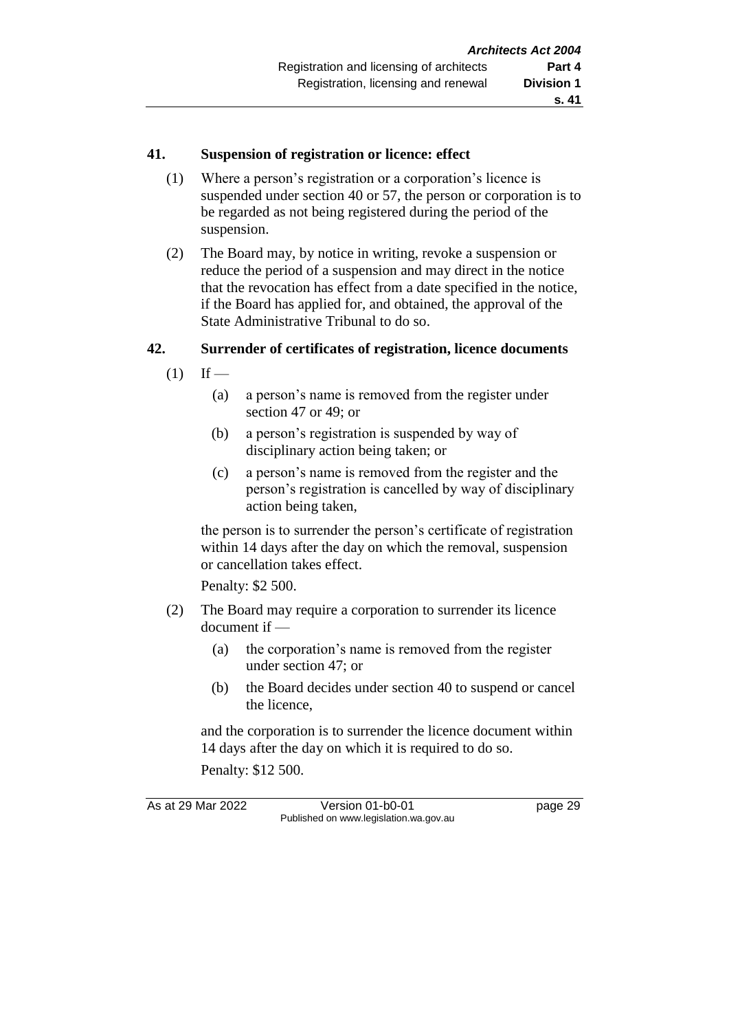### 41. Suspension of registration or licence: effect

(1) Where a person's registration or a corporation's licence is suspended under section 40 or 57, the person or corporation is to be regarded as not being registered during the period of the suspension.

(2) The Board may, by notice in writing, revoke a suspension or reduce the period of a suspension and may direct in the notice that the revocation has effect from a date specified in the notice, if the Board has applied for, and obtained, the approval of the State Administrative Tribunal to do so.

### 42. Surrender of certificates of registration, licence documents

(1) If —

- (a) a person's name is removed from the register under section 47 or 49; or
- (b) a person's registration is suspended by way of disciplinary action being taken; or
- (c) a person's name is removed from the register and the person's registration is cancelled by way of disciplinary action being taken,

the person is to surrender the person's certificate of registration within 14 days after the day on which the removal, suspension or cancellation takes effect.

Penalty: $2 500.

(2) The Board may require a corporation to surrender its licence document if —

- (a) the corporation's name is removed from the register under section 47; or
- (b) the Board decides under section 40 to suspend or cancel the licence,

and the corporation is to surrender the licence document within 14 days after the day on which it is required to do so.

Penalty: $12 500.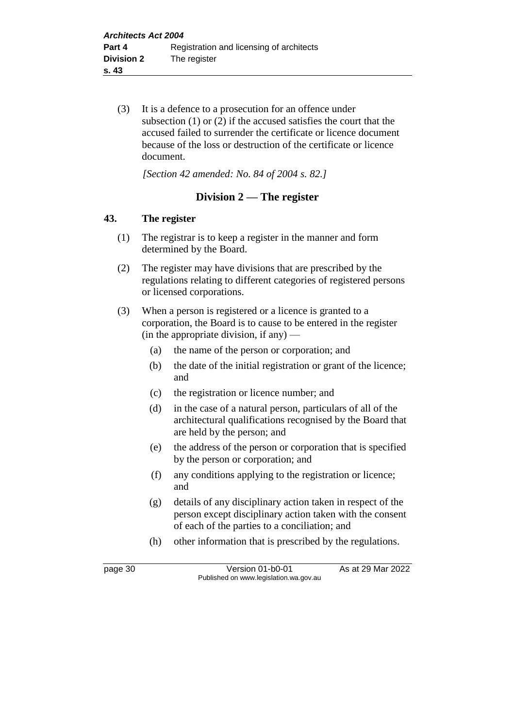(3) It is a defence to a prosecution for an offence under subsection (1) or (2) if the accused satisfies the court that the accused failed to surrender the certificate or licence document because of the loss or destruction of the certificate or licence document.

*[Section 42 amended: No. 84 of 2004 s. 82.]*

## Division 2 — The register

### 43. The register

(1) The registrar is to keep a register in the manner and form determined by the Board.

(2) The register may have divisions that are prescribed by the regulations relating to different categories of registered persons or licensed corporations.

(3) When a person is registered or a licence is granted to a corporation, the Board is to cause to be entered in the register (in the appropriate division, if any) —

- (a) the name of the person or corporation; and
- (b) the date of the initial registration or grant of the licence; and
- (c) the registration or licence number; and
- (d) in the case of a natural person, particulars of all of the architectural qualifications recognised by the Board that are held by the person; and
- (e) the address of the person or corporation that is specified by the person or corporation; and
- (f) any conditions applying to the registration or licence; and
- (g) details of any disciplinary action taken in respect of the person except disciplinary action taken with the consent of each of the parties to a conciliation; and
- (h) other information that is prescribed by the regulations.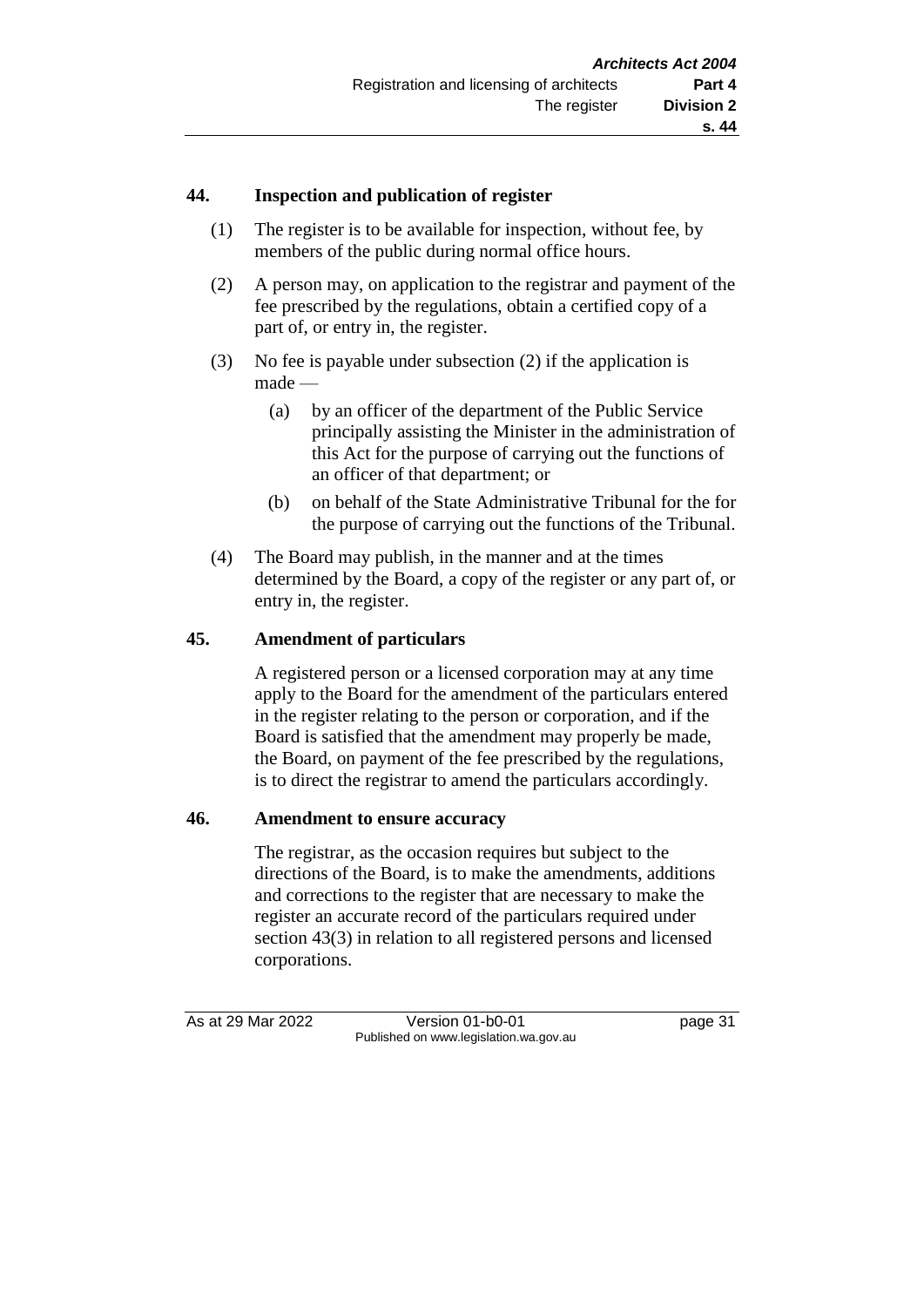## 44. Inspection and publication of register

(1) The register is to be available for inspection, without fee, by members of the public during normal office hours.

(2) A person may, on application to the registrar and payment of the fee prescribed by the regulations, obtain a certified copy of a part of, or entry in, the register.

(3) No fee is payable under subsection (2) if the application is made —

  (a) by an officer of the department of the Public Service principally assisting the Minister in the administration of this Act for the purpose of carrying out the functions of an officer of that department; or

  (b) on behalf of the State Administrative Tribunal for the for the purpose of carrying out the functions of the Tribunal.

(4) The Board may publish, in the manner and at the times determined by the Board, a copy of the register or any part of, or entry in, the register.

## 45. Amendment of particulars

A registered person or a licensed corporation may at any time apply to the Board for the amendment of the particulars entered in the register relating to the person or corporation, and if the Board is satisfied that the amendment may properly be made, the Board, on payment of the fee prescribed by the regulations, is to direct the registrar to amend the particulars accordingly.

## 46. Amendment to ensure accuracy

The registrar, as the occasion requires but subject to the directions of the Board, is to make the amendments, additions and corrections to the register that are necessary to make the register an accurate record of the particulars required under section 43(3) in relation to all registered persons and licensed corporations.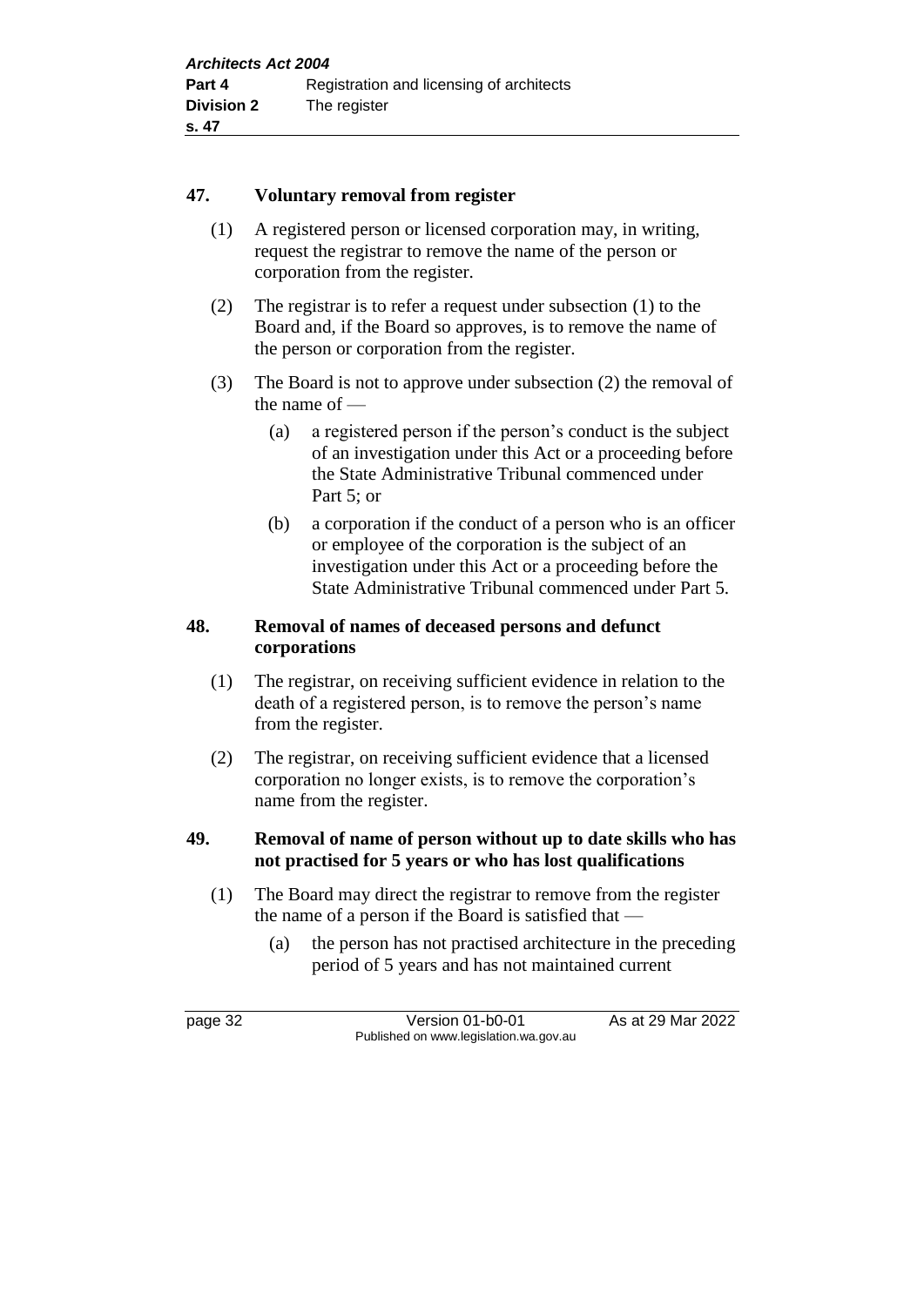### 47. Voluntary removal from register

(1) A registered person or licensed corporation may, in writing, request the registrar to remove the name of the person or corporation from the register.

(2) The registrar is to refer a request under subsection (1) to the Board and, if the Board so approves, is to remove the name of the person or corporation from the register.

(3) The Board is not to approve under subsection (2) the removal of the name of —

- (a) a registered person if the person's conduct is the subject of an investigation under this Act or a proceeding before the State Administrative Tribunal commenced under Part 5; or
- (b) a corporation if the conduct of a person who is an officer or employee of the corporation is the subject of an investigation under this Act or a proceeding before the State Administrative Tribunal commenced under Part 5.

### 48. Removal of names of deceased persons and defunct corporations

(1) The registrar, on receiving sufficient evidence in relation to the death of a registered person, is to remove the person's name from the register.

(2) The registrar, on receiving sufficient evidence that a licensed corporation no longer exists, is to remove the corporation's name from the register.

### 49. Removal of name of person without up to date skills who has not practised for 5 years or who has lost qualifications

(1) The Board may direct the registrar to remove from the register the name of a person if the Board is satisfied that —

- (a) the person has not practised architecture in the preceding period of 5 years and has not maintained current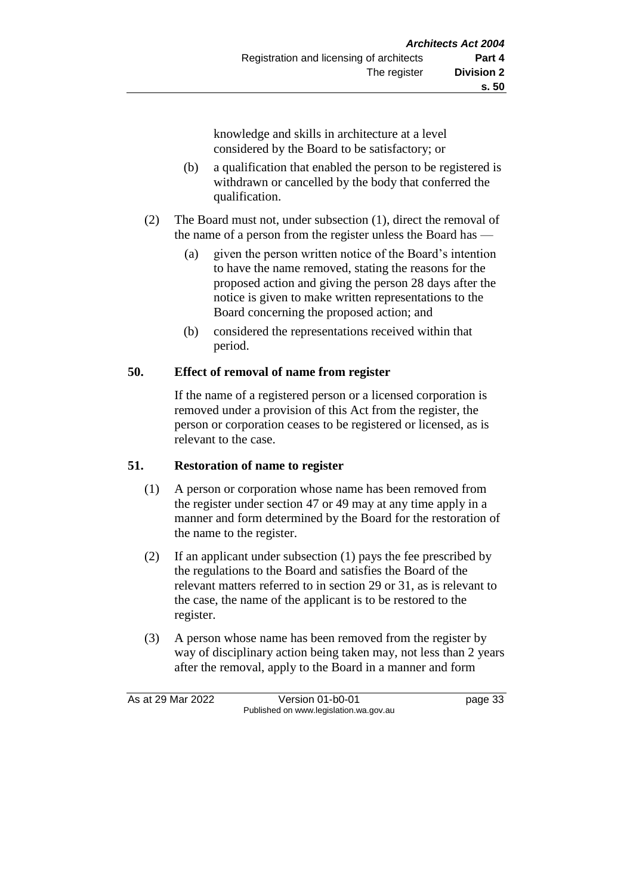knowledge and skills in architecture at a level considered by the Board to be satisfactory; or

(b) a qualification that enabled the person to be registered is withdrawn or cancelled by the body that conferred the qualification.

(2) The Board must not, under subsection (1), direct the removal of the name of a person from the register unless the Board has —

(a) given the person written notice of the Board's intention to have the name removed, stating the reasons for the proposed action and giving the person 28 days after the notice is given to make written representations to the Board concerning the proposed action; and

(b) considered the representations received within that period.

### 50. Effect of removal of name from register

If the name of a registered person or a licensed corporation is removed under a provision of this Act from the register, the person or corporation ceases to be registered or licensed, as is relevant to the case.

### 51. Restoration of name to register

(1) A person or corporation whose name has been removed from the register under section 47 or 49 may at any time apply in a manner and form determined by the Board for the restoration of the name to the register.

(2) If an applicant under subsection (1) pays the fee prescribed by the regulations to the Board and satisfies the Board of the relevant matters referred to in section 29 or 31, as is relevant to the case, the name of the applicant is to be restored to the register.

(3) A person whose name has been removed from the register by way of disciplinary action being taken may, not less than 2 years after the removal, apply to the Board in a manner and form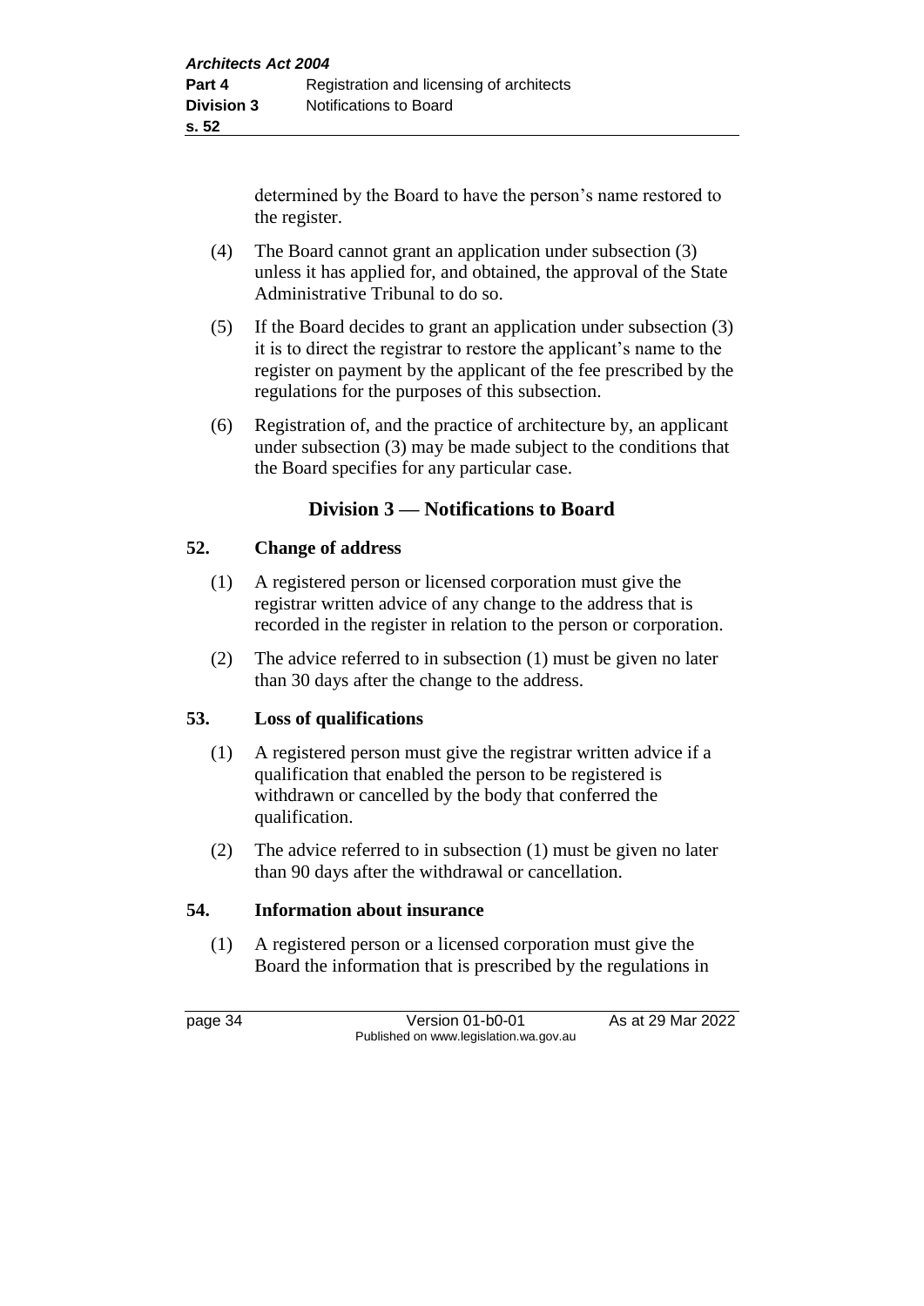determined by the Board to have the person's name restored to the register.

(4) The Board cannot grant an application under subsection (3) unless it has applied for, and obtained, the approval of the State Administrative Tribunal to do so.

(5) If the Board decides to grant an application under subsection (3) it is to direct the registrar to restore the applicant's name to the register on payment by the applicant of the fee prescribed by the regulations for the purposes of this subsection.

(6) Registration of, and the practice of architecture by, an applicant under subsection (3) may be made subject to the conditions that the Board specifies for any particular case.

## Division 3 — Notifications to Board

### 52. Change of address

(1) A registered person or licensed corporation must give the registrar written advice of any change to the address that is recorded in the register in relation to the person or corporation.

(2) The advice referred to in subsection (1) must be given no later than 30 days after the change to the address.

### 53. Loss of qualifications

(1) A registered person must give the registrar written advice if a qualification that enabled the person to be registered is withdrawn or cancelled by the body that conferred the qualification.

(2) The advice referred to in subsection (1) must be given no later than 90 days after the withdrawal or cancellation.

### 54. Information about insurance

(1) A registered person or a licensed corporation must give the Board the information that is prescribed by the regulations in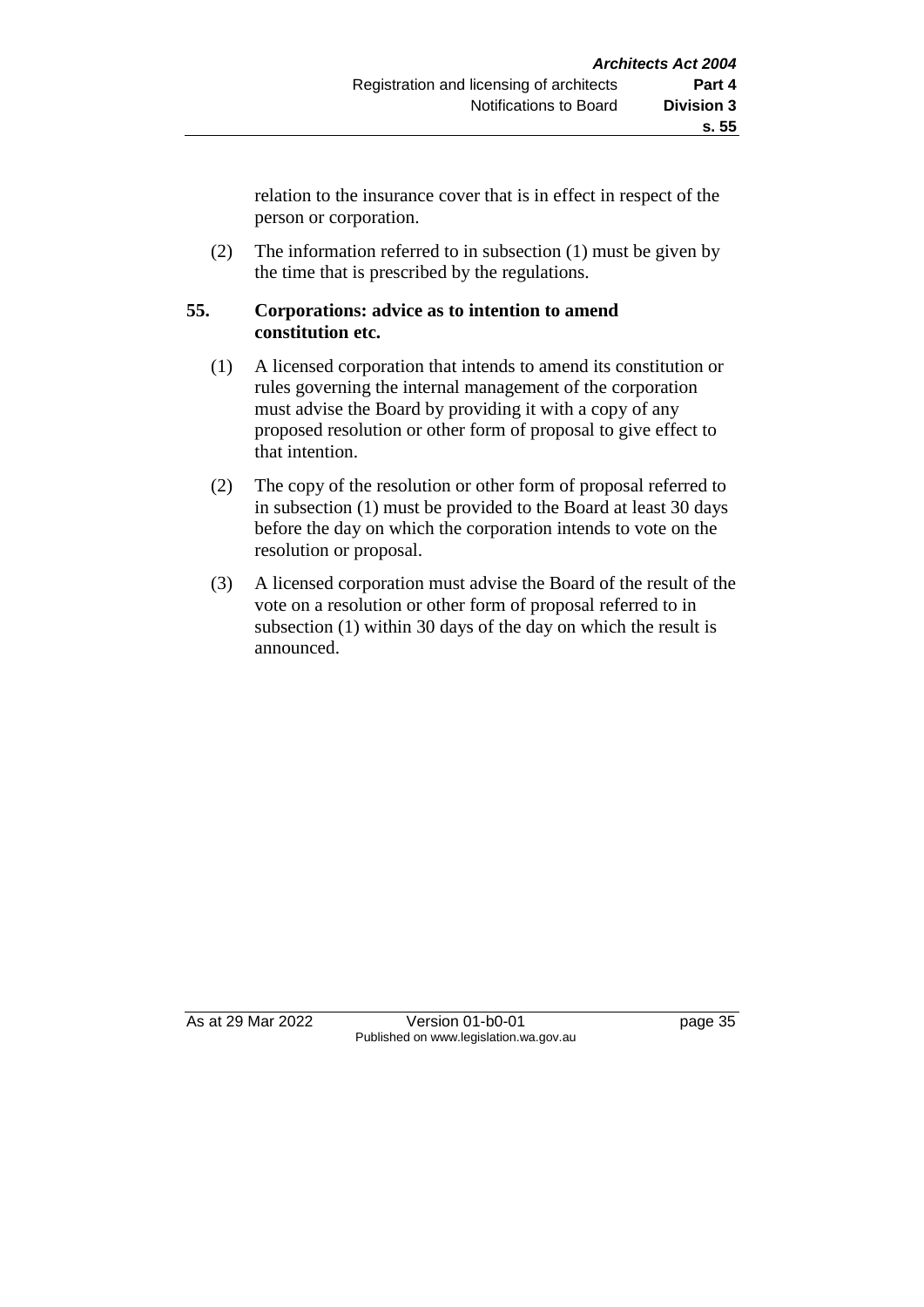relation to the insurance cover that is in effect in respect of the person or corporation.

(2) The information referred to in subsection (1) must be given by the time that is prescribed by the regulations.

**55. Corporations: advice as to intention to amend constitution etc.**

(1) A licensed corporation that intends to amend its constitution or rules governing the internal management of the corporation must advise the Board by providing it with a copy of any proposed resolution or other form of proposal to give effect to that intention.

(2) The copy of the resolution or other form of proposal referred to in subsection (1) must be provided to the Board at least 30 days before the day on which the corporation intends to vote on the resolution or proposal.

(3) A licensed corporation must advise the Board of the result of the vote on a resolution or other form of proposal referred to in subsection (1) within 30 days of the day on which the result is announced.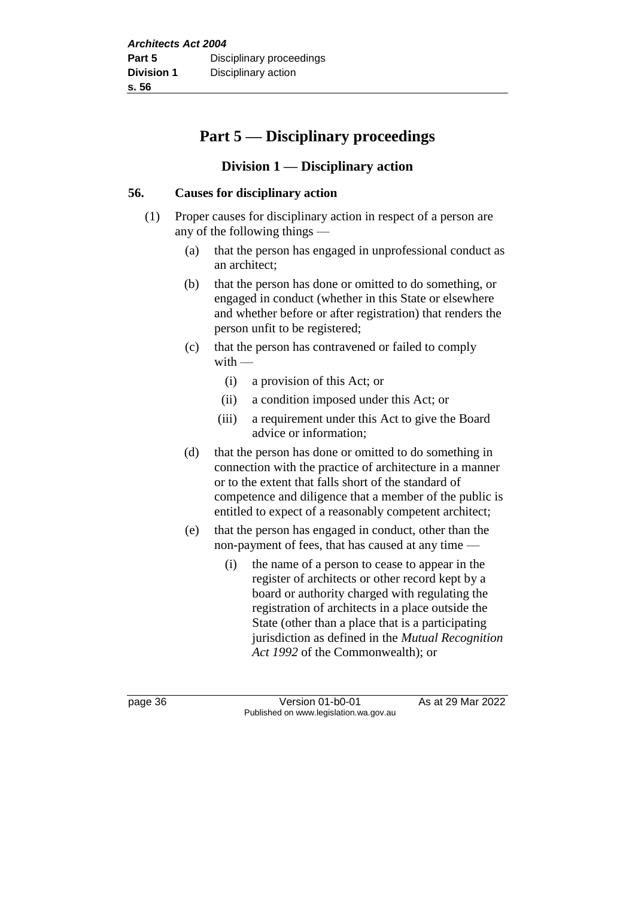# Part 5 — Disciplinary proceedings

## Division 1 — Disciplinary action

### 56. Causes for disciplinary action

(1) Proper causes for disciplinary action in respect of a person are any of the following things —

(a) that the person has engaged in unprofessional conduct as an architect;

(b) that the person has done or omitted to do something, or engaged in conduct (whether in this State or elsewhere and whether before or after registration) that renders the person unfit to be registered;

(c) that the person has contravened or failed to comply with —

(i) a provision of this Act; or

(ii) a condition imposed under this Act; or

(iii) a requirement under this Act to give the Board advice or information;

(d) that the person has done or omitted to do something in connection with the practice of architecture in a manner or to the extent that falls short of the standard of competence and diligence that a member of the public is entitled to expect of a reasonably competent architect;

(e) that the person has engaged in conduct, other than the non-payment of fees, that has caused at any time —

(i) the name of a person to cease to appear in the register of architects or other record kept by a board or authority charged with regulating the registration of architects in a place outside the State (other than a place that is a participating jurisdiction as defined in the *Mutual Recognition Act 1992* of the Commonwealth); or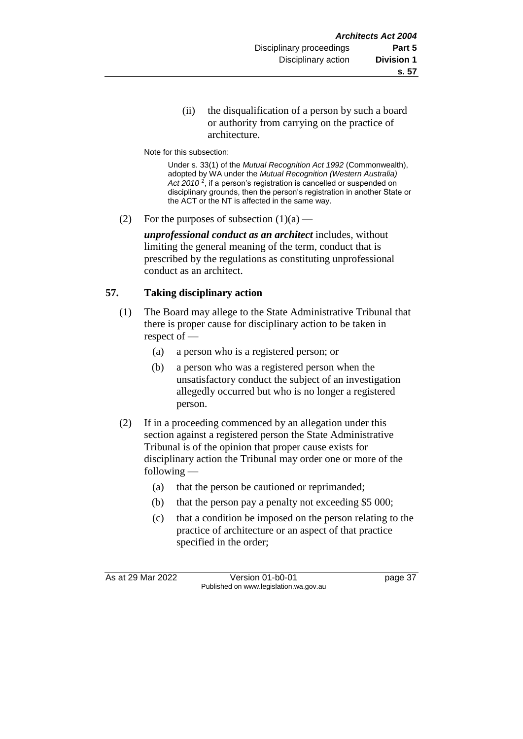(ii) the disqualification of a person by such a board or authority from carrying on the practice of architecture.

Note for this subsection:

Under s. 33(1) of the *Mutual Recognition Act 1992* (Commonwealth), adopted by WA under the *Mutual Recognition (Western Australia) Act 2010* [2], if a person's registration is cancelled or suspended on disciplinary grounds, then the person's registration in another State or the ACT or the NT is affected in the same way.

(2) For the purposes of subsection (1)(a) —

***unprofessional conduct as an architect*** includes, without limiting the general meaning of the term, conduct that is prescribed by the regulations as constituting unprofessional conduct as an architect.

## 57. Taking disciplinary action

(1) The Board may allege to the State Administrative Tribunal that there is proper cause for disciplinary action to be taken in respect of —

(a) a person who is a registered person; or

(b) a person who was a registered person when the unsatisfactory conduct the subject of an investigation allegedly occurred but who is no longer a registered person.

(2) If in a proceeding commenced by an allegation under this section against a registered person the State Administrative Tribunal is of the opinion that proper cause exists for disciplinary action the Tribunal may order one or more of the following —

(a) that the person be cautioned or reprimanded;

(b) that the person pay a penalty not exceeding $5 000;

(c) that a condition be imposed on the person relating to the practice of architecture or an aspect of that practice specified in the order;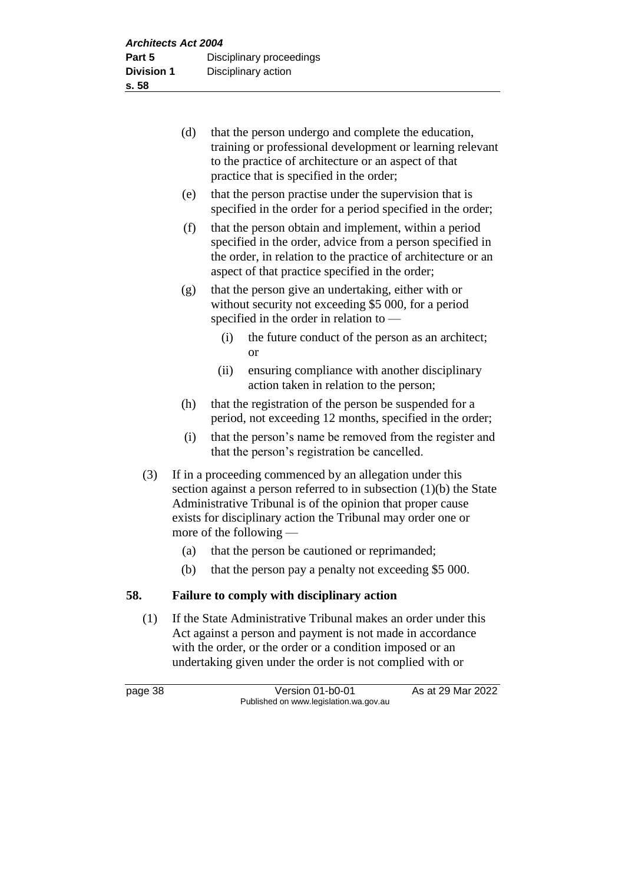(d) that the person undergo and complete the education, training or professional development or learning relevant to the practice of architecture or an aspect of that practice that is specified in the order;

(e) that the person practise under the supervision that is specified in the order for a period specified in the order;

(f) that the person obtain and implement, within a period specified in the order, advice from a person specified in the order, in relation to the practice of architecture or an aspect of that practice specified in the order;

(g) that the person give an undertaking, either with or without security not exceeding $5 000, for a period specified in the order in relation to —

  (i) the future conduct of the person as an architect; or

  (ii) ensuring compliance with another disciplinary action taken in relation to the person;

(h) that the registration of the person be suspended for a period, not exceeding 12 months, specified in the order;

(i) that the person's name be removed from the register and that the person's registration be cancelled.

(3) If in a proceeding commenced by an allegation under this section against a person referred to in subsection (1)(b) the State Administrative Tribunal is of the opinion that proper cause exists for disciplinary action the Tribunal may order one or more of the following —

  (a) that the person be cautioned or reprimanded;

  (b) that the person pay a penalty not exceeding $5 000.

## 58. Failure to comply with disciplinary action

(1) If the State Administrative Tribunal makes an order under this Act against a person and payment is not made in accordance with the order, or the order or a condition imposed or an undertaking given under the order is not complied with or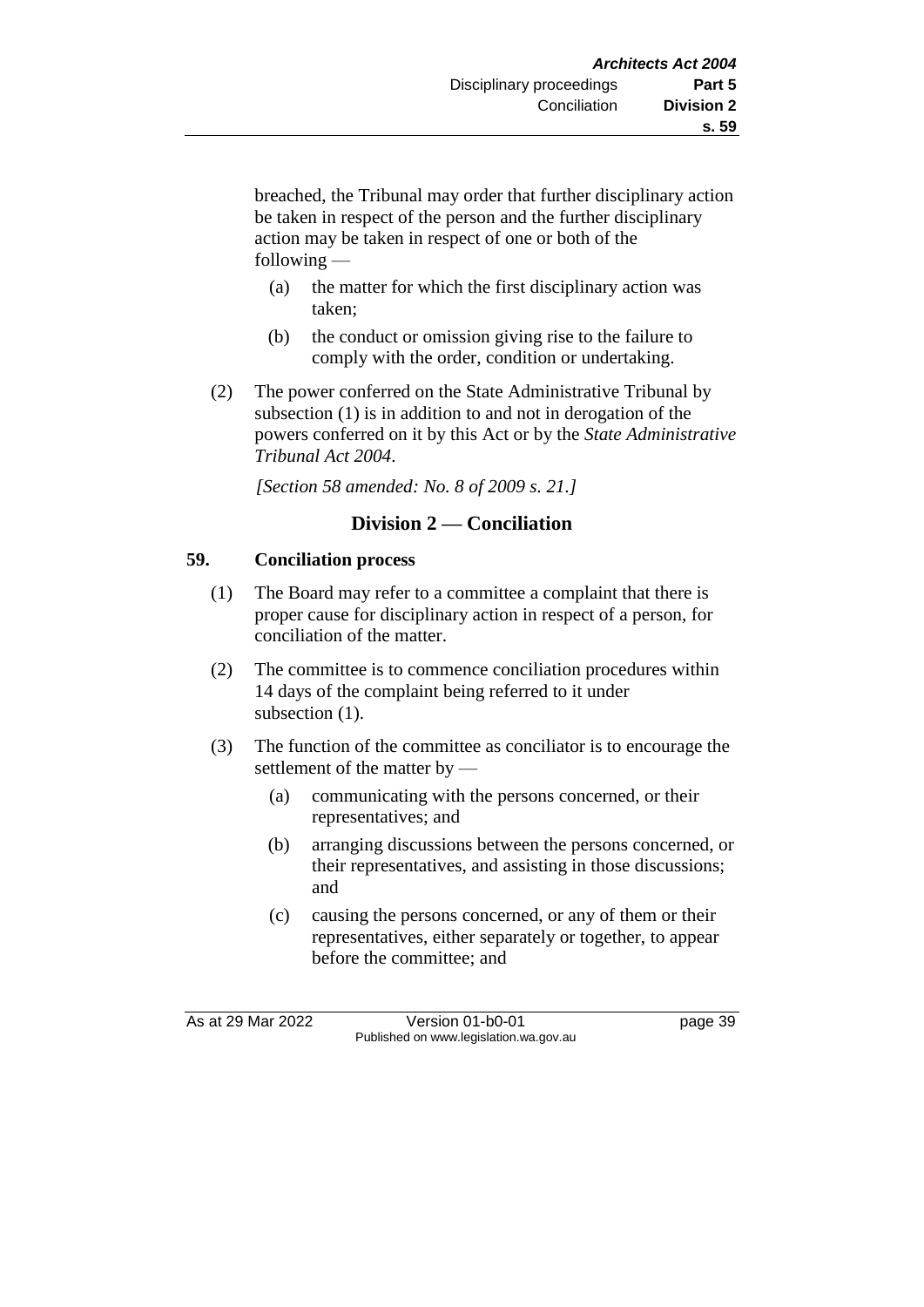breached, the Tribunal may order that further disciplinary action be taken in respect of the person and the further disciplinary action may be taken in respect of one or both of the following —

(a) the matter for which the first disciplinary action was taken;

(b) the conduct or omission giving rise to the failure to comply with the order, condition or undertaking.

(2) The power conferred on the State Administrative Tribunal by subsection (1) is in addition to and not in derogation of the powers conferred on it by this Act or by the *State Administrative Tribunal Act 2004*.

*[Section 58 amended: No. 8 of 2009 s. 21.]*

## Division 2 — Conciliation

### 59. Conciliation process

(1) The Board may refer to a committee a complaint that there is proper cause for disciplinary action in respect of a person, for conciliation of the matter.

(2) The committee is to commence conciliation procedures within 14 days of the complaint being referred to it under subsection (1).

(3) The function of the committee as conciliator is to encourage the settlement of the matter by —

(a) communicating with the persons concerned, or their representatives; and

(b) arranging discussions between the persons concerned, or their representatives, and assisting in those discussions; and

(c) causing the persons concerned, or any of them or their representatives, either separately or together, to appear before the committee; and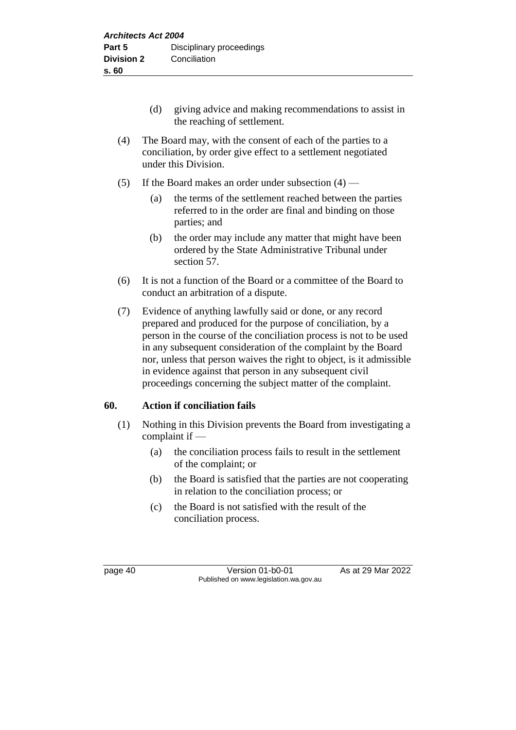(d) giving advice and making recommendations to assist in the reaching of settlement.

(4) The Board may, with the consent of each of the parties to a conciliation, by order give effect to a settlement negotiated under this Division.

(5) If the Board makes an order under subsection (4) —

(a) the terms of the settlement reached between the parties referred to in the order are final and binding on those parties; and

(b) the order may include any matter that might have been ordered by the State Administrative Tribunal under section 57.

(6) It is not a function of the Board or a committee of the Board to conduct an arbitration of a dispute.

(7) Evidence of anything lawfully said or done, or any record prepared and produced for the purpose of conciliation, by a person in the course of the conciliation process is not to be used in any subsequent consideration of the complaint by the Board nor, unless that person waives the right to object, is it admissible in evidence against that person in any subsequent civil proceedings concerning the subject matter of the complaint.

### 60. Action if conciliation fails

(1) Nothing in this Division prevents the Board from investigating a complaint if —

(a) the conciliation process fails to result in the settlement of the complaint; or

(b) the Board is satisfied that the parties are not cooperating in relation to the conciliation process; or

(c) the Board is not satisfied with the result of the conciliation process.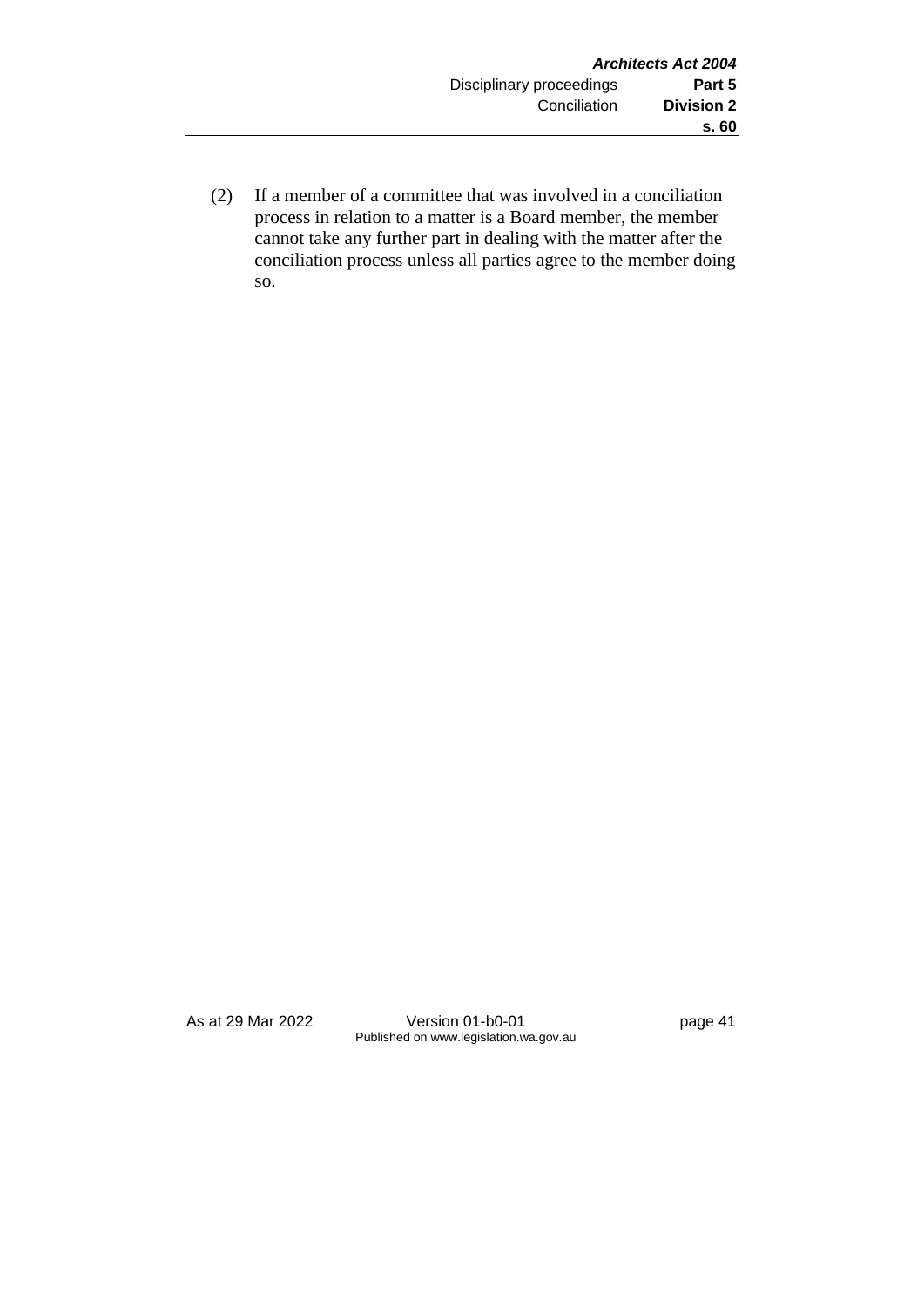(2) If a member of a committee that was involved in a conciliation process in relation to a matter is a Board member, the member cannot take any further part in dealing with the matter after the conciliation process unless all parties agree to the member doing so.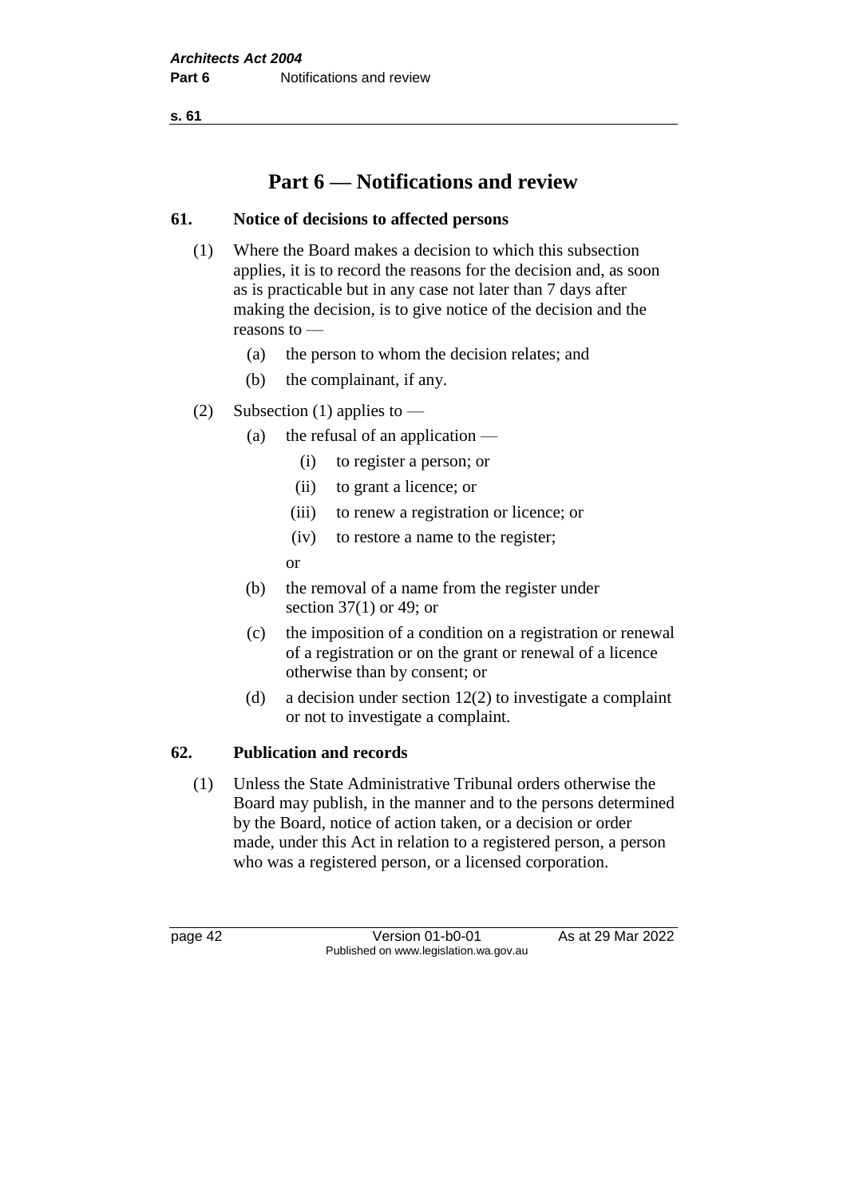# Part 6 — Notifications and review

## 61. Notice of decisions to affected persons

(1) Where the Board makes a decision to which this subsection applies, it is to record the reasons for the decision and, as soon as is practicable but in any case not later than 7 days after making the decision, is to give notice of the decision and the reasons to —

- (a) the person to whom the decision relates; and
- (b) the complainant, if any.

(2) Subsection (1) applies to —

- (a) the refusal of an application —
  - (i) to register a person; or
  - (ii) to grant a licence; or
  - (iii) to renew a registration or licence; or
  - (iv) to restore a name to the register;

  or
- (b) the removal of a name from the register under section 37(1) or 49; or
- (c) the imposition of a condition on a registration or renewal of a registration or on the grant or renewal of a licence otherwise than by consent; or
- (d) a decision under section 12(2) to investigate a complaint or not to investigate a complaint.

## 62. Publication and records

(1) Unless the State Administrative Tribunal orders otherwise the Board may publish, in the manner and to the persons determined by the Board, notice of action taken, or a decision or order made, under this Act in relation to a registered person, a person who was a registered person, or a licensed corporation.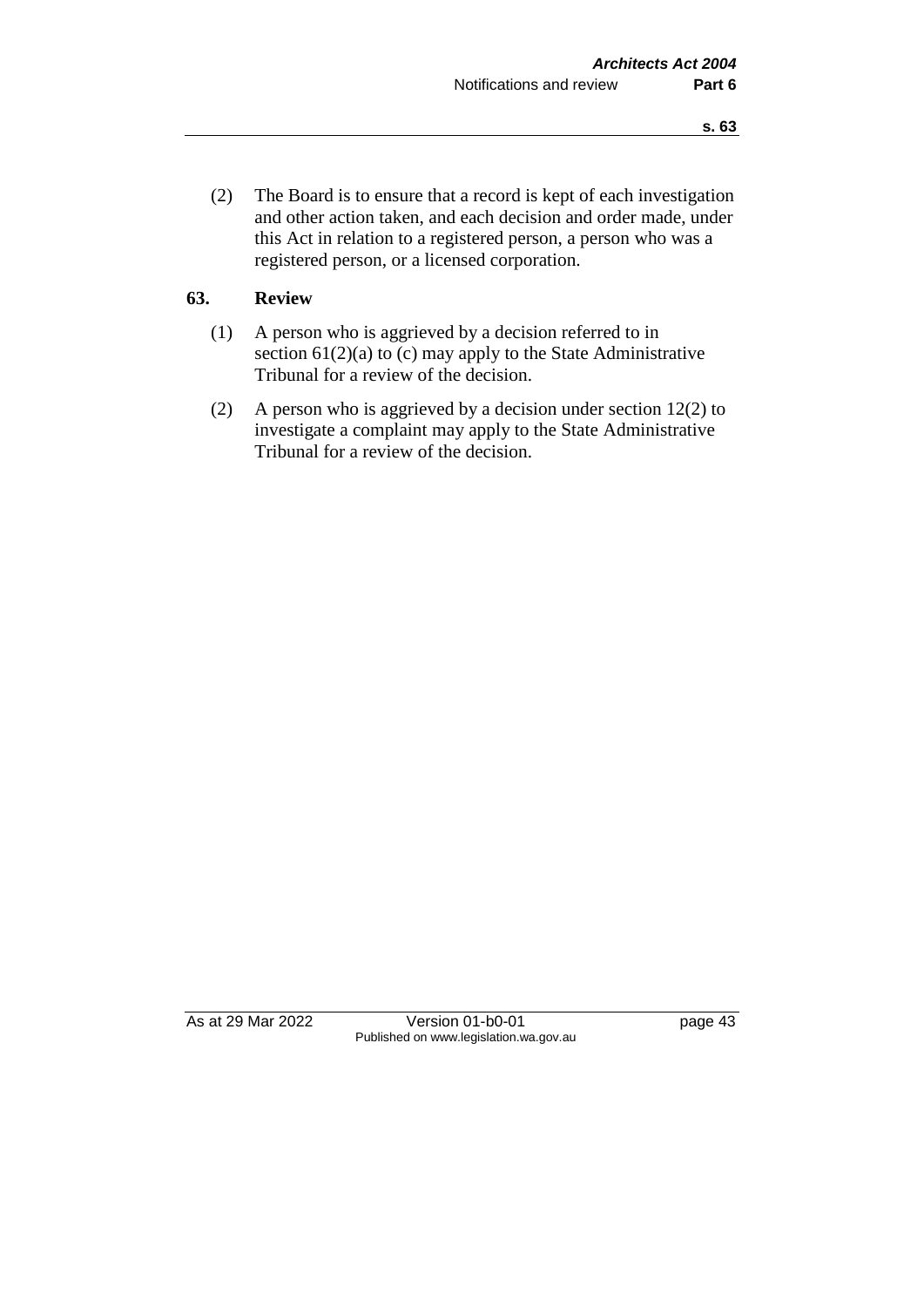(2) The Board is to ensure that a record is kept of each investigation and other action taken, and each decision and order made, under this Act in relation to a registered person, a person who was a registered person, or a licensed corporation.

## 63. Review

(1) A person who is aggrieved by a decision referred to in section 61(2)(a) to (c) may apply to the State Administrative Tribunal for a review of the decision.

(2) A person who is aggrieved by a decision under section 12(2) to investigate a complaint may apply to the State Administrative Tribunal for a review of the decision.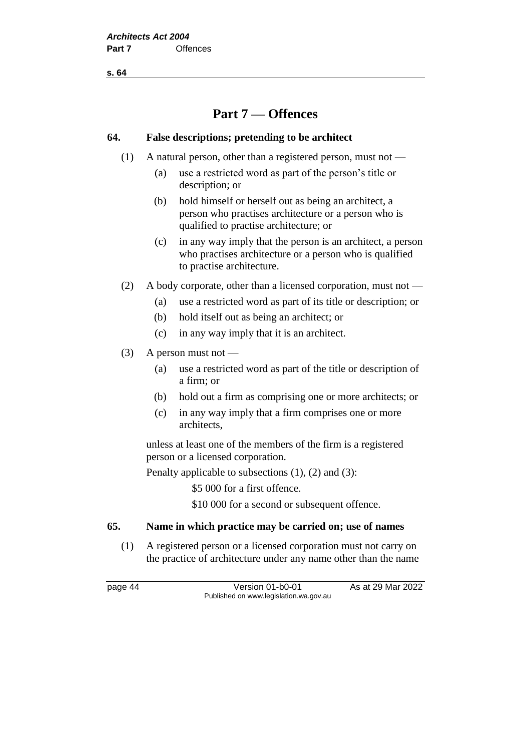# Part 7 — Offences

## 64. False descriptions; pretending to be architect

(1) A natural person, other than a registered person, must not —

- (a) use a restricted word as part of the person's title or description; or
- (b) hold himself or herself out as being an architect, a person who practises architecture or a person who is qualified to practise architecture; or
- (c) in any way imply that the person is an architect, a person who practises architecture or a person who is qualified to practise architecture.

(2) A body corporate, other than a licensed corporation, must not —

- (a) use a restricted word as part of its title or description; or
- (b) hold itself out as being an architect; or
- (c) in any way imply that it is an architect.

(3) A person must not —

- (a) use a restricted word as part of the title or description of a firm; or
- (b) hold out a firm as comprising one or more architects; or
- (c) in any way imply that a firm comprises one or more architects,

unless at least one of the members of the firm is a registered person or a licensed corporation.

Penalty applicable to subsections (1), (2) and (3):

$5 000 for a first offence.

$10 000 for a second or subsequent offence.

## 65. Name in which practice may be carried on; use of names

(1) A registered person or a licensed corporation must not carry on the practice of architecture under any name other than the name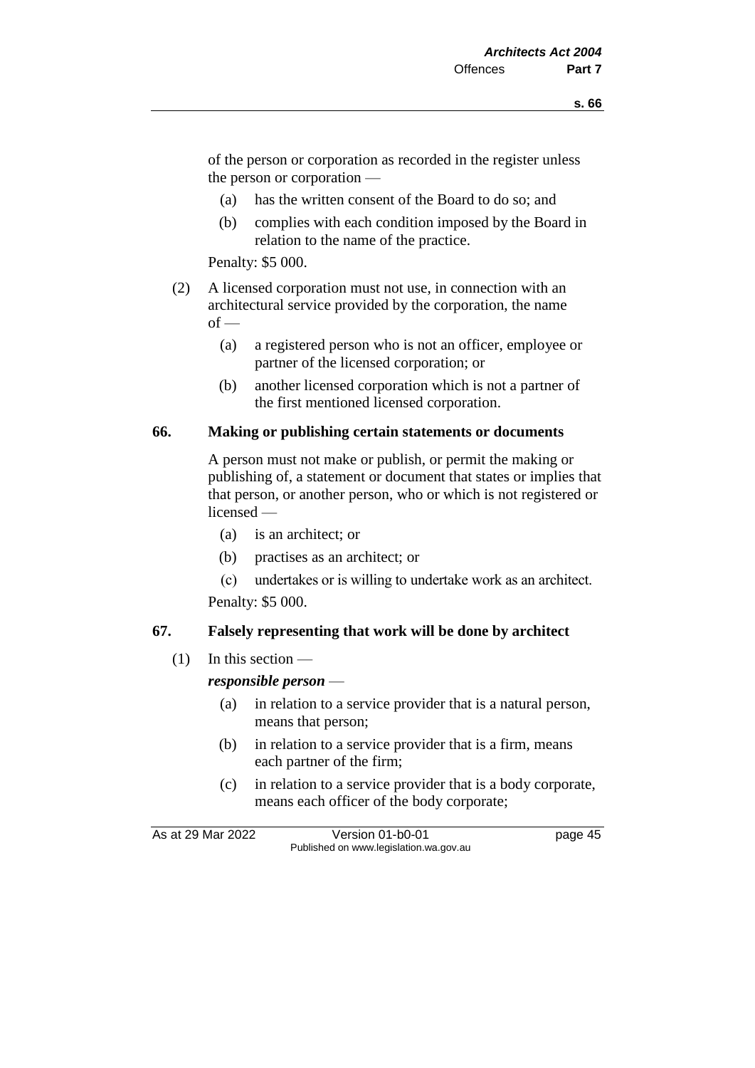of the person or corporation as recorded in the register unless the person or corporation —

(a) has the written consent of the Board to do so; and

(b) complies with each condition imposed by the Board in relation to the name of the practice.

Penalty: $5 000.

(2) A licensed corporation must not use, in connection with an architectural service provided by the corporation, the name of —

(a) a registered person who is not an officer, employee or partner of the licensed corporation; or

(b) another licensed corporation which is not a partner of the first mentioned licensed corporation.

## 66. Making or publishing certain statements or documents

A person must not make or publish, or permit the making or publishing of, a statement or document that states or implies that that person, or another person, who or which is not registered or licensed —

(a) is an architect; or

(b) practises as an architect; or

(c) undertakes or is willing to undertake work as an architect.

Penalty: $5 000.

## 67. Falsely representing that work will be done by architect

(1) In this section —

***responsible person*** —

(a) in relation to a service provider that is a natural person, means that person;

(b) in relation to a service provider that is a firm, means each partner of the firm;

(c) in relation to a service provider that is a body corporate, means each officer of the body corporate;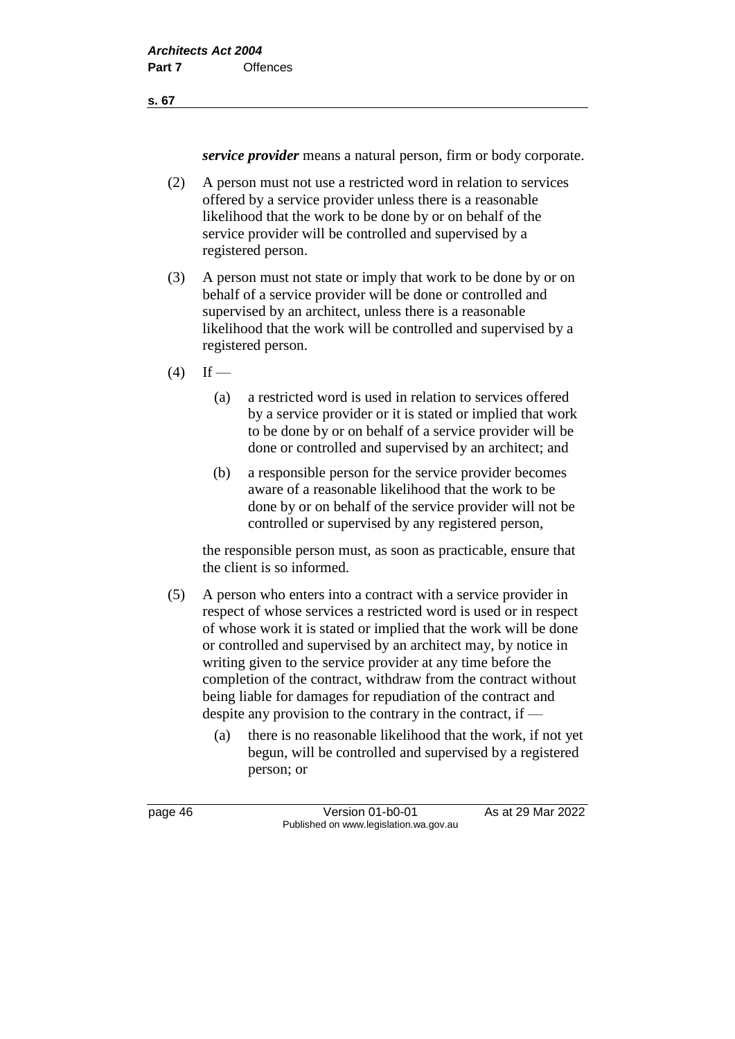***service provider*** means a natural person, firm or body corporate.

(2) A person must not use a restricted word in relation to services offered by a service provider unless there is a reasonable likelihood that the work to be done by or on behalf of the service provider will be controlled and supervised by a registered person.

(3) A person must not state or imply that work to be done by or on behalf of a service provider will be done or controlled and supervised by an architect, unless there is a reasonable likelihood that the work will be controlled and supervised by a registered person.

(4) If —

(a) a restricted word is used in relation to services offered by a service provider or it is stated or implied that work to be done by or on behalf of a service provider will be done or controlled and supervised by an architect; and

(b) a responsible person for the service provider becomes aware of a reasonable likelihood that the work to be done by or on behalf of the service provider will not be controlled or supervised by any registered person,

the responsible person must, as soon as practicable, ensure that the client is so informed.

(5) A person who enters into a contract with a service provider in respect of whose services a restricted word is used or in respect of whose work it is stated or implied that the work will be done or controlled and supervised by an architect may, by notice in writing given to the service provider at any time before the completion of the contract, withdraw from the contract without being liable for damages for repudiation of the contract and despite any provision to the contrary in the contract, if —

(a) there is no reasonable likelihood that the work, if not yet begun, will be controlled and supervised by a registered person; or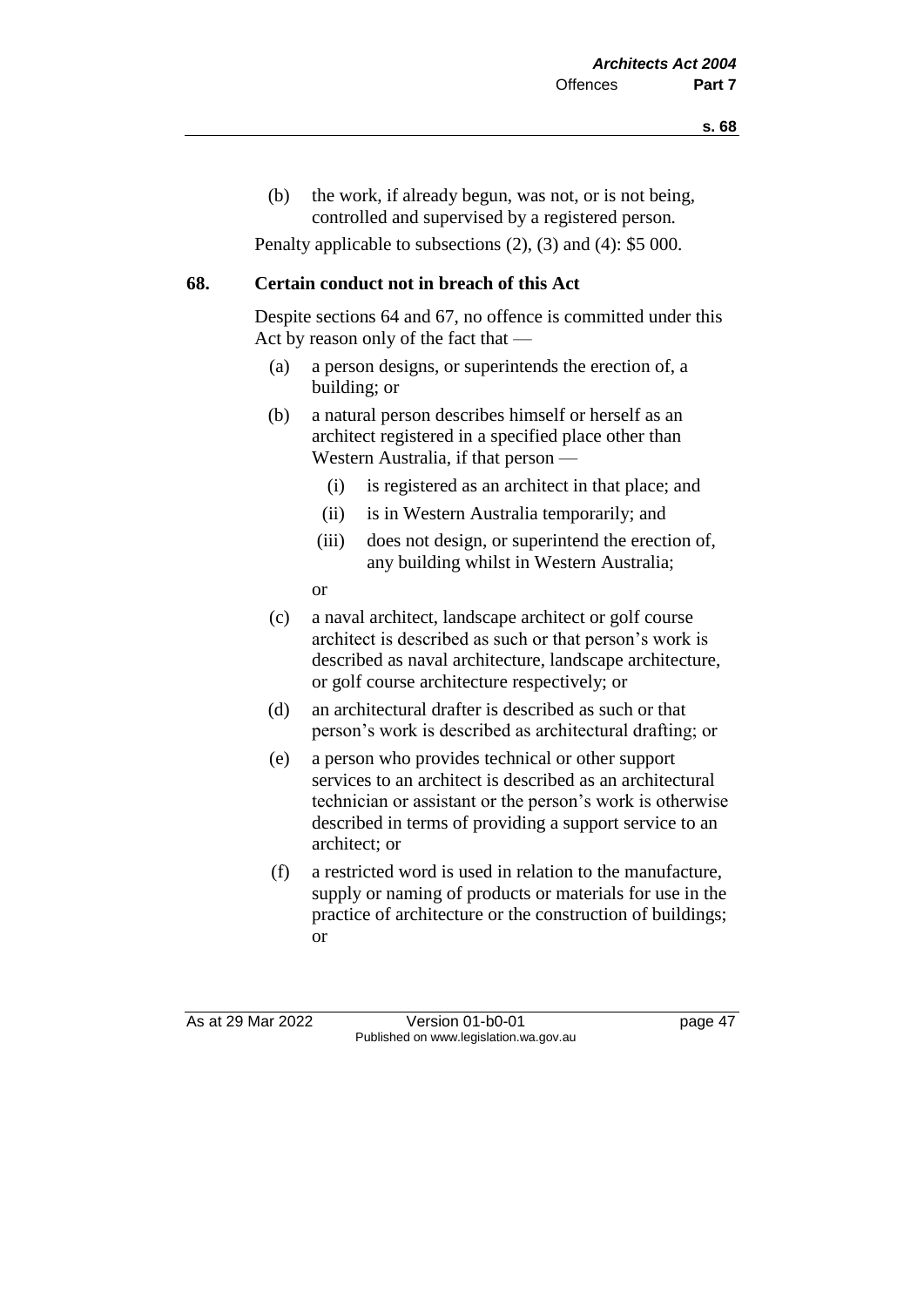(b) the work, if already begun, was not, or is not being, controlled and supervised by a registered person.

Penalty applicable to subsections (2), (3) and (4): $5 000.

## 68. Certain conduct not in breach of this Act

Despite sections 64 and 67, no offence is committed under this Act by reason only of the fact that —

(a) a person designs, or superintends the erection of, a building; or

(b) a natural person describes himself or herself as an architect registered in a specified place other than Western Australia, if that person —

  (i) is registered as an architect in that place; and

  (ii) is in Western Australia temporarily; and

  (iii) does not design, or superintend the erection of, any building whilst in Western Australia;

or

(c) a naval architect, landscape architect or golf course architect is described as such or that person's work is described as naval architecture, landscape architecture, or golf course architecture respectively; or

(d) an architectural drafter is described as such or that person's work is described as architectural drafting; or

(e) a person who provides technical or other support services to an architect is described as an architectural technician or assistant or the person's work is otherwise described in terms of providing a support service to an architect; or

(f) a restricted word is used in relation to the manufacture, supply or naming of products or materials for use in the practice of architecture or the construction of buildings; or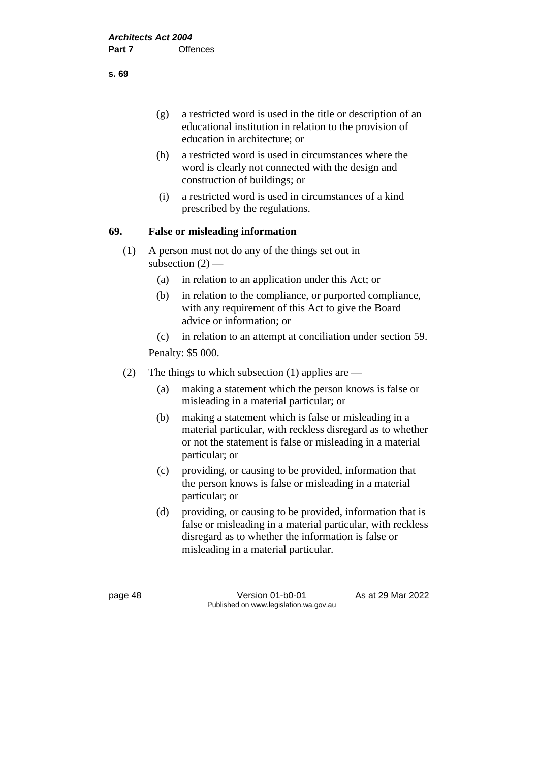(g) a restricted word is used in the title or description of an educational institution in relation to the provision of education in architecture; or

(h) a restricted word is used in circumstances where the word is clearly not connected with the design and construction of buildings; or

(i) a restricted word is used in circumstances of a kind prescribed by the regulations.

## 69. False or misleading information

(1) A person must not do any of the things set out in subsection (2) —

(a) in relation to an application under this Act; or

(b) in relation to the compliance, or purported compliance, with any requirement of this Act to give the Board advice or information; or

(c) in relation to an attempt at conciliation under section 59.

Penalty: $5 000.

(2) The things to which subsection (1) applies are —

(a) making a statement which the person knows is false or misleading in a material particular; or

(b) making a statement which is false or misleading in a material particular, with reckless disregard as to whether or not the statement is false or misleading in a material particular; or

(c) providing, or causing to be provided, information that the person knows is false or misleading in a material particular; or

(d) providing, or causing to be provided, information that is false or misleading in a material particular, with reckless disregard as to whether the information is false or misleading in a material particular.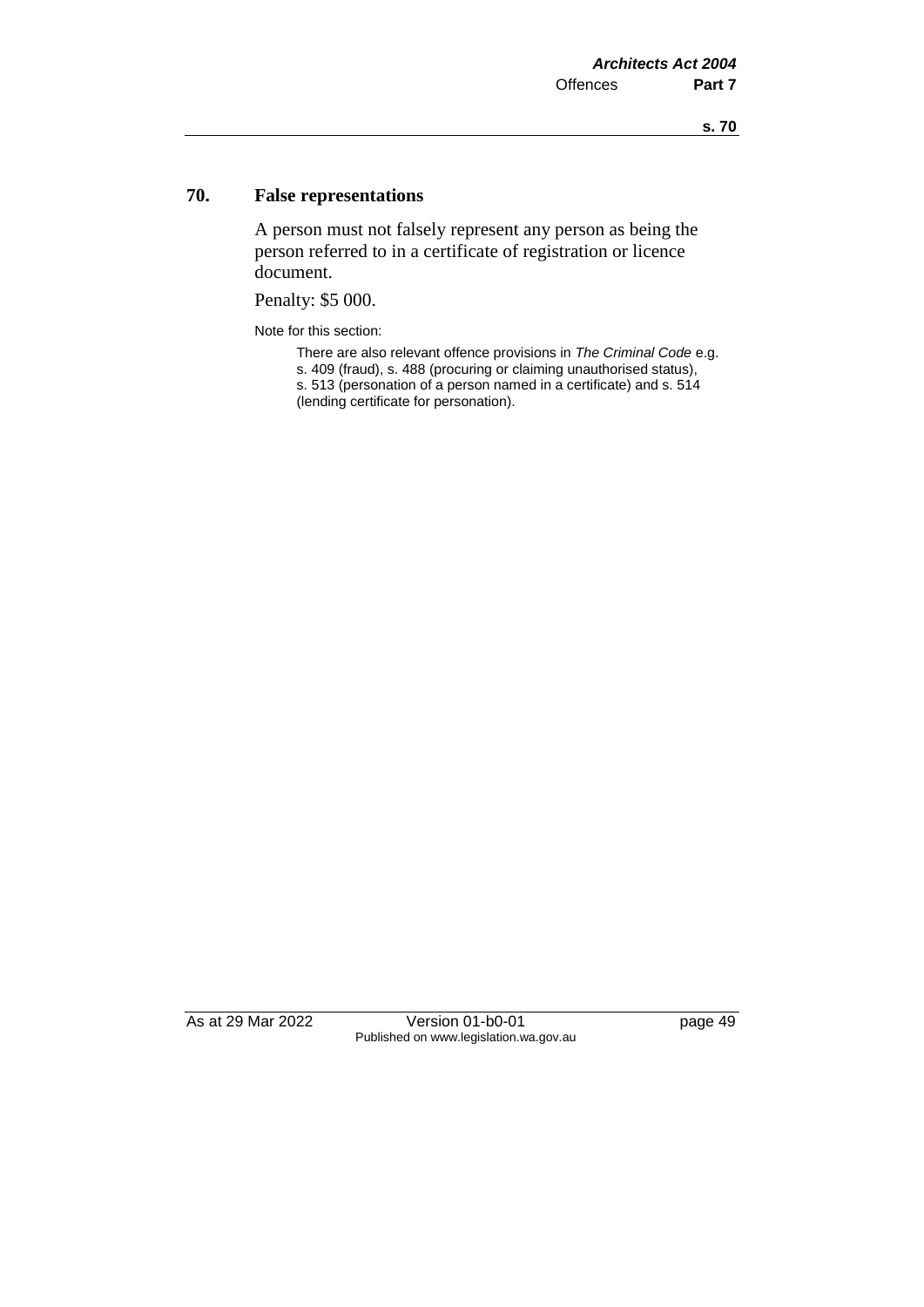## 70. False representations

A person must not falsely represent any person as being the person referred to in a certificate of registration or licence document.

Penalty: $5 000.

Note for this section:

There are also relevant offence provisions in *The Criminal Code* e.g. s. 409 (fraud), s. 488 (procuring or claiming unauthorised status), s. 513 (personation of a person named in a certificate) and s. 514 (lending certificate for personation).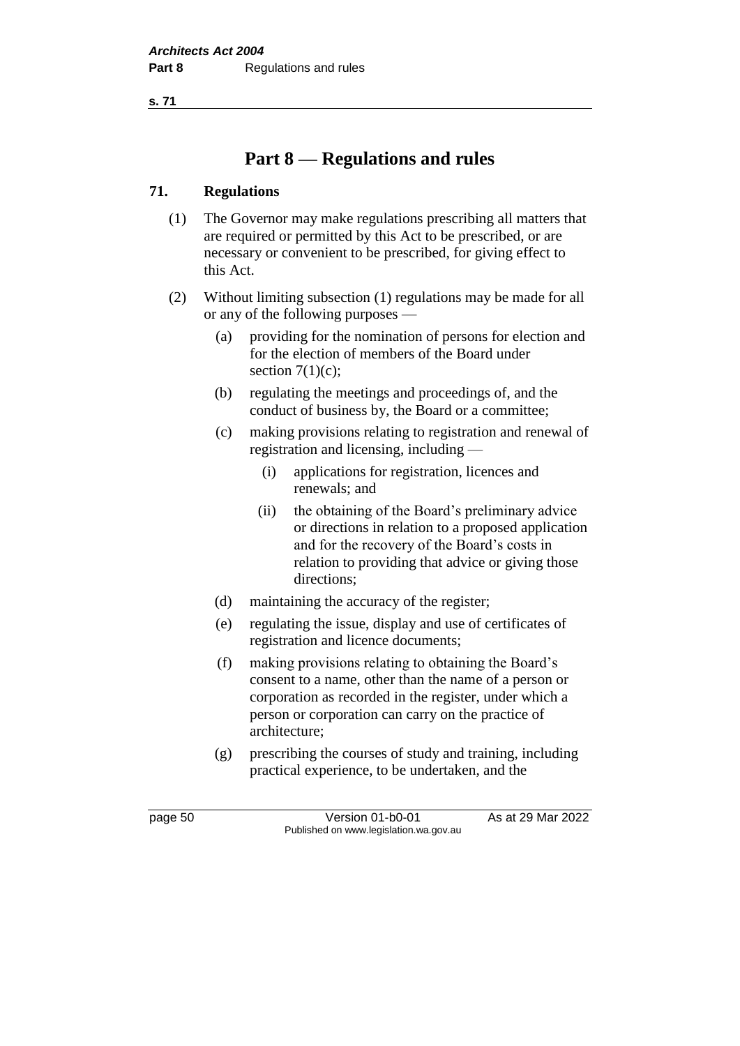# Part 8 — Regulations and rules

## 71. Regulations

(1) The Governor may make regulations prescribing all matters that are required or permitted by this Act to be prescribed, or are necessary or convenient to be prescribed, for giving effect to this Act.

(2) Without limiting subsection (1) regulations may be made for all or any of the following purposes —

(a) providing for the nomination of persons for election and for the election of members of the Board under section 7(1)(c);

(b) regulating the meetings and proceedings of, and the conduct of business by, the Board or a committee;

(c) making provisions relating to registration and renewal of registration and licensing, including —

(i) applications for registration, licences and renewals; and

(ii) the obtaining of the Board's preliminary advice or directions in relation to a proposed application and for the recovery of the Board's costs in relation to providing that advice or giving those directions;

(d) maintaining the accuracy of the register;

(e) regulating the issue, display and use of certificates of registration and licence documents;

(f) making provisions relating to obtaining the Board's consent to a name, other than the name of a person or corporation as recorded in the register, under which a person or corporation can carry on the practice of architecture;

(g) prescribing the courses of study and training, including practical experience, to be undertaken, and the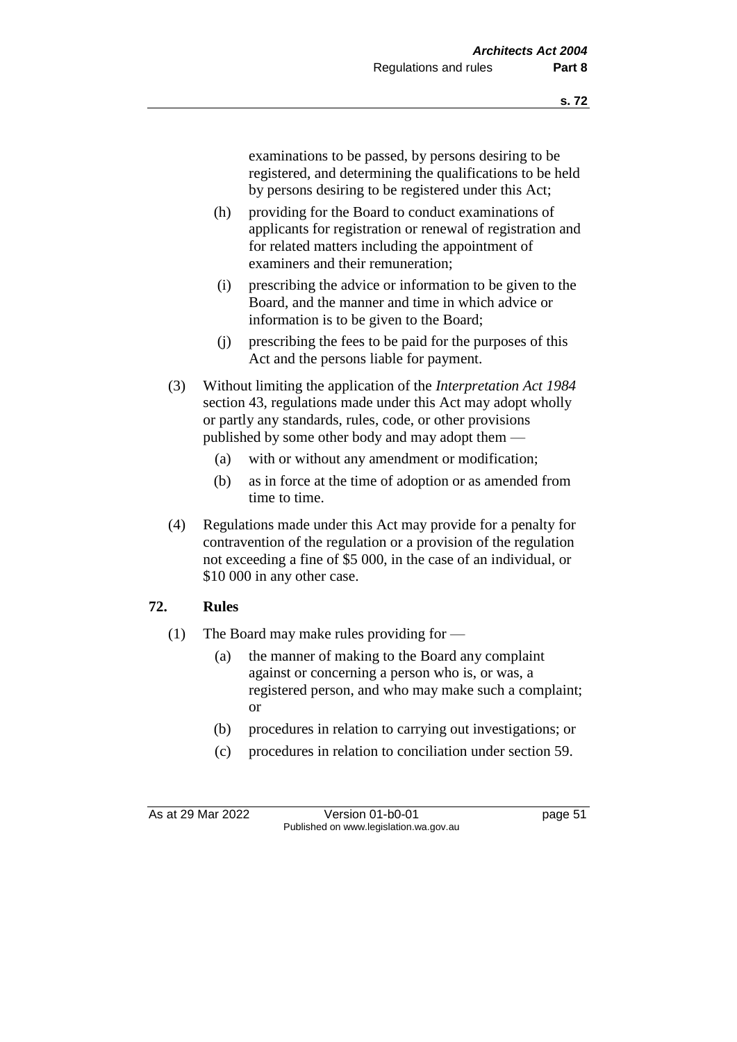examinations to be passed, by persons desiring to be registered, and determining the qualifications to be held by persons desiring to be registered under this Act;

(h) providing for the Board to conduct examinations of applicants for registration or renewal of registration and for related matters including the appointment of examiners and their remuneration;

(i) prescribing the advice or information to be given to the Board, and the manner and time in which advice or information is to be given to the Board;

(j) prescribing the fees to be paid for the purposes of this Act and the persons liable for payment.

(3) Without limiting the application of the *Interpretation Act 1984* section 43, regulations made under this Act may adopt wholly or partly any standards, rules, code, or other provisions published by some other body and may adopt them —

(a) with or without any amendment or modification;

(b) as in force at the time of adoption or as amended from time to time.

(4) Regulations made under this Act may provide for a penalty for contravention of the regulation or a provision of the regulation not exceeding a fine of $5 000, in the case of an individual, or $10 000 in any other case.

## 72. Rules

(1) The Board may make rules providing for —

(a) the manner of making to the Board any complaint against or concerning a person who is, or was, a registered person, and who may make such a complaint; or

(b) procedures in relation to carrying out investigations; or

(c) procedures in relation to conciliation under section 59.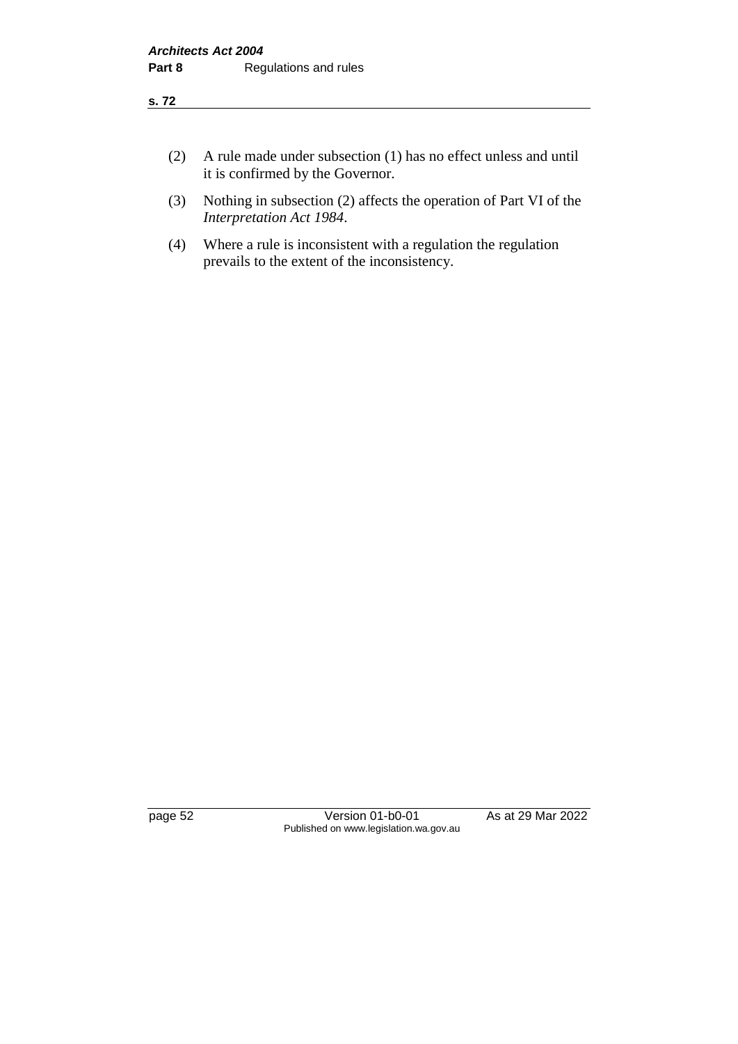(2) A rule made under subsection (1) has no effect unless and until it is confirmed by the Governor.

(3) Nothing in subsection (2) affects the operation of Part VI of the *Interpretation Act 1984*.

(4) Where a rule is inconsistent with a regulation the regulation prevails to the extent of the inconsistency.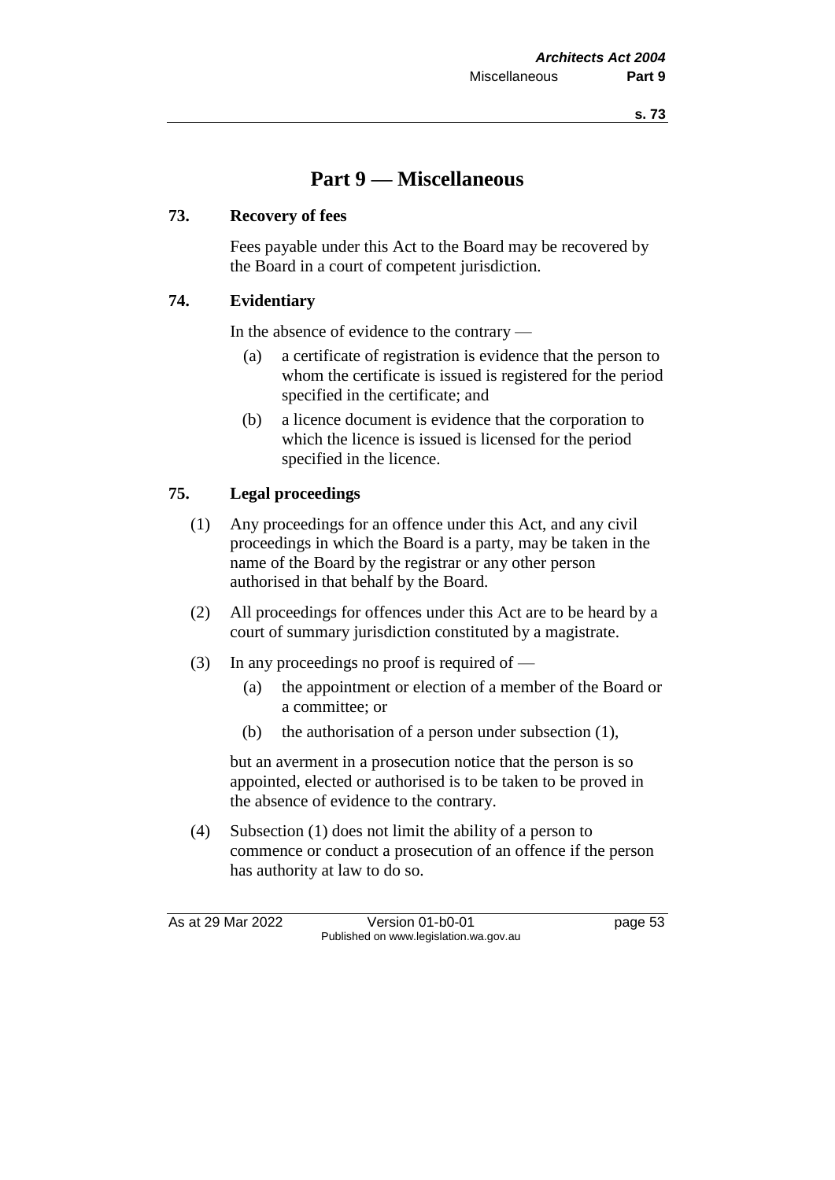# Part 9 — Miscellaneous

### 73. Recovery of fees

Fees payable under this Act to the Board may be recovered by the Board in a court of competent jurisdiction.

### 74. Evidentiary

In the absence of evidence to the contrary —

(a) a certificate of registration is evidence that the person to whom the certificate is issued is registered for the period specified in the certificate; and

(b) a licence document is evidence that the corporation to which the licence is issued is licensed for the period specified in the licence.

### 75. Legal proceedings

(1) Any proceedings for an offence under this Act, and any civil proceedings in which the Board is a party, may be taken in the name of the Board by the registrar or any other person authorised in that behalf by the Board.

(2) All proceedings for offences under this Act are to be heard by a court of summary jurisdiction constituted by a magistrate.

(3) In any proceedings no proof is required of —

(a) the appointment or election of a member of the Board or a committee; or

(b) the authorisation of a person under subsection (1),

but an averment in a prosecution notice that the person is so appointed, elected or authorised is to be taken to be proved in the absence of evidence to the contrary.

(4) Subsection (1) does not limit the ability of a person to commence or conduct a prosecution of an offence if the person has authority at law to do so.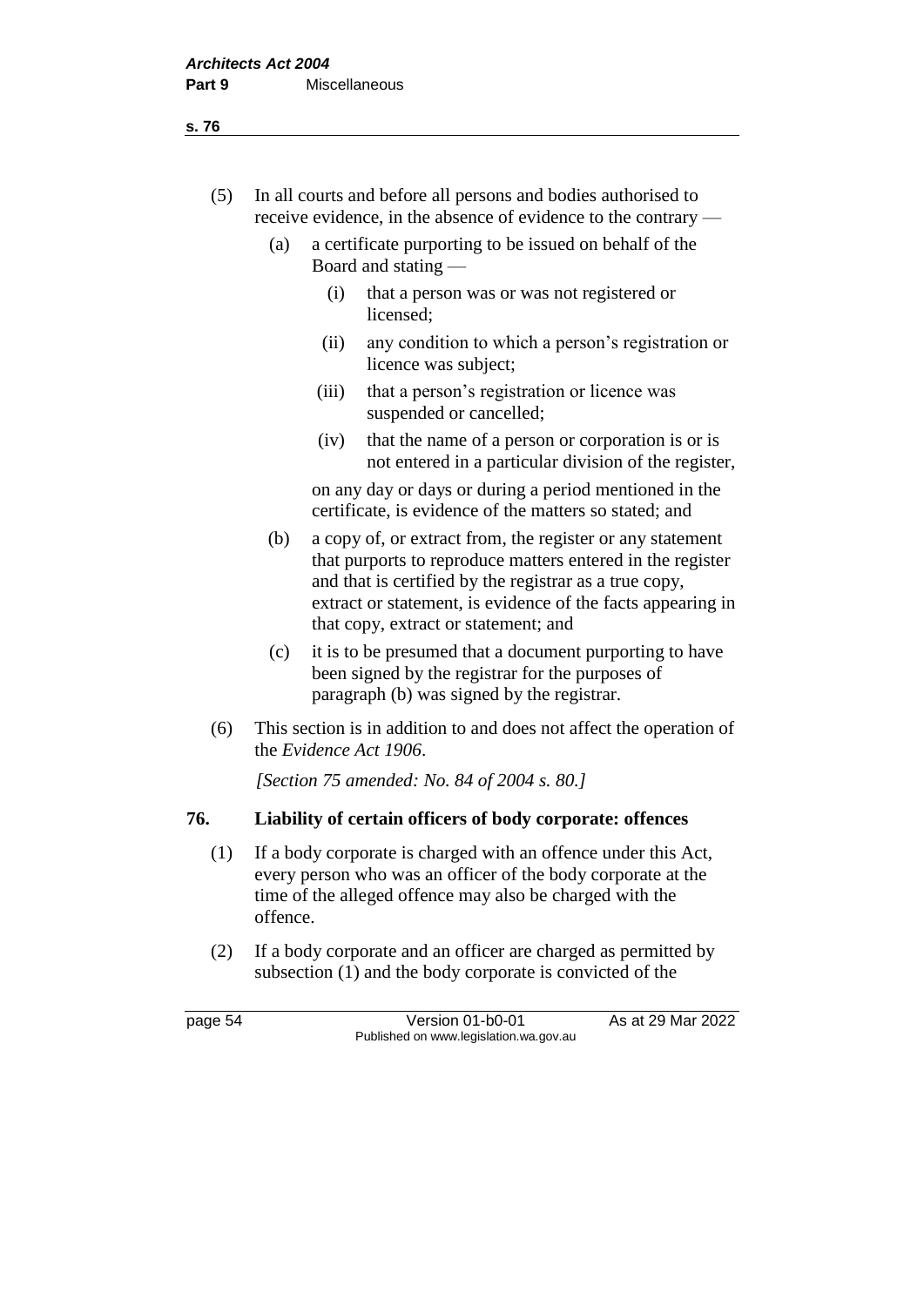(5) In all courts and before all persons and bodies authorised to receive evidence, in the absence of evidence to the contrary —

  (a) a certificate purporting to be issued on behalf of the Board and stating —

    (i) that a person was or was not registered or licensed;

    (ii) any condition to which a person's registration or licence was subject;

    (iii) that a person's registration or licence was suspended or cancelled;

    (iv) that the name of a person or corporation is or is not entered in a particular division of the register,

  on any day or days or during a period mentioned in the certificate, is evidence of the matters so stated; and

  (b) a copy of, or extract from, the register or any statement that purports to reproduce matters entered in the register and that is certified by the registrar as a true copy, extract or statement, is evidence of the facts appearing in that copy, extract or statement; and

  (c) it is to be presumed that a document purporting to have been signed by the registrar for the purposes of paragraph (b) was signed by the registrar.

(6) This section is in addition to and does not affect the operation of the *Evidence Act 1906*.

*[Section 75 amended: No. 84 of 2004 s. 80.]*

## 76. Liability of certain officers of body corporate: offences

(1) If a body corporate is charged with an offence under this Act, every person who was an officer of the body corporate at the time of the alleged offence may also be charged with the offence.

(2) If a body corporate and an officer are charged as permitted by subsection (1) and the body corporate is convicted of the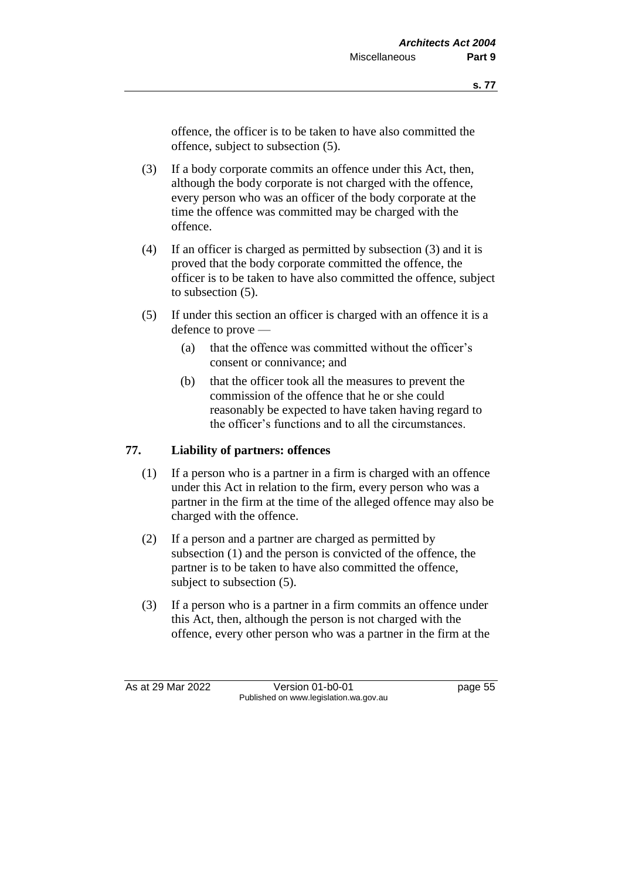offence, the officer is to be taken to have also committed the offence, subject to subsection (5).

(3) If a body corporate commits an offence under this Act, then, although the body corporate is not charged with the offence, every person who was an officer of the body corporate at the time the offence was committed may be charged with the offence.

(4) If an officer is charged as permitted by subsection (3) and it is proved that the body corporate committed the offence, the officer is to be taken to have also committed the offence, subject to subsection (5).

(5) If under this section an officer is charged with an offence it is a defence to prove —

(a) that the offence was committed without the officer's consent or connivance; and

(b) that the officer took all the measures to prevent the commission of the offence that he or she could reasonably be expected to have taken having regard to the officer's functions and to all the circumstances.

## 77. Liability of partners: offences

(1) If a person who is a partner in a firm is charged with an offence under this Act in relation to the firm, every person who was a partner in the firm at the time of the alleged offence may also be charged with the offence.

(2) If a person and a partner are charged as permitted by subsection (1) and the person is convicted of the offence, the partner is to be taken to have also committed the offence, subject to subsection (5).

(3) If a person who is a partner in a firm commits an offence under this Act, then, although the person is not charged with the offence, every other person who was a partner in the firm at the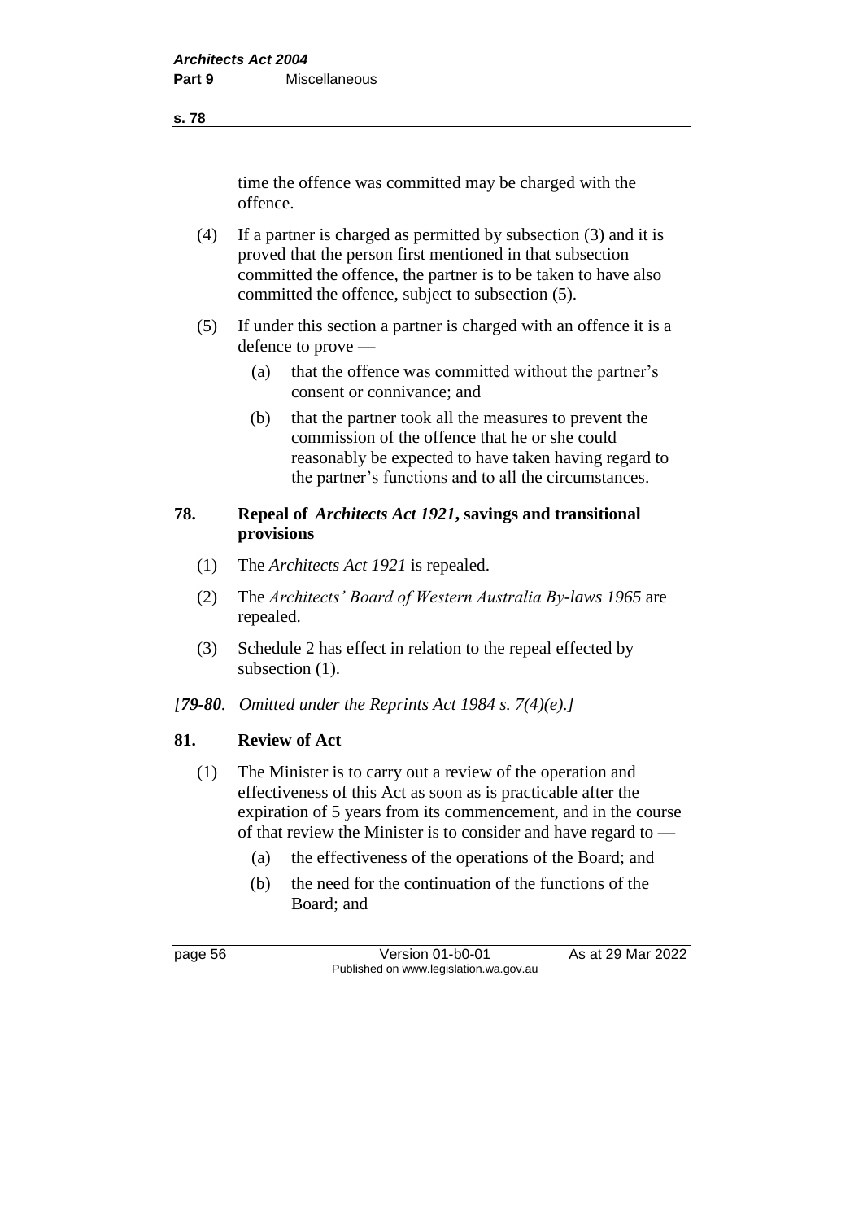time the offence was committed may be charged with the offence.

(4) If a partner is charged as permitted by subsection (3) and it is proved that the person first mentioned in that subsection committed the offence, the partner is to be taken to have also committed the offence, subject to subsection (5).

(5) If under this section a partner is charged with an offence it is a defence to prove —

(a) that the offence was committed without the partner's consent or connivance; and

(b) that the partner took all the measures to prevent the commission of the offence that he or she could reasonably be expected to have taken having regard to the partner's functions and to all the circumstances.

## 78. Repeal of *Architects Act 1921*, savings and transitional provisions

(1) The *Architects Act 1921* is repealed.

(2) The *Architects' Board of Western Australia By-laws 1965* are repealed.

(3) Schedule 2 has effect in relation to the repeal effected by subsection (1).

*[**79-80**. Omitted under the Reprints Act 1984 s. 7(4)(e).]*

## 81. Review of Act

(1) The Minister is to carry out a review of the operation and effectiveness of this Act as soon as is practicable after the expiration of 5 years from its commencement, and in the course of that review the Minister is to consider and have regard to —

(a) the effectiveness of the operations of the Board; and

(b) the need for the continuation of the functions of the Board; and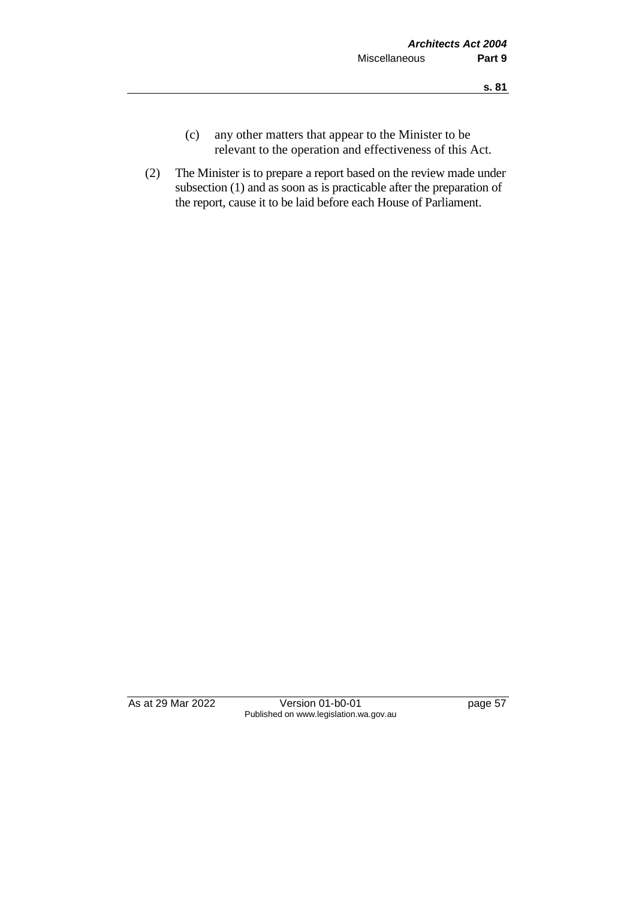(c) any other matters that appear to the Minister to be relevant to the operation and effectiveness of this Act.

(2) The Minister is to prepare a report based on the review made under subsection (1) and as soon as is practicable after the preparation of the report, cause it to be laid before each House of Parliament.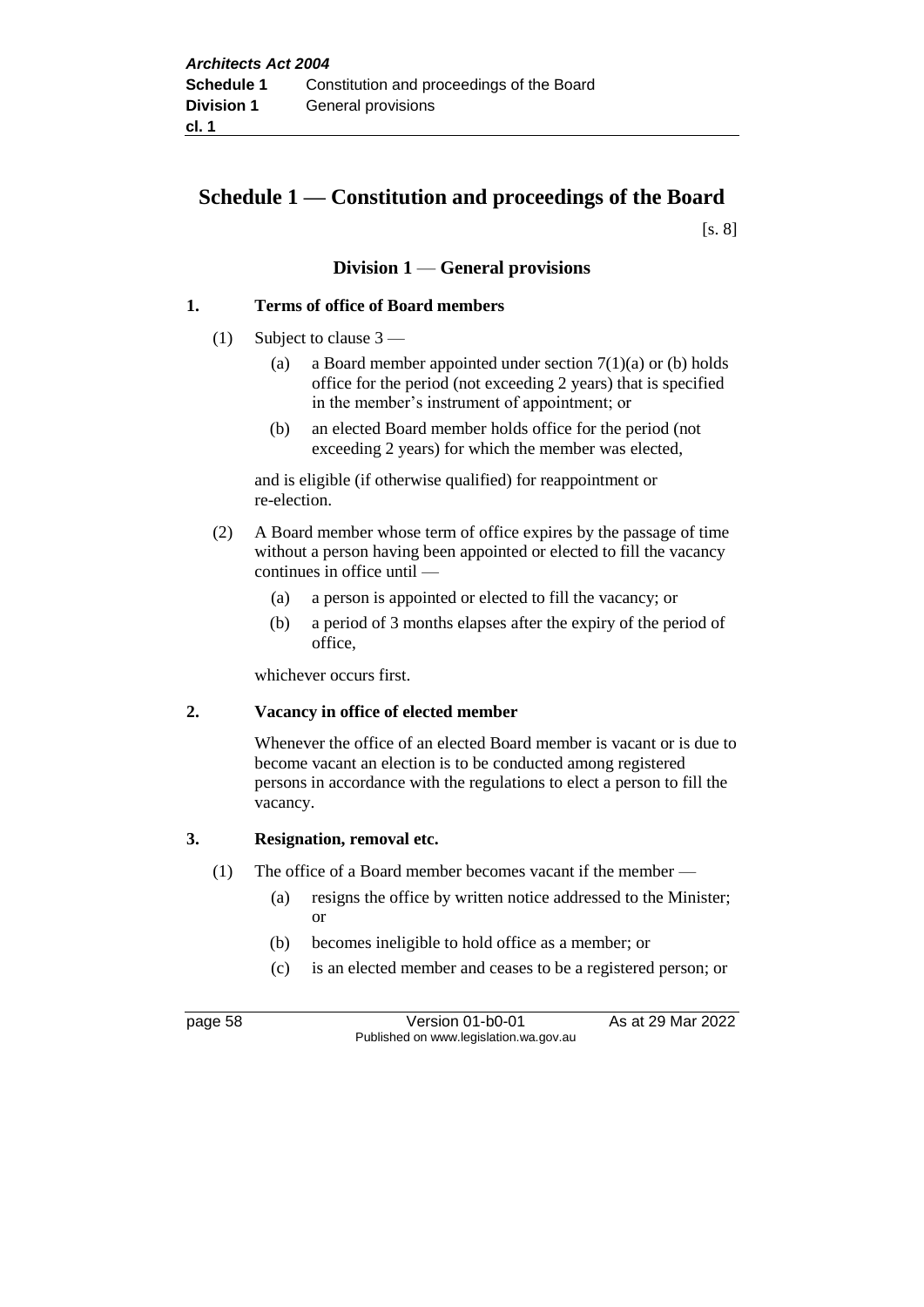# Schedule 1 — Constitution and proceedings of the Board

[s. 8]

## Division 1 — General provisions

### 1. Terms of office of Board members

(1) Subject to clause 3 —

- (a) a Board member appointed under section 7(1)(a) or (b) holds office for the period (not exceeding 2 years) that is specified in the member's instrument of appointment; or
- (b) an elected Board member holds office for the period (not exceeding 2 years) for which the member was elected,

and is eligible (if otherwise qualified) for reappointment or re-election.

(2) A Board member whose term of office expires by the passage of time without a person having been appointed or elected to fill the vacancy continues in office until —

- (a) a person is appointed or elected to fill the vacancy; or
- (b) a period of 3 months elapses after the expiry of the period of office,

whichever occurs first.

### 2. Vacancy in office of elected member

Whenever the office of an elected Board member is vacant or is due to become vacant an election is to be conducted among registered persons in accordance with the regulations to elect a person to fill the vacancy.

### 3. Resignation, removal etc.

(1) The office of a Board member becomes vacant if the member —

- (a) resigns the office by written notice addressed to the Minister; or
- (b) becomes ineligible to hold office as a member; or
- (c) is an elected member and ceases to be a registered person; or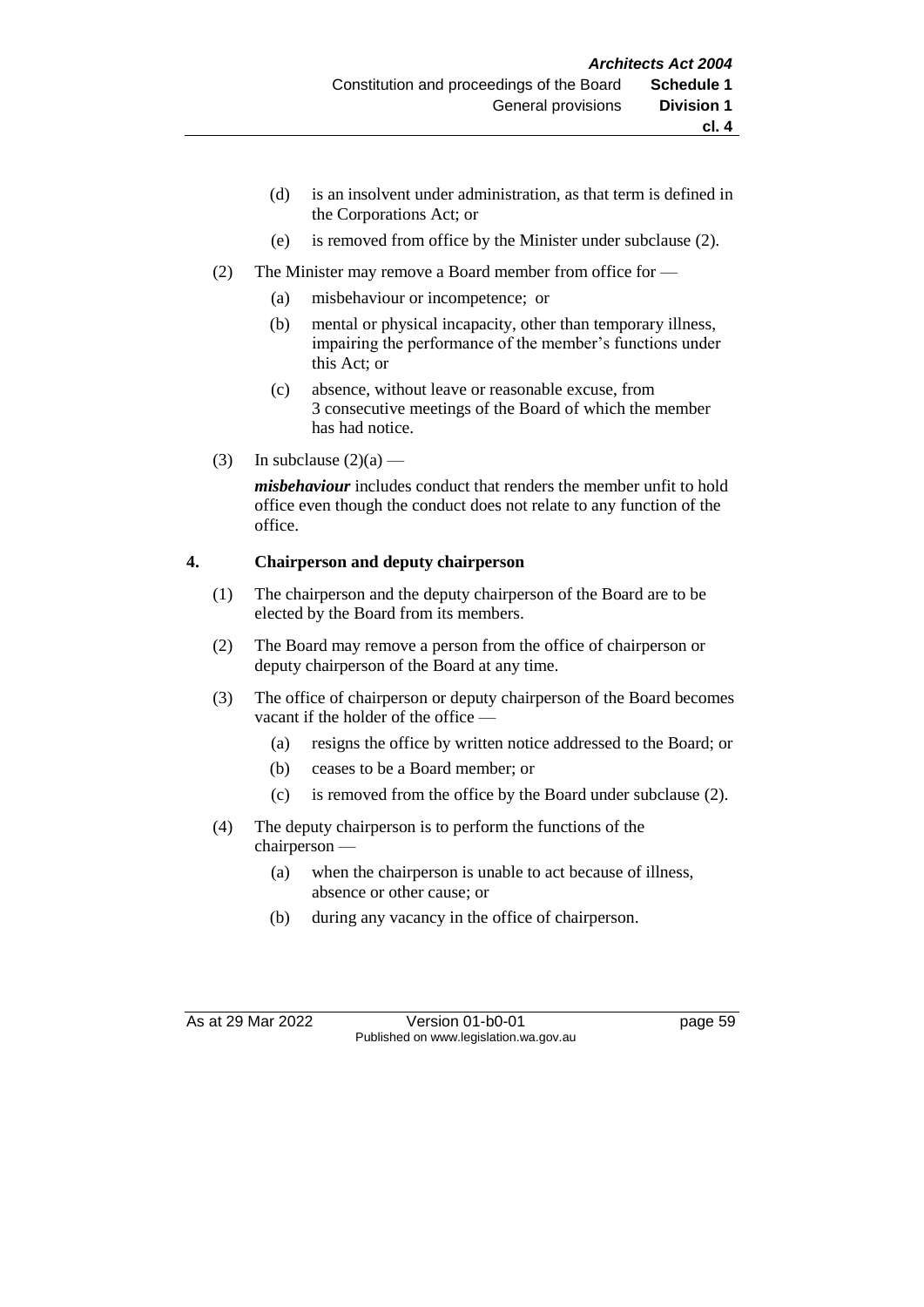(d) is an insolvent under administration, as that term is defined in the Corporations Act; or

(e) is removed from office by the Minister under subclause (2).

(2) The Minister may remove a Board member from office for —

(a) misbehaviour or incompetence; or

(b) mental or physical incapacity, other than temporary illness, impairing the performance of the member's functions under this Act; or

(c) absence, without leave or reasonable excuse, from 3 consecutive meetings of the Board of which the member has had notice.

(3) In subclause (2)(a) —

***misbehaviour*** includes conduct that renders the member unfit to hold office even though the conduct does not relate to any function of the office.

## 4. Chairperson and deputy chairperson

(1) The chairperson and the deputy chairperson of the Board are to be elected by the Board from its members.

(2) The Board may remove a person from the office of chairperson or deputy chairperson of the Board at any time.

(3) The office of chairperson or deputy chairperson of the Board becomes vacant if the holder of the office —

(a) resigns the office by written notice addressed to the Board; or

(b) ceases to be a Board member; or

(c) is removed from the office by the Board under subclause (2).

(4) The deputy chairperson is to perform the functions of the chairperson —

(a) when the chairperson is unable to act because of illness, absence or other cause; or

(b) during any vacancy in the office of chairperson.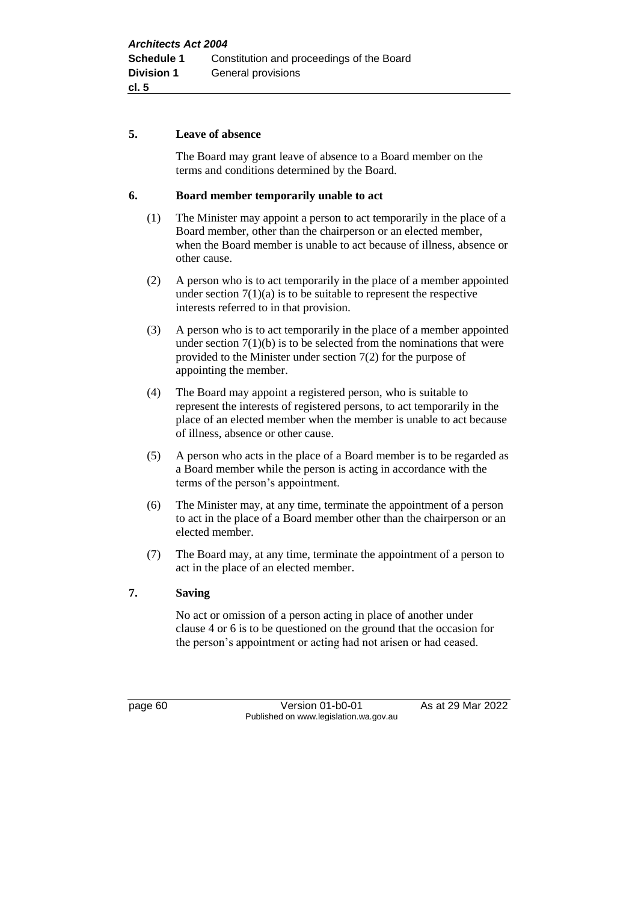**5. Leave of absence**

The Board may grant leave of absence to a Board member on the terms and conditions determined by the Board.

**6. Board member temporarily unable to act**

(1) The Minister may appoint a person to act temporarily in the place of a Board member, other than the chairperson or an elected member, when the Board member is unable to act because of illness, absence or other cause.

(2) A person who is to act temporarily in the place of a member appointed under section 7(1)(a) is to be suitable to represent the respective interests referred to in that provision.

(3) A person who is to act temporarily in the place of a member appointed under section 7(1)(b) is to be selected from the nominations that were provided to the Minister under section 7(2) for the purpose of appointing the member.

(4) The Board may appoint a registered person, who is suitable to represent the interests of registered persons, to act temporarily in the place of an elected member when the member is unable to act because of illness, absence or other cause.

(5) A person who acts in the place of a Board member is to be regarded as a Board member while the person is acting in accordance with the terms of the person's appointment.

(6) The Minister may, at any time, terminate the appointment of a person to act in the place of a Board member other than the chairperson or an elected member.

(7) The Board may, at any time, terminate the appointment of a person to act in the place of an elected member.

**7. Saving**

No act or omission of a person acting in place of another under clause 4 or 6 is to be questioned on the ground that the occasion for the person's appointment or acting had not arisen or had ceased.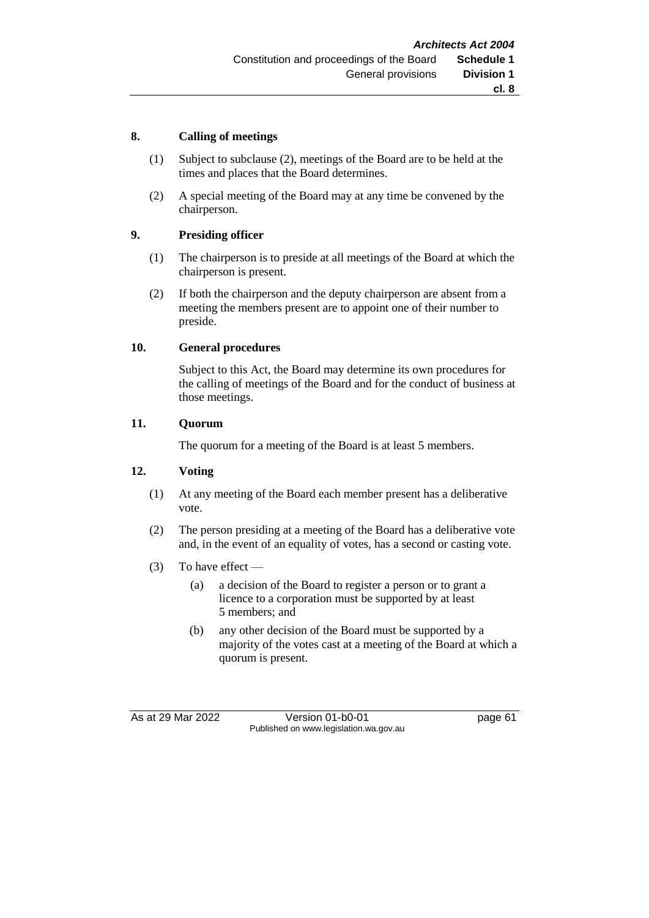## 8. Calling of meetings

(1) Subject to subclause (2), meetings of the Board are to be held at the times and places that the Board determines.

(2) A special meeting of the Board may at any time be convened by the chairperson.

## 9. Presiding officer

(1) The chairperson is to preside at all meetings of the Board at which the chairperson is present.

(2) If both the chairperson and the deputy chairperson are absent from a meeting the members present are to appoint one of their number to preside.

## 10. General procedures

Subject to this Act, the Board may determine its own procedures for the calling of meetings of the Board and for the conduct of business at those meetings.

## 11. Quorum

The quorum for a meeting of the Board is at least 5 members.

## 12. Voting

(1) At any meeting of the Board each member present has a deliberative vote.

(2) The person presiding at a meeting of the Board has a deliberative vote and, in the event of an equality of votes, has a second or casting vote.

(3) To have effect —

(a) a decision of the Board to register a person or to grant a licence to a corporation must be supported by at least 5 members; and

(b) any other decision of the Board must be supported by a majority of the votes cast at a meeting of the Board at which a quorum is present.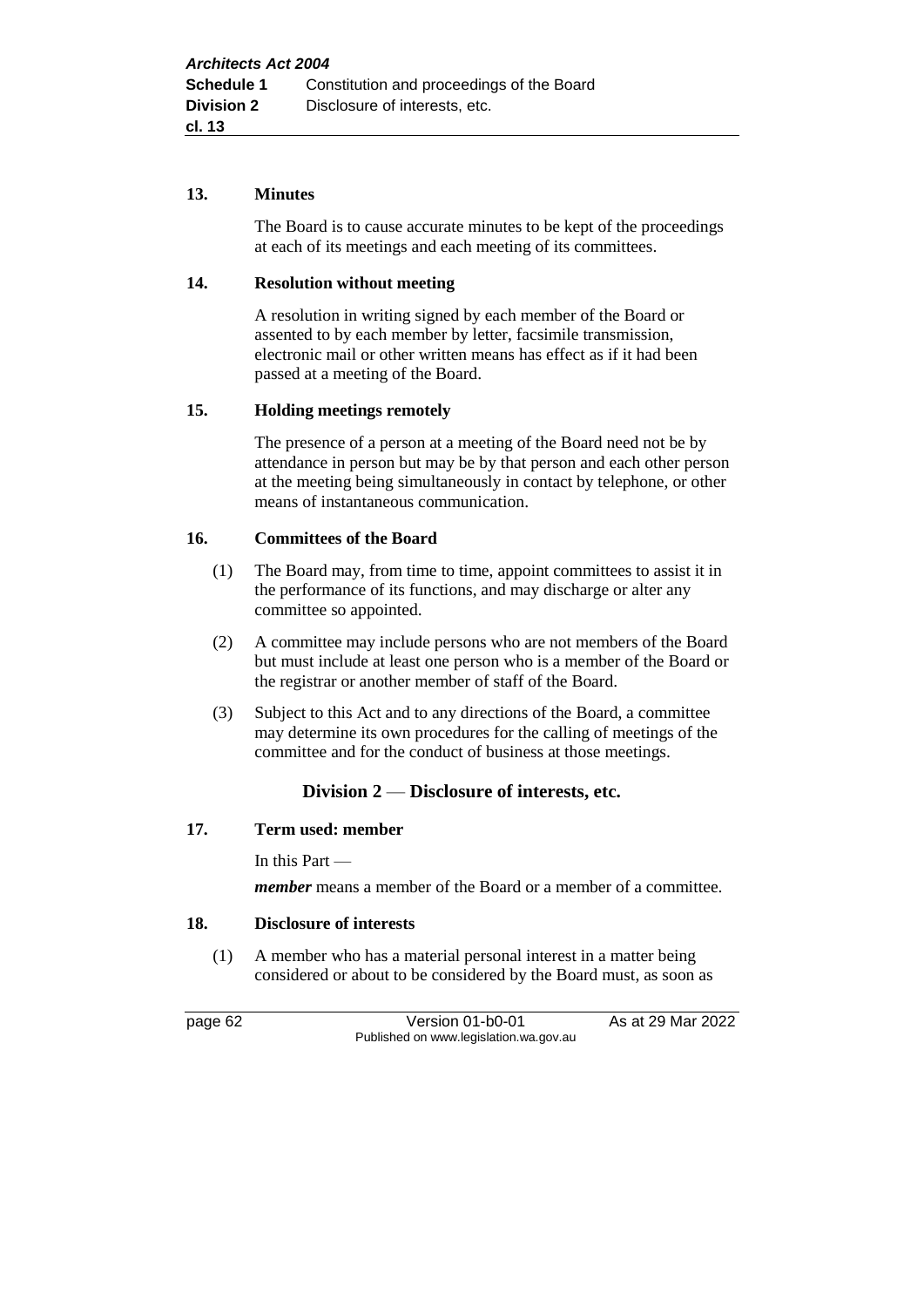**13. Minutes**

The Board is to cause accurate minutes to be kept of the proceedings at each of its meetings and each meeting of its committees.

**14. Resolution without meeting**

A resolution in writing signed by each member of the Board or assented to by each member by letter, facsimile transmission, electronic mail or other written means has effect as if it had been passed at a meeting of the Board.

**15. Holding meetings remotely**

The presence of a person at a meeting of the Board need not be by attendance in person but may be by that person and each other person at the meeting being simultaneously in contact by telephone, or other means of instantaneous communication.

**16. Committees of the Board**

(1) The Board may, from time to time, appoint committees to assist it in the performance of its functions, and may discharge or alter any committee so appointed.

(2) A committee may include persons who are not members of the Board but must include at least one person who is a member of the Board or the registrar or another member of staff of the Board.

(3) Subject to this Act and to any directions of the Board, a committee may determine its own procedures for the calling of meetings of the committee and for the conduct of business at those meetings.

## Division 2 — Disclosure of interests, etc.

**17. Term used: member**

In this Part —

***member*** means a member of the Board or a member of a committee.

**18. Disclosure of interests**

(1) A member who has a material personal interest in a matter being considered or about to be considered by the Board must, as soon as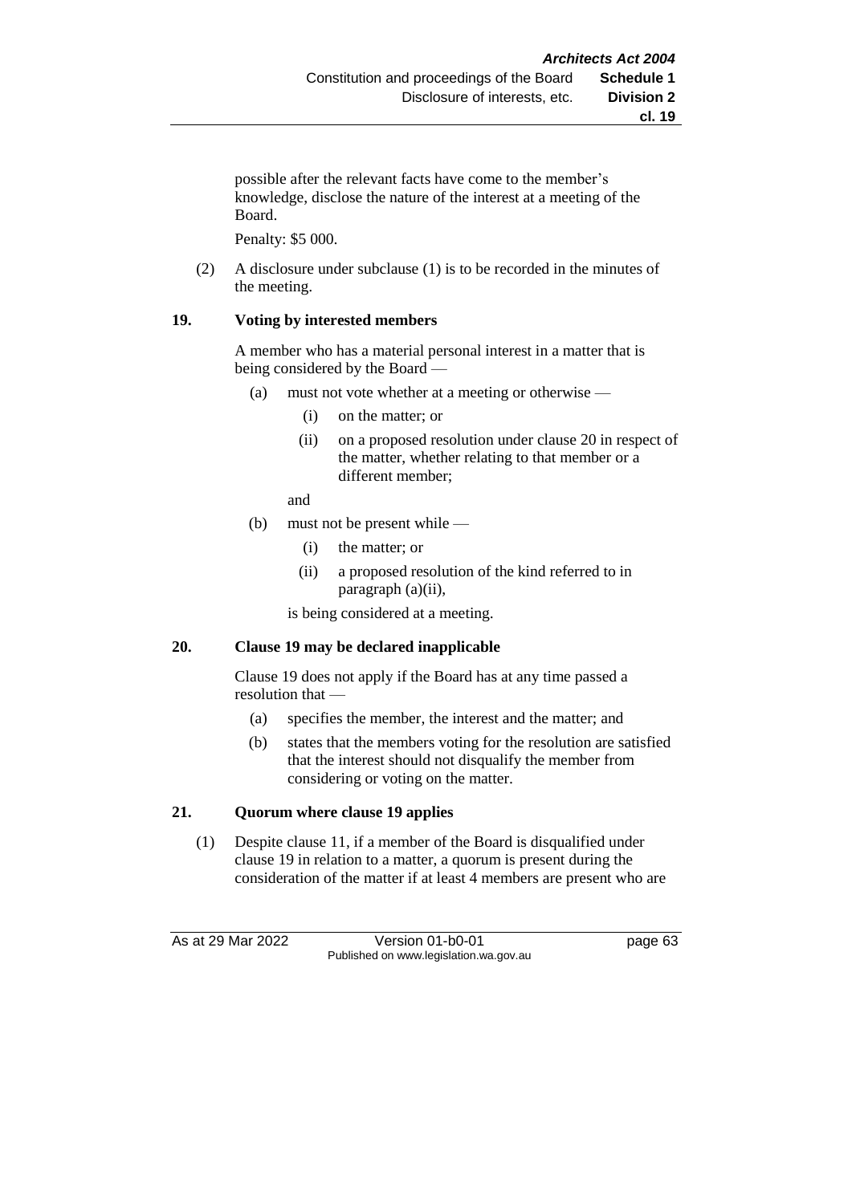possible after the relevant facts have come to the member's knowledge, disclose the nature of the interest at a meeting of the Board.

Penalty: $5 000.

(2) A disclosure under subclause (1) is to be recorded in the minutes of the meeting.

### 19. Voting by interested members

A member who has a material personal interest in a matter that is being considered by the Board —

(a) must not vote whether at a meeting or otherwise —

  (i) on the matter; or

  (ii) on a proposed resolution under clause 20 in respect of the matter, whether relating to that member or a different member;

and

(b) must not be present while —

  (i) the matter; or

  (ii) a proposed resolution of the kind referred to in paragraph (a)(ii),

is being considered at a meeting.

### 20. Clause 19 may be declared inapplicable

Clause 19 does not apply if the Board has at any time passed a resolution that —

(a) specifies the member, the interest and the matter; and

(b) states that the members voting for the resolution are satisfied that the interest should not disqualify the member from considering or voting on the matter.

### 21. Quorum where clause 19 applies

(1) Despite clause 11, if a member of the Board is disqualified under clause 19 in relation to a matter, a quorum is present during the consideration of the matter if at least 4 members are present who are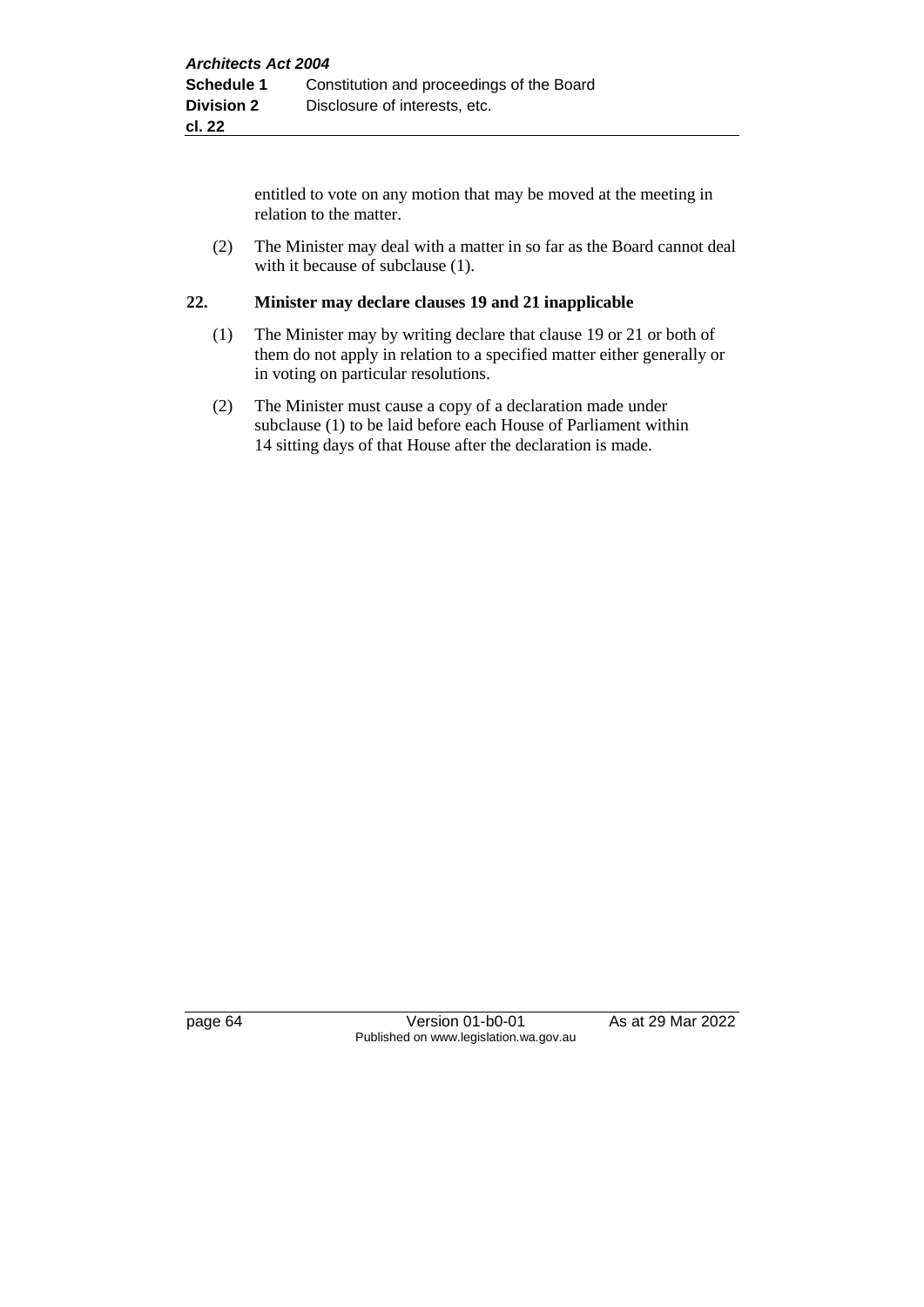entitled to vote on any motion that may be moved at the meeting in relation to the matter.

(2) The Minister may deal with a matter in so far as the Board cannot deal with it because of subclause (1).

### 22. Minister may declare clauses 19 and 21 inapplicable

(1) The Minister may by writing declare that clause 19 or 21 or both of them do not apply in relation to a specified matter either generally or in voting on particular resolutions.

(2) The Minister must cause a copy of a declaration made under subclause (1) to be laid before each House of Parliament within 14 sitting days of that House after the declaration is made.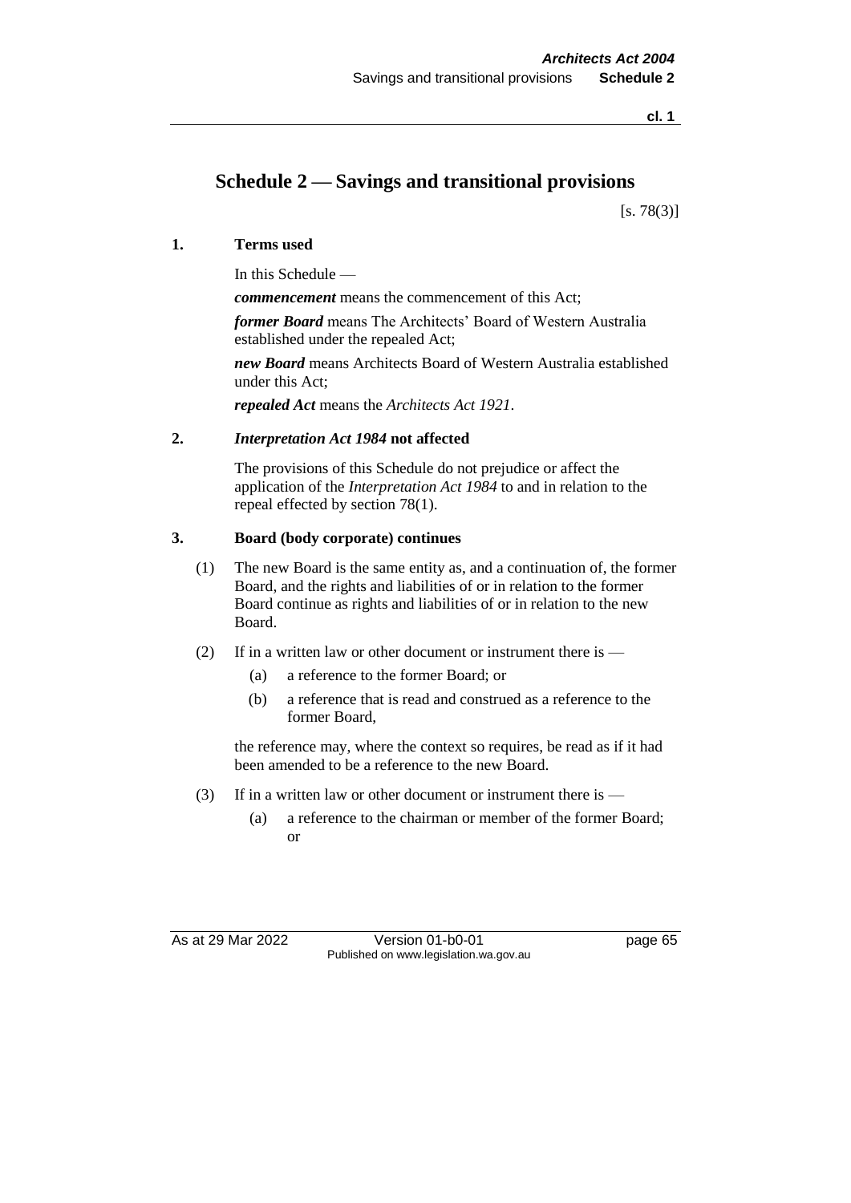# Schedule 2 — Savings and transitional provisions

[s. 78(3)]

**1. Terms used**

In this Schedule —

***commencement*** means the commencement of this Act;

***former Board*** means The Architects' Board of Western Australia established under the repealed Act;

***new Board*** means Architects Board of Western Australia established under this Act;

***repealed Act*** means the *Architects Act 1921*.

**2. *Interpretation Act 1984* not affected**

The provisions of this Schedule do not prejudice or affect the application of the *Interpretation Act 1984* to and in relation to the repeal effected by section 78(1).

**3. Board (body corporate) continues**

(1) The new Board is the same entity as, and a continuation of, the former Board, and the rights and liabilities of or in relation to the former Board continue as rights and liabilities of or in relation to the new Board.

(2) If in a written law or other document or instrument there is —

- (a) a reference to the former Board; or
- (b) a reference that is read and construed as a reference to the former Board,

the reference may, where the context so requires, be read as if it had been amended to be a reference to the new Board.

(3) If in a written law or other document or instrument there is —

- (a) a reference to the chairman or member of the former Board; or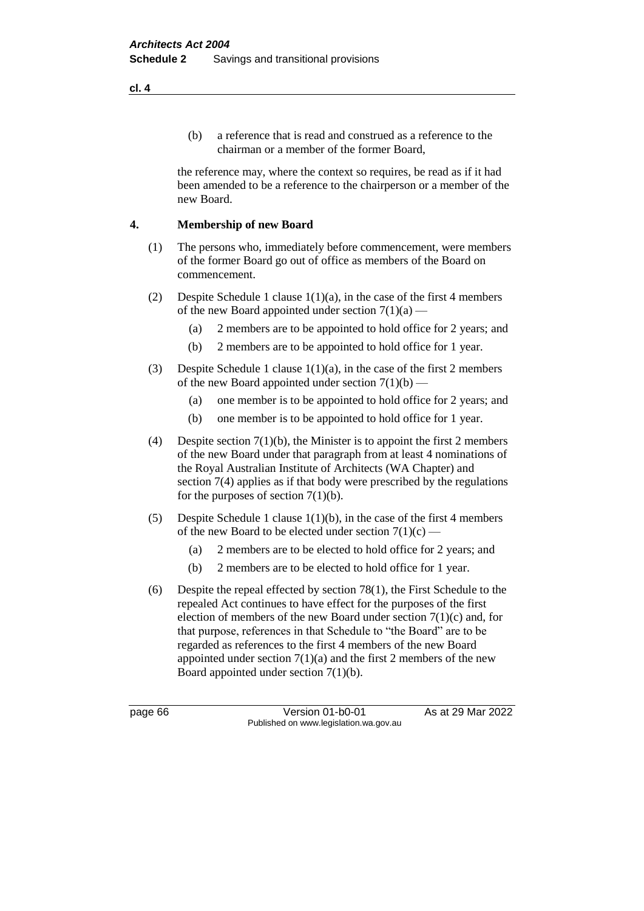(b) a reference that is read and construed as a reference to the chairman or a member of the former Board,

the reference may, where the context so requires, be read as if it had been amended to be a reference to the chairperson or a member of the new Board.

## 4. Membership of new Board

(1) The persons who, immediately before commencement, were members of the former Board go out of office as members of the Board on commencement.

(2) Despite Schedule 1 clause 1(1)(a), in the case of the first 4 members of the new Board appointed under section 7(1)(a) —

- (a) 2 members are to be appointed to hold office for 2 years; and
- (b) 2 members are to be appointed to hold office for 1 year.

(3) Despite Schedule 1 clause 1(1)(a), in the case of the first 2 members of the new Board appointed under section 7(1)(b) —

- (a) one member is to be appointed to hold office for 2 years; and
- (b) one member is to be appointed to hold office for 1 year.

(4) Despite section 7(1)(b), the Minister is to appoint the first 2 members of the new Board under that paragraph from at least 4 nominations of the Royal Australian Institute of Architects (WA Chapter) and section 7(4) applies as if that body were prescribed by the regulations for the purposes of section 7(1)(b).

(5) Despite Schedule 1 clause 1(1)(b), in the case of the first 4 members of the new Board to be elected under section 7(1)(c) —

- (a) 2 members are to be elected to hold office for 2 years; and
- (b) 2 members are to be elected to hold office for 1 year.

(6) Despite the repeal effected by section 78(1), the First Schedule to the repealed Act continues to have effect for the purposes of the first election of members of the new Board under section 7(1)(c) and, for that purpose, references in that Schedule to "the Board" are to be regarded as references to the first 4 members of the new Board appointed under section 7(1)(a) and the first 2 members of the new Board appointed under section 7(1)(b).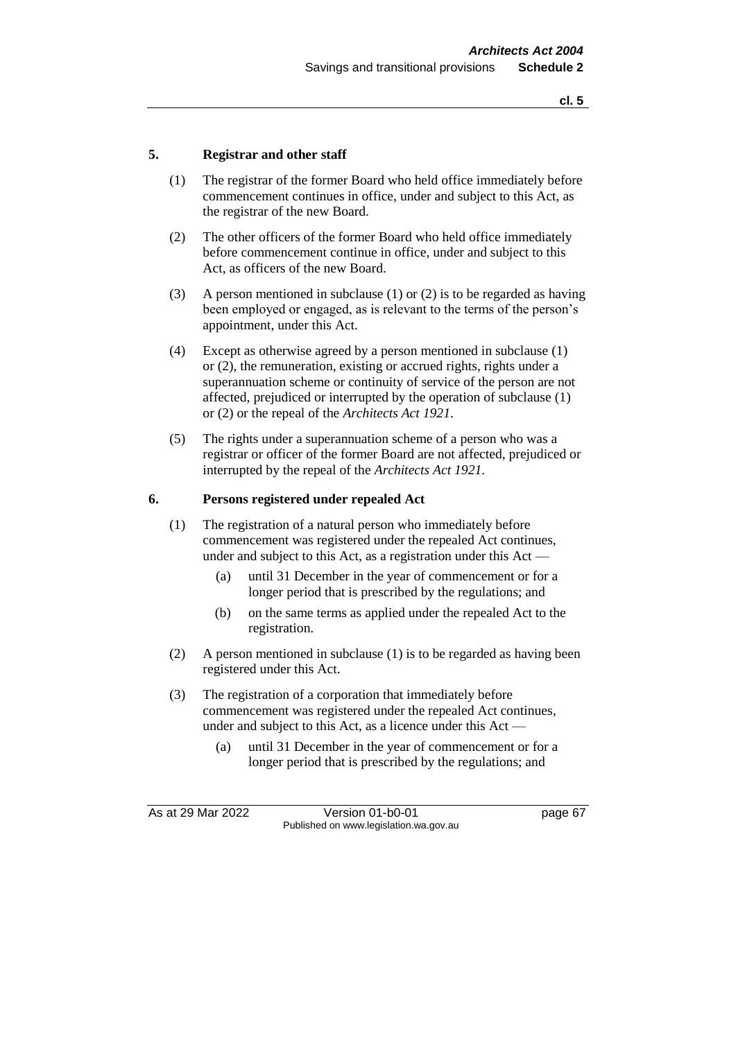## 5. Registrar and other staff

(1) The registrar of the former Board who held office immediately before commencement continues in office, under and subject to this Act, as the registrar of the new Board.

(2) The other officers of the former Board who held office immediately before commencement continue in office, under and subject to this Act, as officers of the new Board.

(3) A person mentioned in subclause (1) or (2) is to be regarded as having been employed or engaged, as is relevant to the terms of the person's appointment, under this Act.

(4) Except as otherwise agreed by a person mentioned in subclause (1) or (2), the remuneration, existing or accrued rights, rights under a superannuation scheme or continuity of service of the person are not affected, prejudiced or interrupted by the operation of subclause (1) or (2) or the repeal of the *Architects Act 1921*.

(5) The rights under a superannuation scheme of a person who was a registrar or officer of the former Board are not affected, prejudiced or interrupted by the repeal of the *Architects Act 1921*.

## 6. Persons registered under repealed Act

(1) The registration of a natural person who immediately before commencement was registered under the repealed Act continues, under and subject to this Act, as a registration under this Act —

  (a) until 31 December in the year of commencement or for a longer period that is prescribed by the regulations; and

  (b) on the same terms as applied under the repealed Act to the registration.

(2) A person mentioned in subclause (1) is to be regarded as having been registered under this Act.

(3) The registration of a corporation that immediately before commencement was registered under the repealed Act continues, under and subject to this Act, as a licence under this Act —

  (a) until 31 December in the year of commencement or for a longer period that is prescribed by the regulations; and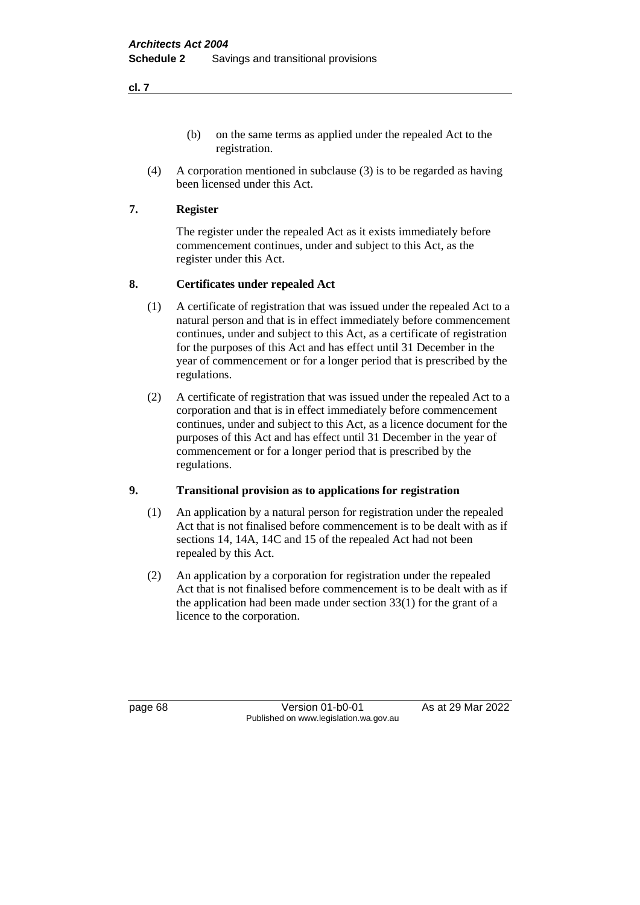(b) on the same terms as applied under the repealed Act to the registration.

(4) A corporation mentioned in subclause (3) is to be regarded as having been licensed under this Act.

### 7. Register

The register under the repealed Act as it exists immediately before commencement continues, under and subject to this Act, as the register under this Act.

### 8. Certificates under repealed Act

(1) A certificate of registration that was issued under the repealed Act to a natural person and that is in effect immediately before commencement continues, under and subject to this Act, as a certificate of registration for the purposes of this Act and has effect until 31 December in the year of commencement or for a longer period that is prescribed by the regulations.

(2) A certificate of registration that was issued under the repealed Act to a corporation and that is in effect immediately before commencement continues, under and subject to this Act, as a licence document for the purposes of this Act and has effect until 31 December in the year of commencement or for a longer period that is prescribed by the regulations.

### 9. Transitional provision as to applications for registration

(1) An application by a natural person for registration under the repealed Act that is not finalised before commencement is to be dealt with as if sections 14, 14A, 14C and 15 of the repealed Act had not been repealed by this Act.

(2) An application by a corporation for registration under the repealed Act that is not finalised before commencement is to be dealt with as if the application had been made under section 33(1) for the grant of a licence to the corporation.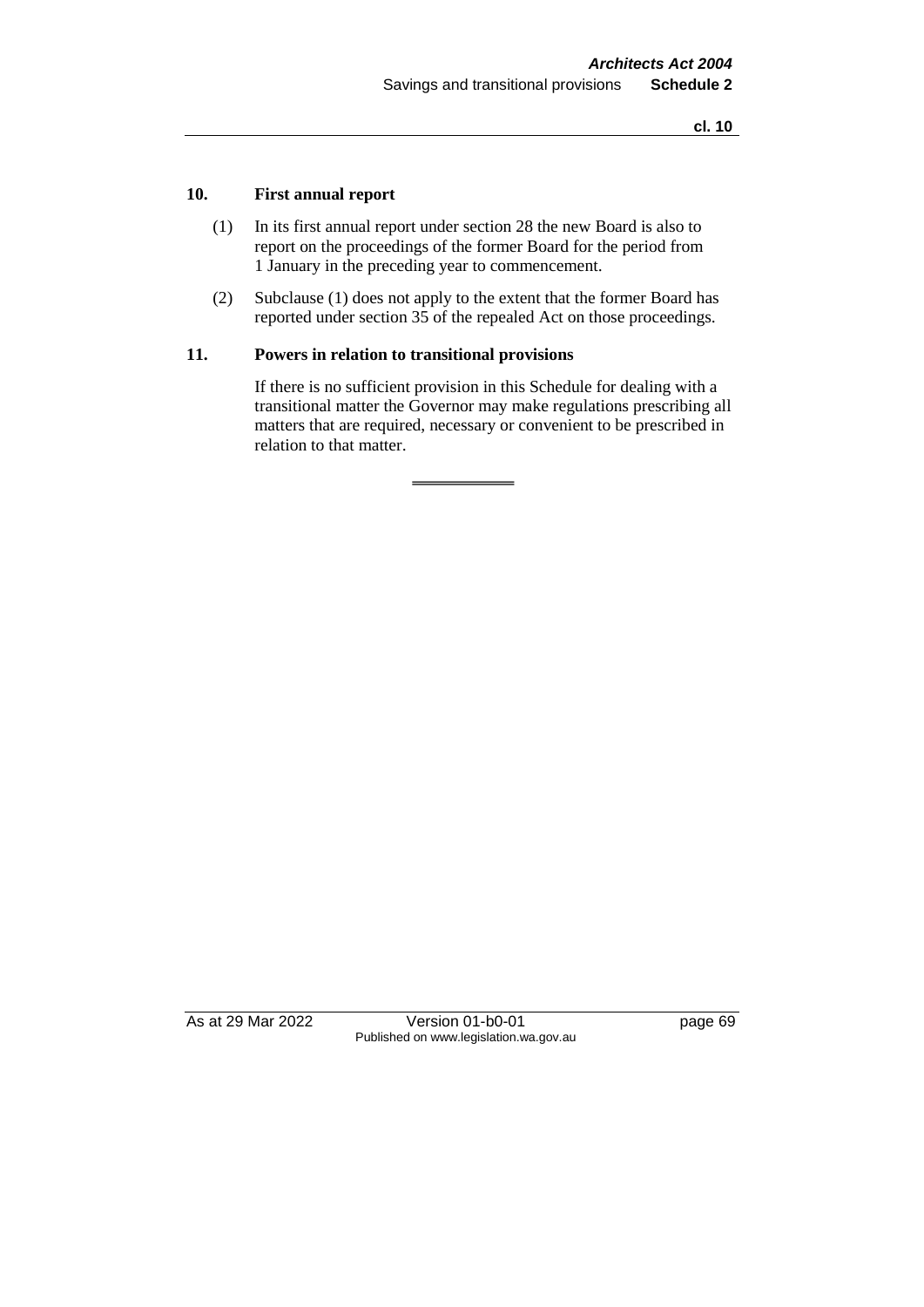### 10. First annual report

(1) In its first annual report under section 28 the new Board is also to report on the proceedings of the former Board for the period from 1 January in the preceding year to commencement.

(2) Subclause (1) does not apply to the extent that the former Board has reported under section 35 of the repealed Act on those proceedings.

### 11. Powers in relation to transitional provisions

If there is no sufficient provision in this Schedule for dealing with a transitional matter the Governor may make regulations prescribing all matters that are required, necessary or convenient to be prescribed in relation to that matter.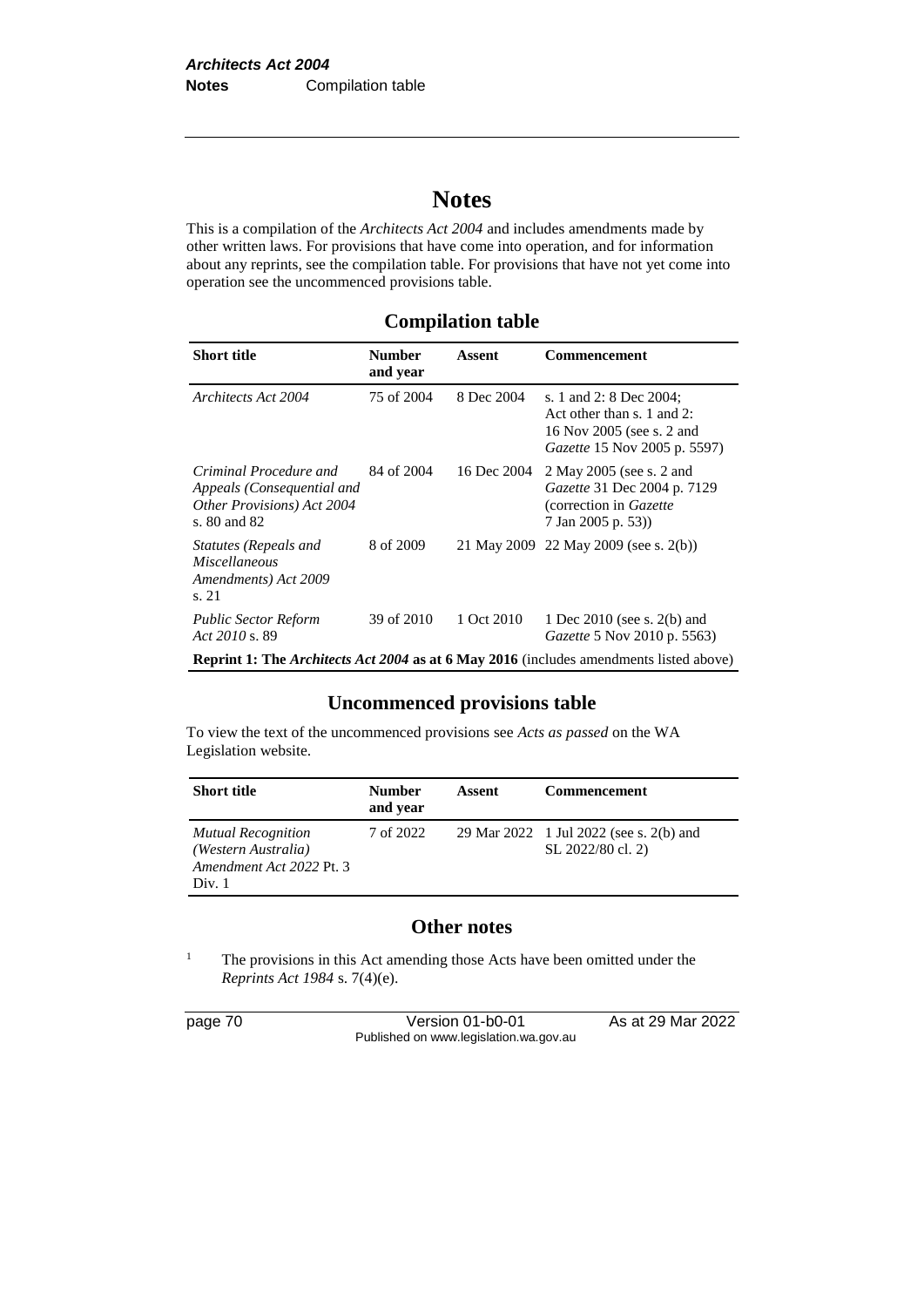# Notes

This is a compilation of the *Architects Act 2004* and includes amendments made by other written laws. For provisions that have come into operation, and for information about any reprints, see the compilation table. For provisions that have not yet come into operation see the uncommenced provisions table.

## Compilation table

| Short title | Number and year | Assent | Commencement |
|---|---|---|---|
| *Architects Act 2004* | 75 of 2004 | 8 Dec 2004 | s. 1 and 2: 8 Dec 2004; Act other than s. 1 and 2: 16 Nov 2005 (see s. 2 and *Gazette* 15 Nov 2005 p. 5597) |
| *Criminal Procedure and Appeals (Consequential and Other Provisions) Act 2004* s. 80 and 82 | 84 of 2004 | 16 Dec 2004 | 2 May 2005 (see s. 2 and *Gazette* 31 Dec 2004 p. 7129 (correction in *Gazette* 7 Jan 2005 p. 53)) |
| *Statutes (Repeals and Miscellaneous Amendments) Act 2009* s. 21 | 8 of 2009 | 21 May 2009 | 22 May 2009 (see s. 2(b)) |
| *Public Sector Reform Act 2010* s. 89 | 39 of 2010 | 1 Oct 2010 | 1 Dec 2010 (see s. 2(b) and *Gazette* 5 Nov 2010 p. 5563) |
| **Reprint 1: The *Architects Act 2004* as at 6 May 2016** (includes amendments listed above) | | | |

## Uncommenced provisions table

To view the text of the uncommenced provisions see *Acts as passed* on the WA Legislation website.

| Short title | Number and year | Assent | Commencement |
|---|---|---|---|
| *Mutual Recognition (Western Australia) Amendment Act 2022* Pt. 3 Div. 1 | 7 of 2022 | 29 Mar 2022 | 1 Jul 2022 (see s. 2(b) and SL 2022/80 cl. 2) |

## Other notes

[1] The provisions in this Act amending those Acts have been omitted under the *Reprints Act 1984* s. 7(4)(e).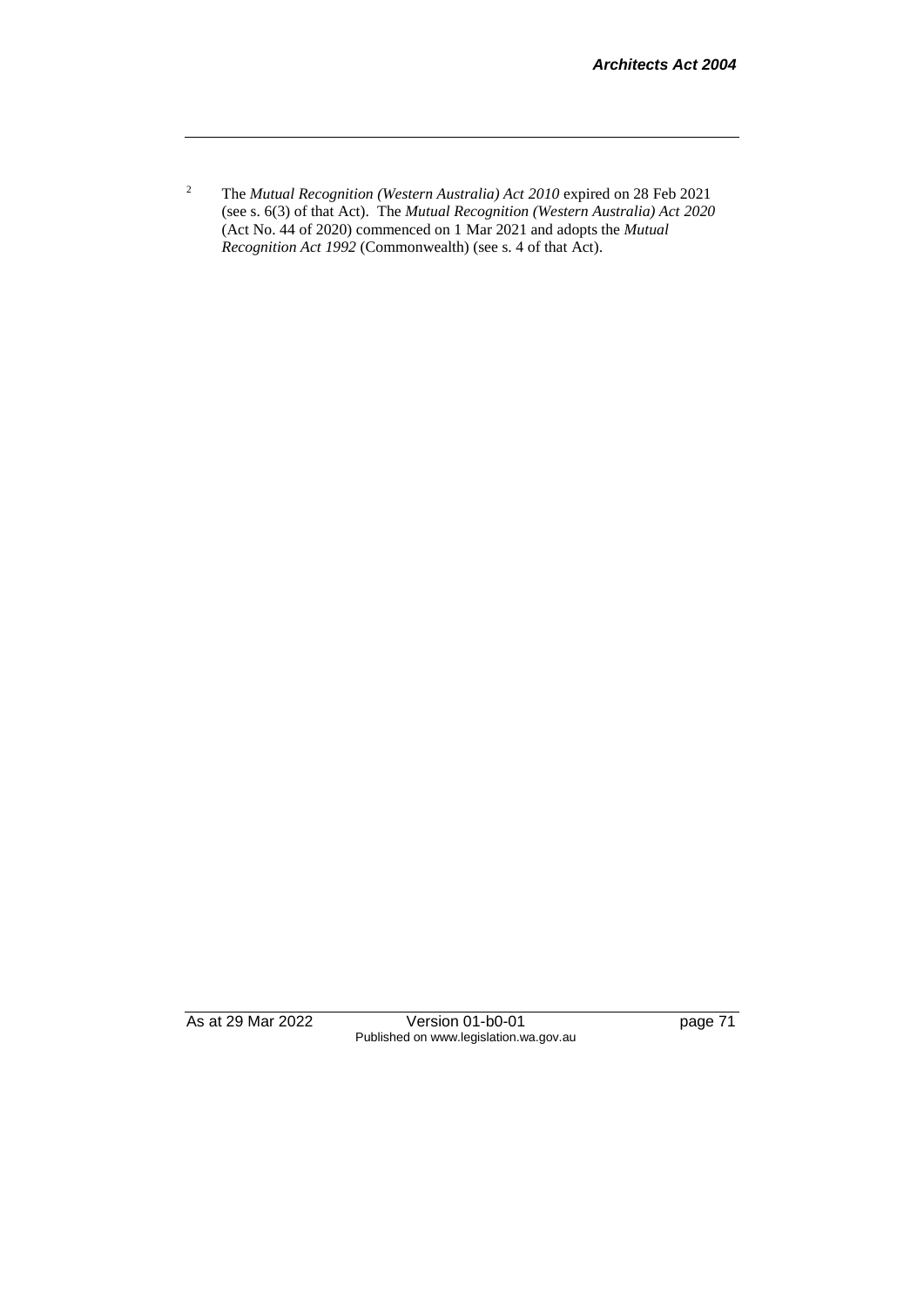[2] The *Mutual Recognition (Western Australia) Act 2010* expired on 28 Feb 2021 (see s. 6(3) of that Act). The *Mutual Recognition (Western Australia) Act 2020* (Act No. 44 of 2020) commenced on 1 Mar 2021 and adopts the *Mutual Recognition Act 1992* (Commonwealth) (see s. 4 of that Act).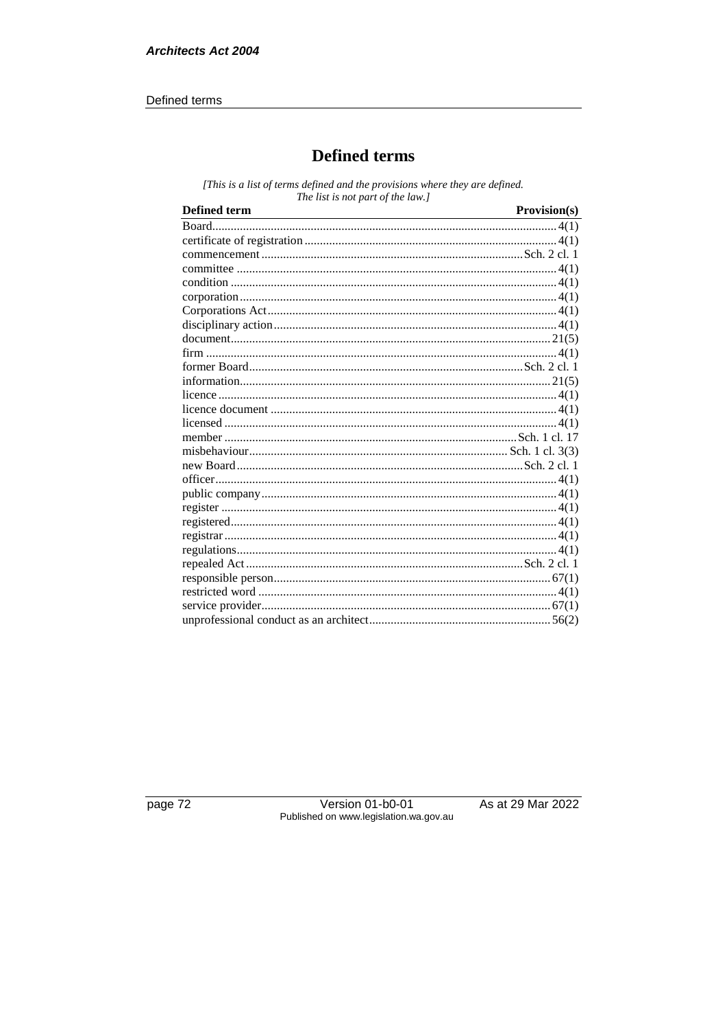# Defined terms

*[This is a list of terms defined and the provisions where they are defined. The list is not part of the law.]*

| Defined term | Provision(s) |
|---|---|
| Board | 4(1) |
| certificate of registration | 4(1) |
| commencement | Sch. 2 cl. 1 |
| committee | 4(1) |
| condition | 4(1) |
| corporation | 4(1) |
| Corporations Act | 4(1) |
| disciplinary action | 4(1) |
| document | 21(5) |
| firm | 4(1) |
| former Board | Sch. 2 cl. 1 |
| information | 21(5) |
| licence | 4(1) |
| licence document | 4(1) |
| licensed | 4(1) |
| member | Sch. 1 cl. 17 |
| misbehaviour | Sch. 1 cl. 3(3) |
| new Board | Sch. 2 cl. 1 |
| officer | 4(1) |
| public company | 4(1) |
| register | 4(1) |
| registered | 4(1) |
| registrar | 4(1) |
| regulations | 4(1) |
| repealed Act | Sch. 2 cl. 1 |
| responsible person | 67(1) |
| restricted word | 4(1) |
| service provider | 67(1) |
| unprofessional conduct as an architect | 56(2) |